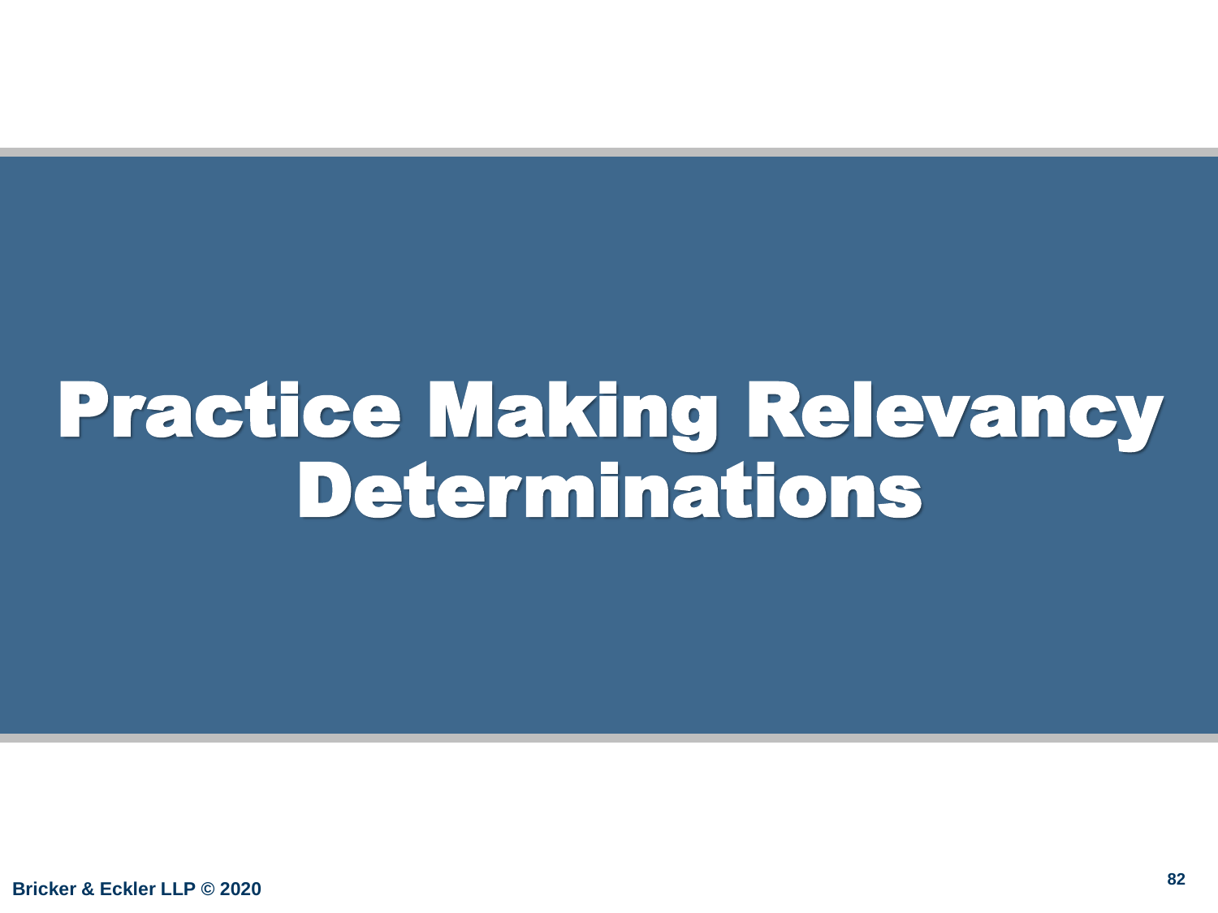# Practice Making Relevancy Determinations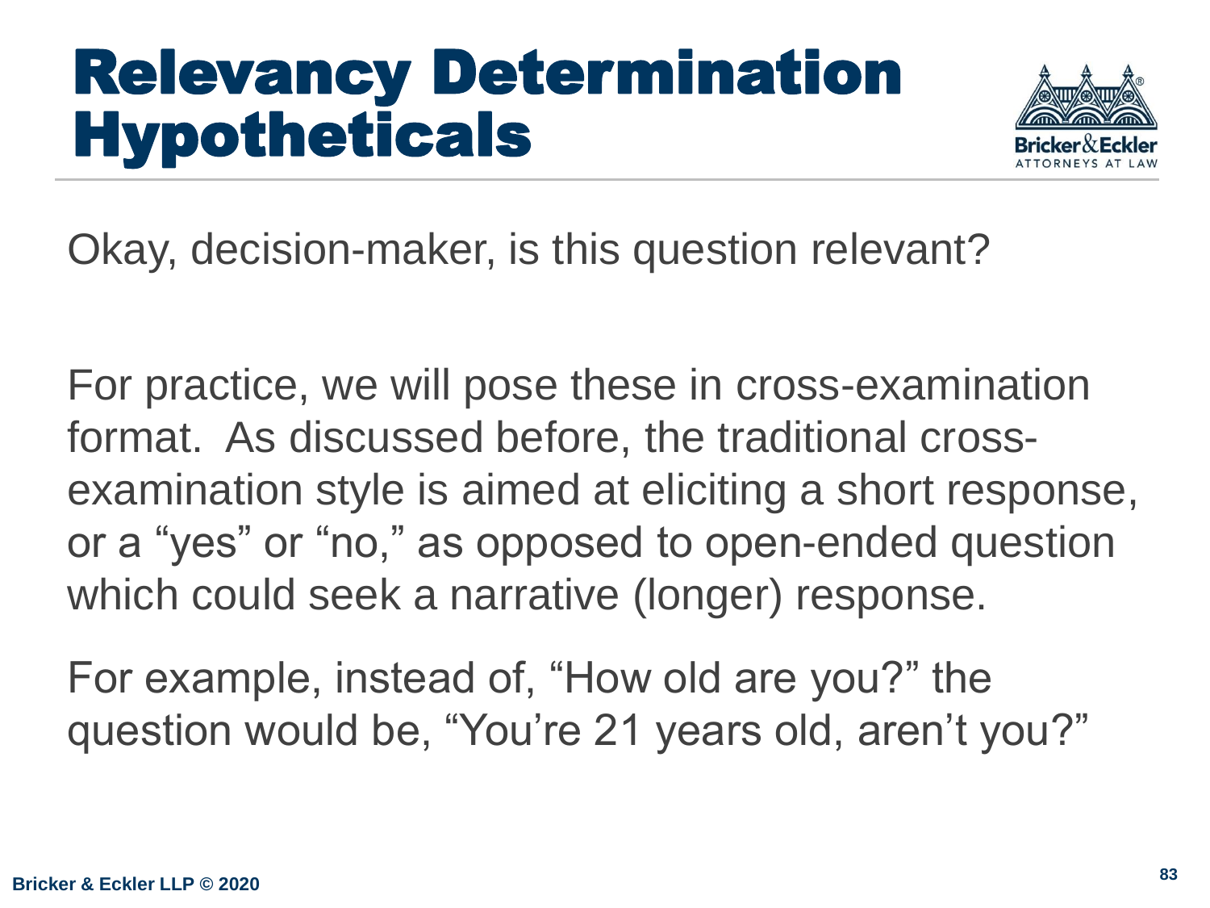# Relevancy Determination Hypotheticals

Okay, decision-maker, is this question relevant?

For practice, we will pose these in cross-examination format. As discussed before, the traditional cross-examination style is aimed at eliciting a short response, or a "yes" or "no," as opposed to open-ended question which could seek a narrative (longer) response.

For example, instead of, "How old are you?" the question would be, "You're 21 years old, aren't you?"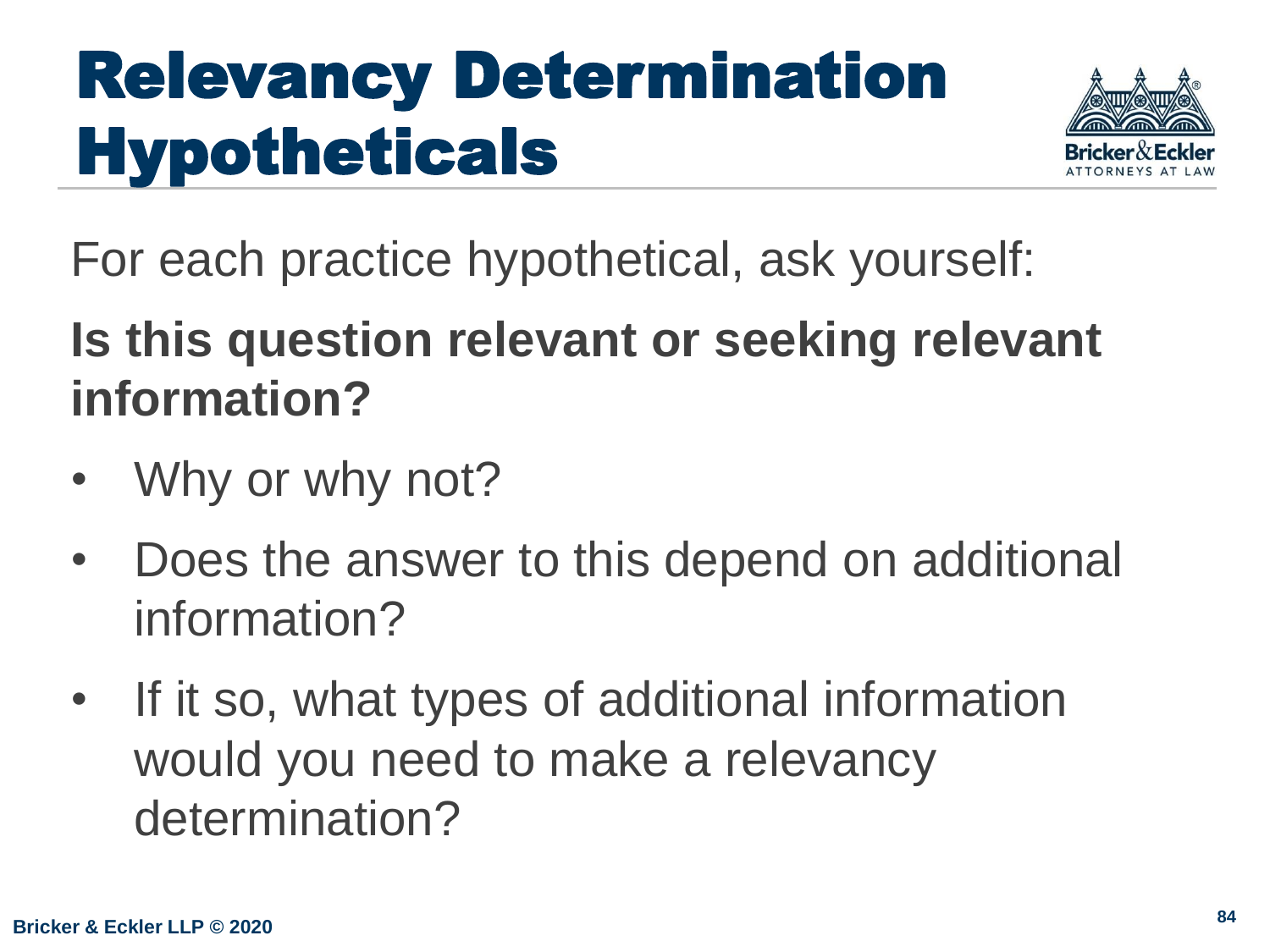# Relevancy Determination Hypotheticals

For each practice hypothetical, ask yourself:

**Is this question relevant or seeking relevant information?**

- Why or why not?
- Does the answer to this depend on additional information?
- If it so, what types of additional information would you need to make a relevancy determination?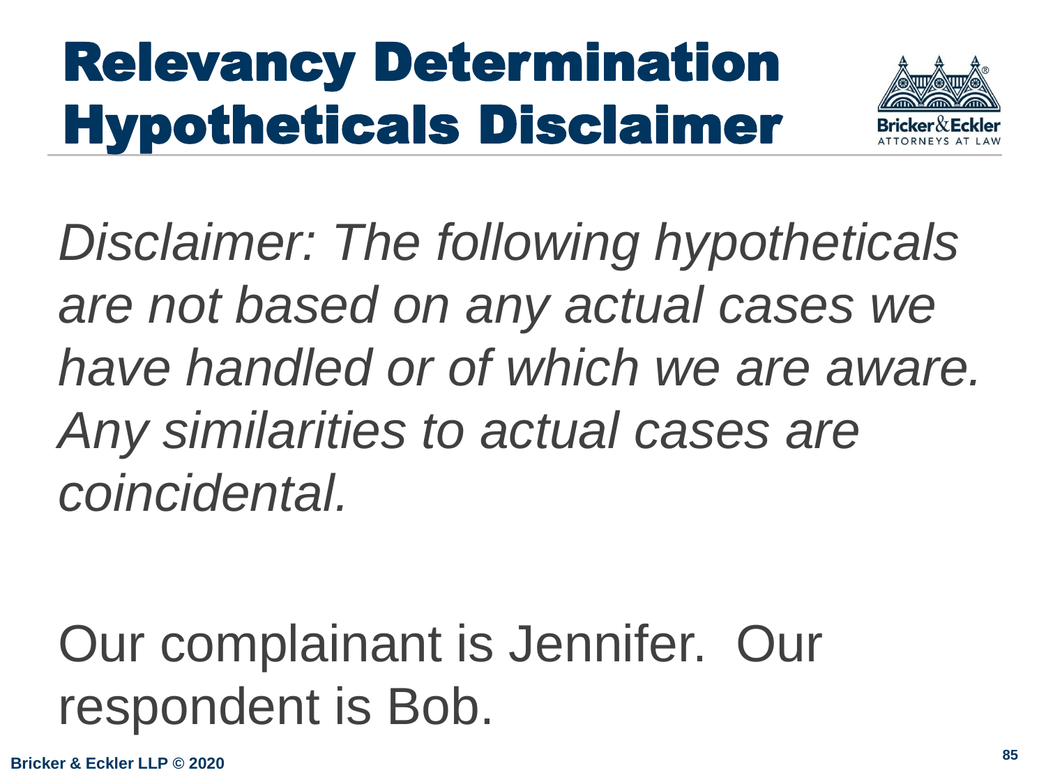# Relevancy Determination Hypotheticals Disclaimer

*Disclaimer: The following hypotheticals are not based on any actual cases we have handled or of which we are aware. Any similarities to actual cases are coincidental.*

Our complainant is Jennifer. Our respondent is Bob.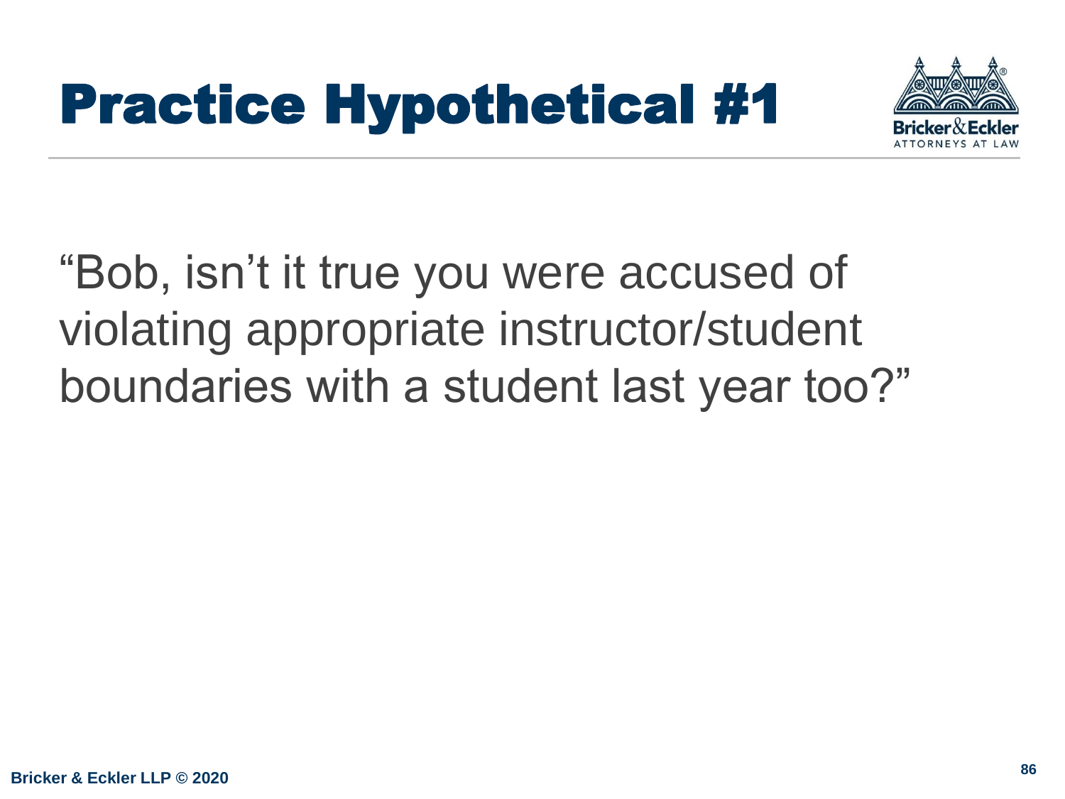# Practice Hypothetical #1

"Bob, isn't it true you were accused of violating appropriate instructor/student boundaries with a student last year too?"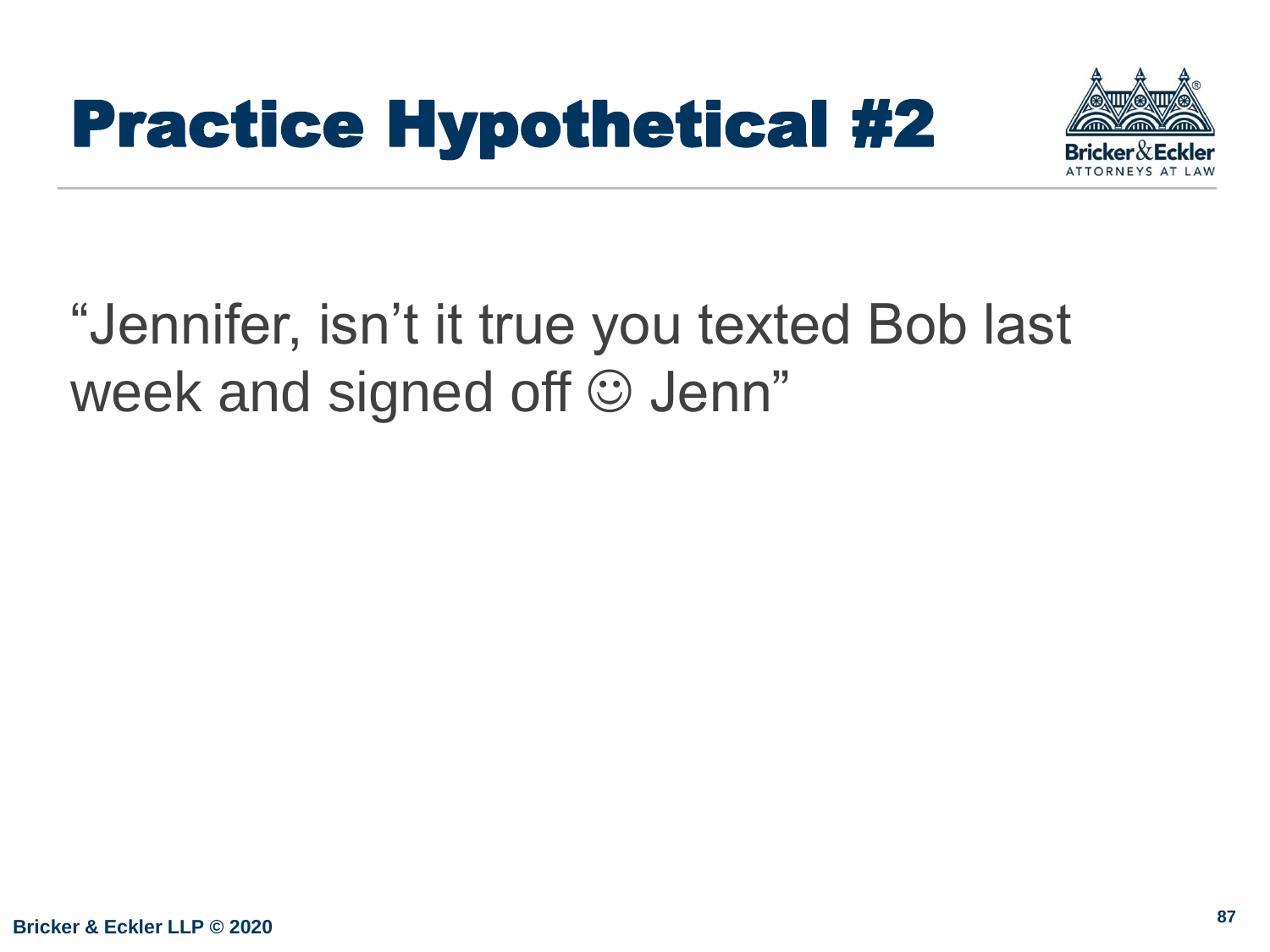# Practice Hypothetical #2

"Jennifer, isn't it true you texted Bob last week and signed off ☺ Jenn"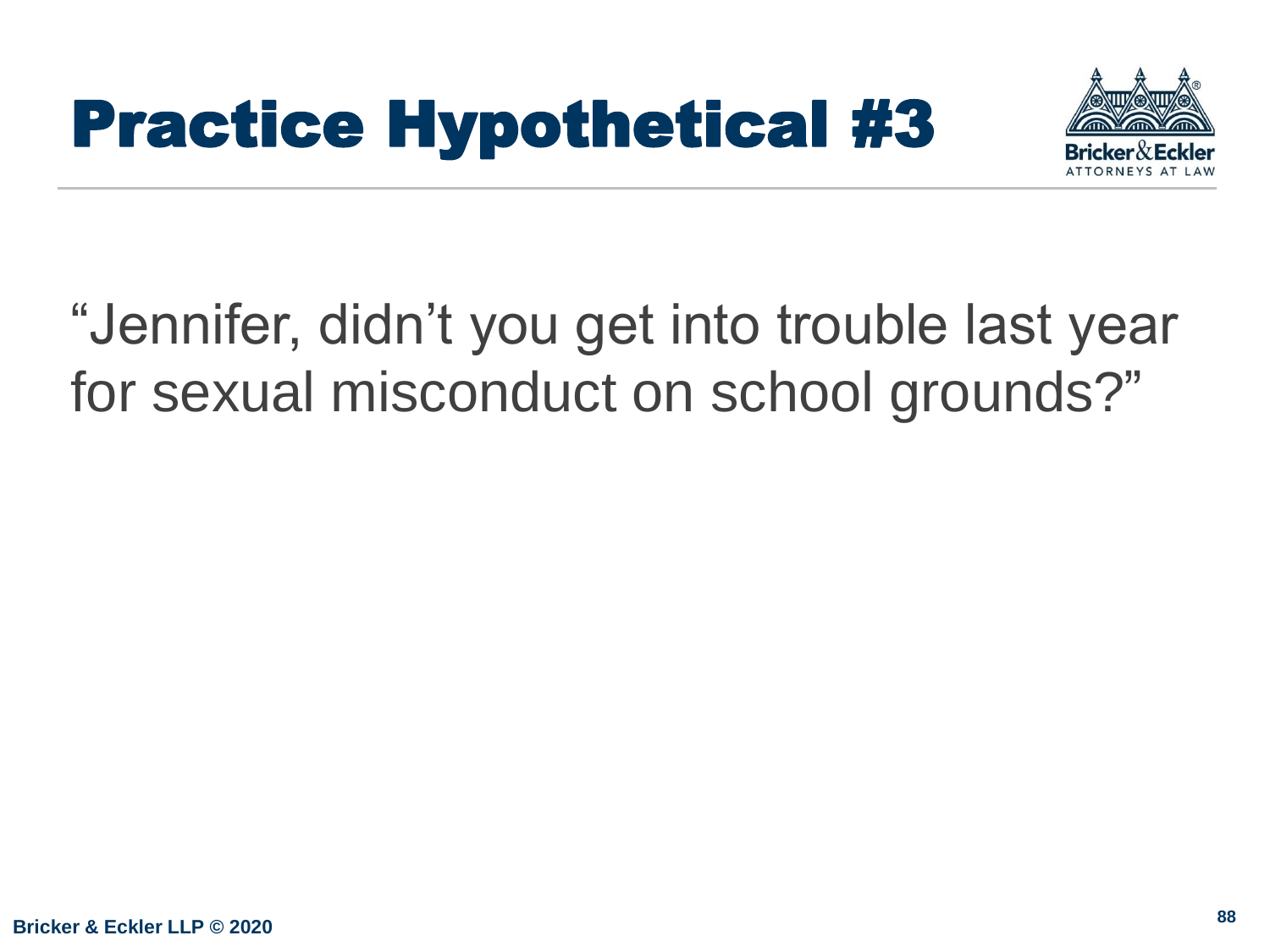# Practice Hypothetical #3

"Jennifer, didn't you get into trouble last year for sexual misconduct on school grounds?"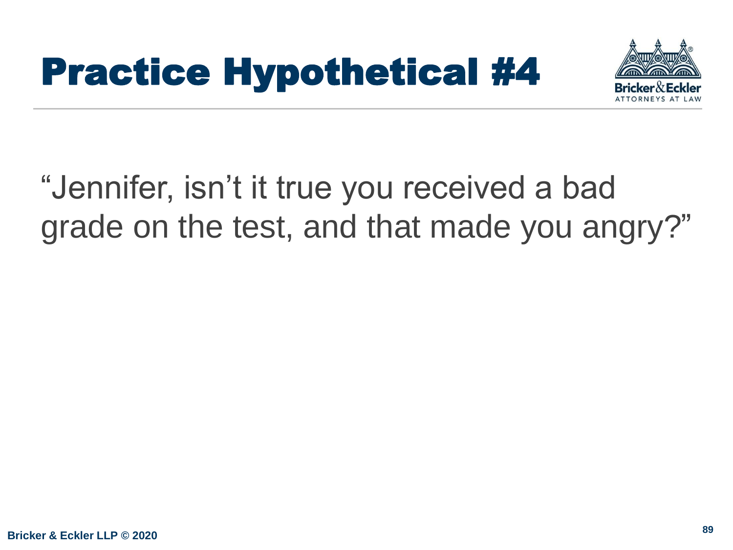# Practice Hypothetical #4

"Jennifer, isn't it true you received a bad grade on the test, and that made you angry?"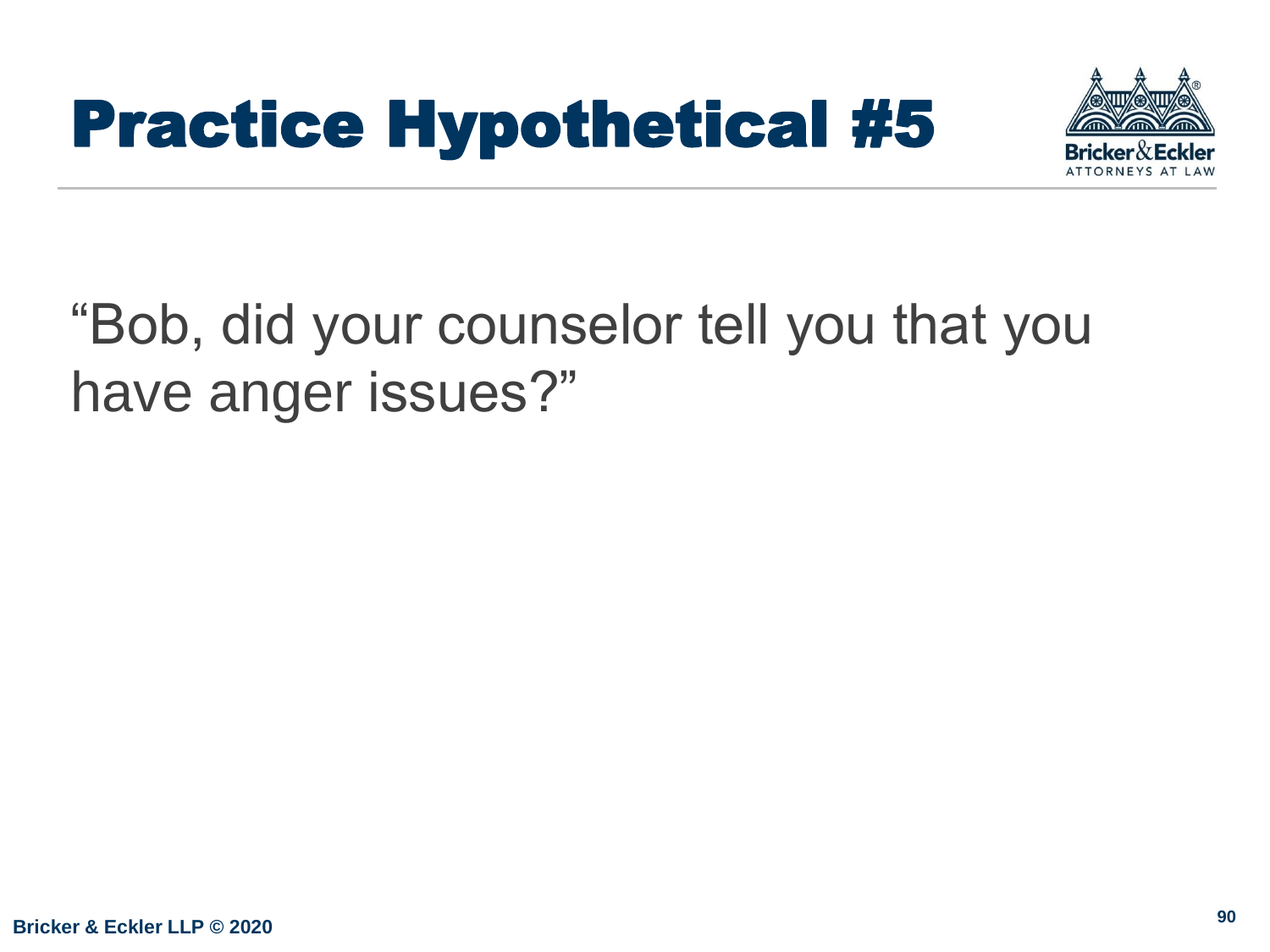# Practice Hypothetical #5

"Bob, did your counselor tell you that you have anger issues?"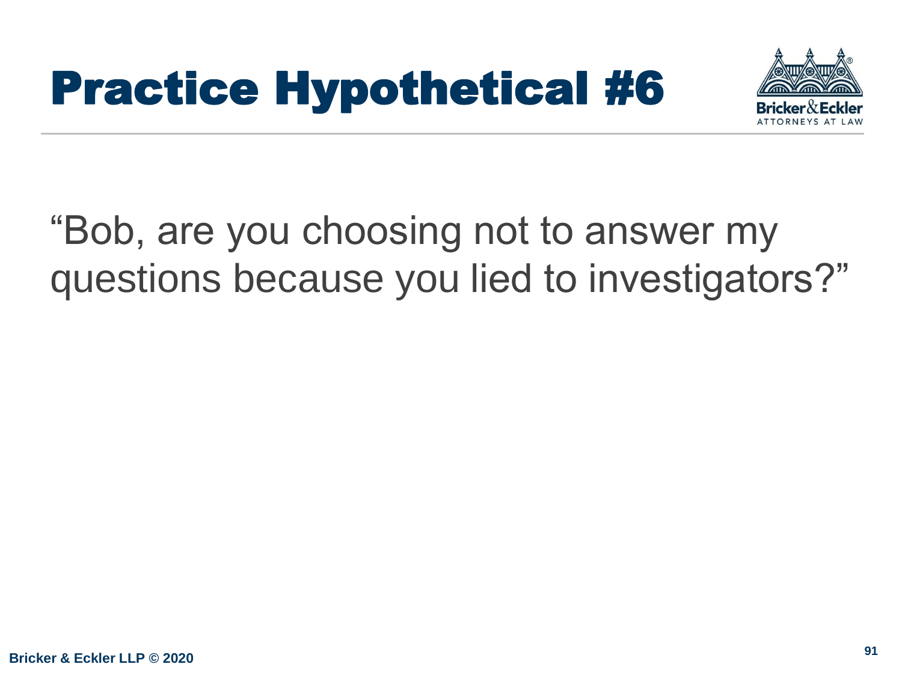# Practice Hypothetical #6

"Bob, are you choosing not to answer my questions because you lied to investigators?"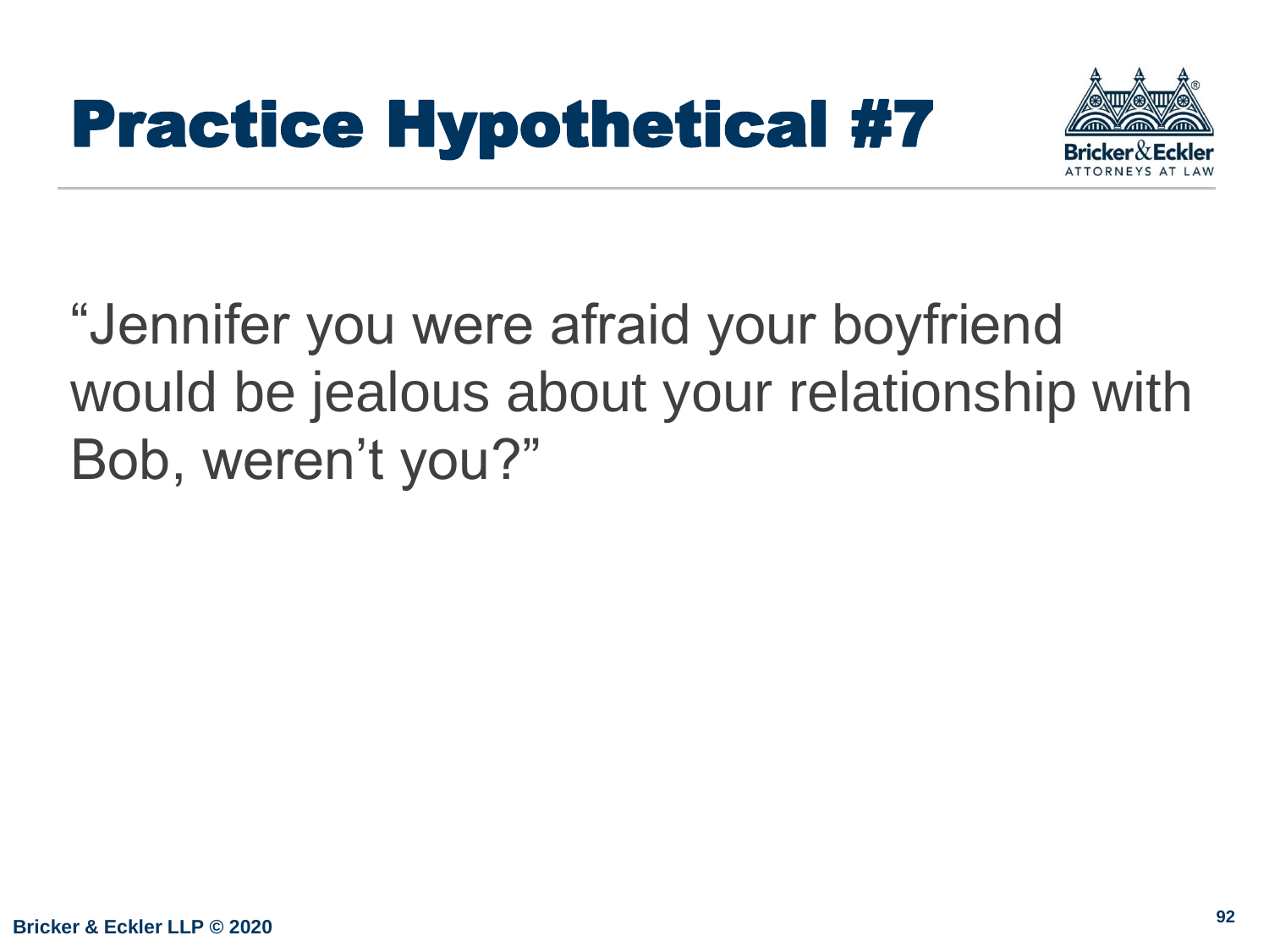# Practice Hypothetical #7

"Jennifer you were afraid your boyfriend would be jealous about your relationship with Bob, weren't you?"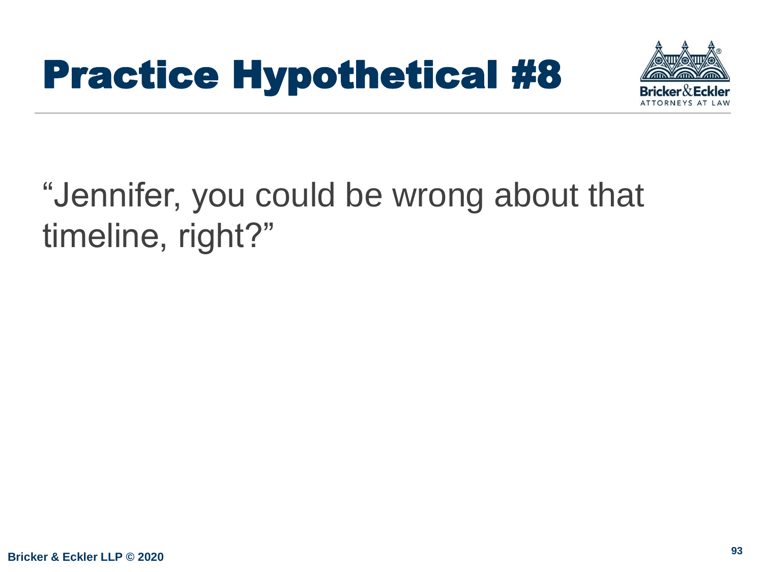# Practice Hypothetical #8

"Jennifer, you could be wrong about that timeline, right?"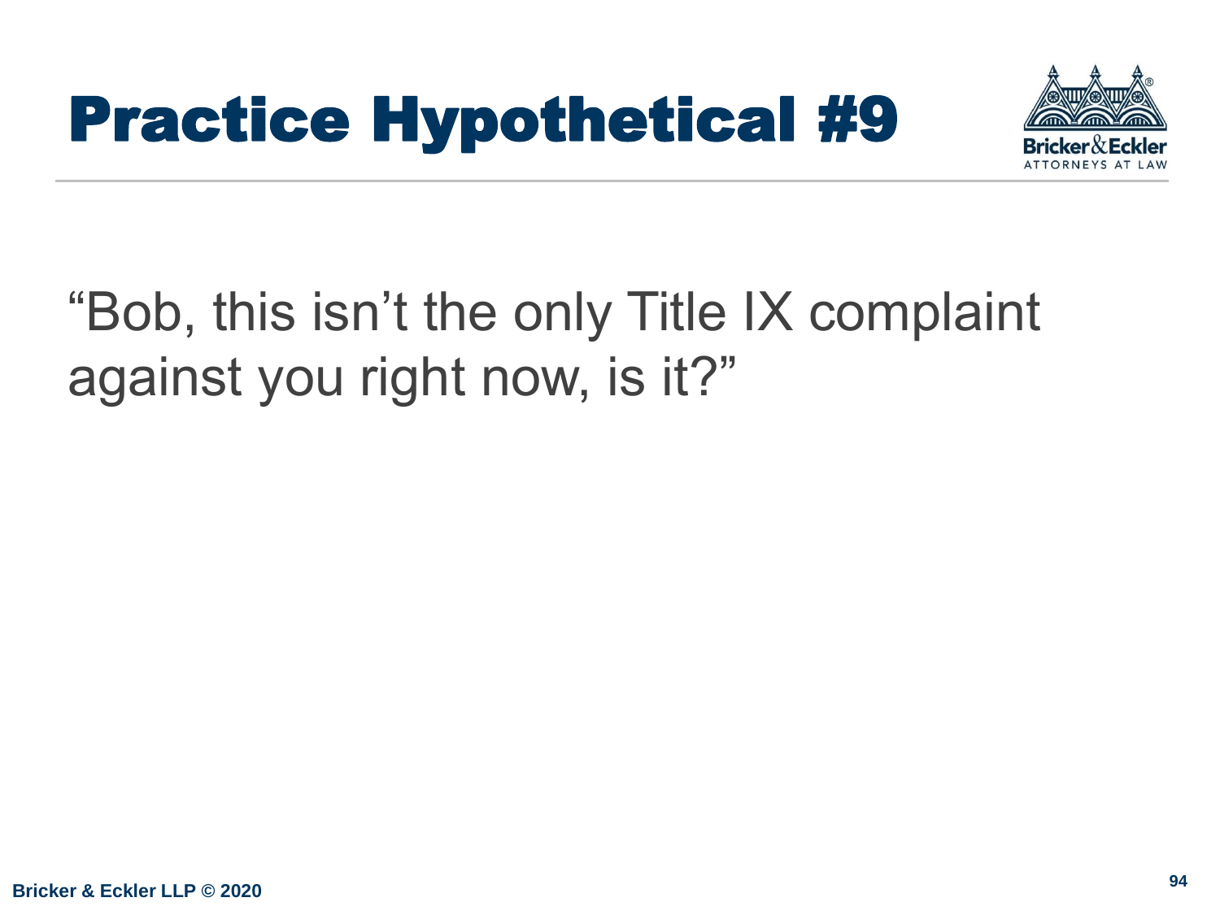# Practice Hypothetical #9

"Bob, this isn't the only Title IX complaint against you right now, is it?"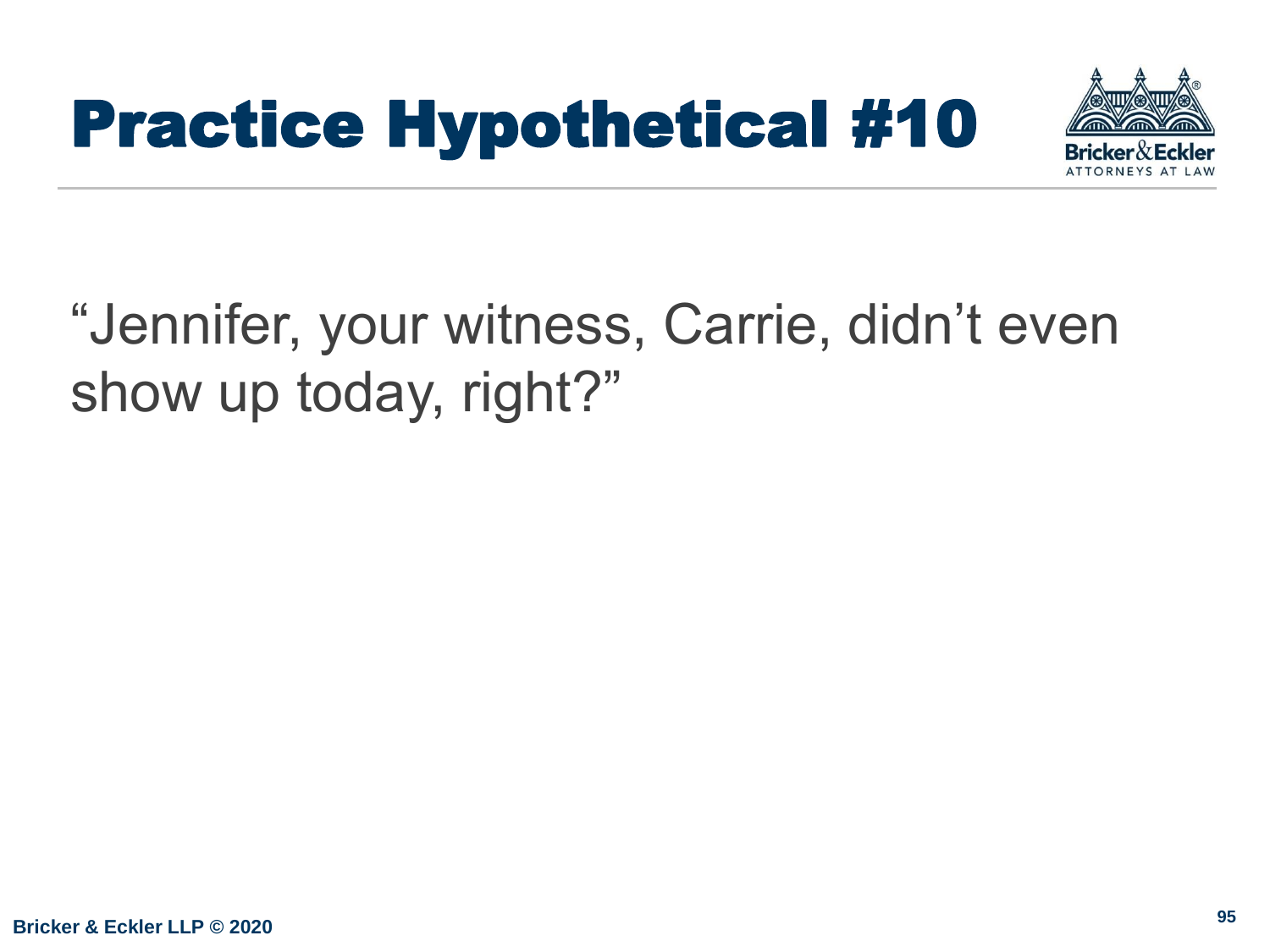# Practice Hypothetical #10

"Jennifer, your witness, Carrie, didn't even show up today, right?"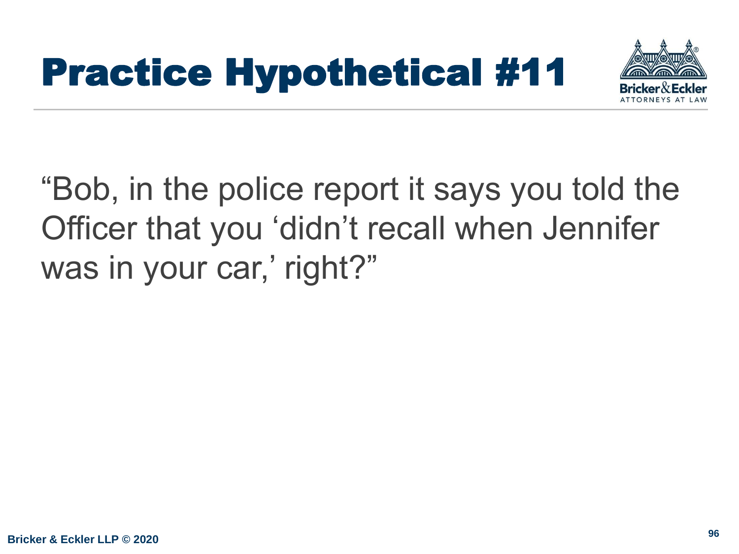# Practice Hypothetical #11

"Bob, in the police report it says you told the Officer that you 'didn't recall when Jennifer was in your car,' right?"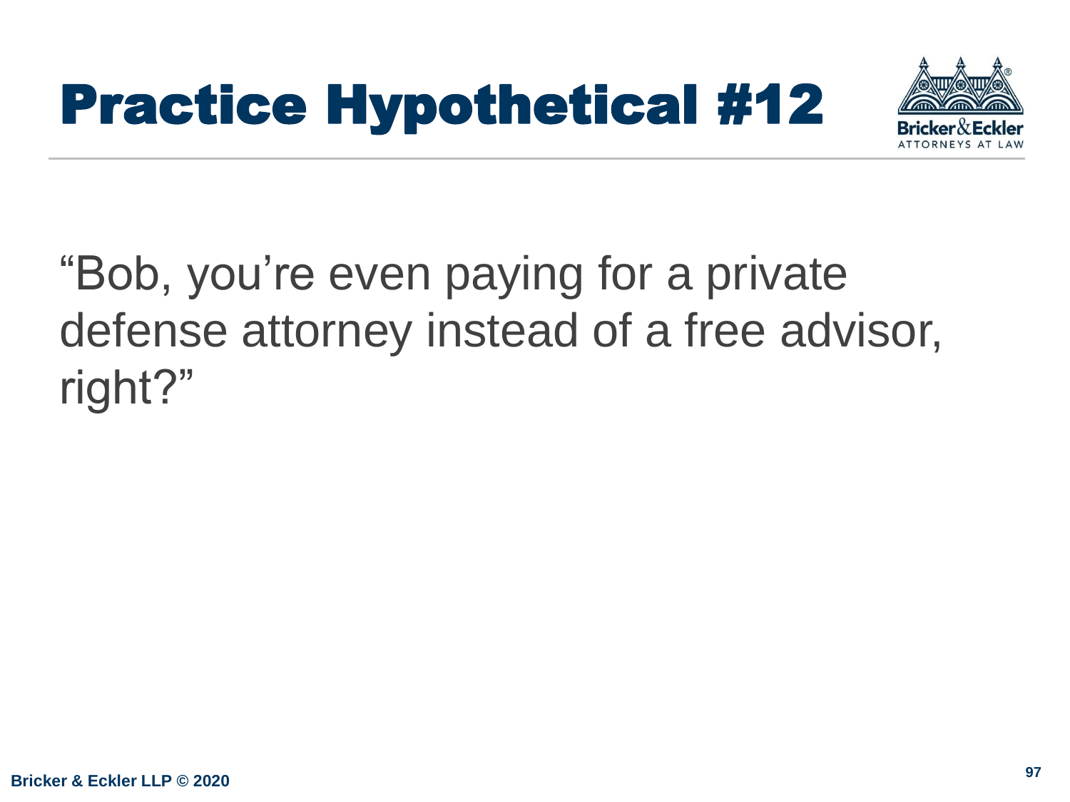# Practice Hypothetical #12

"Bob, you're even paying for a private defense attorney instead of a free advisor, right?"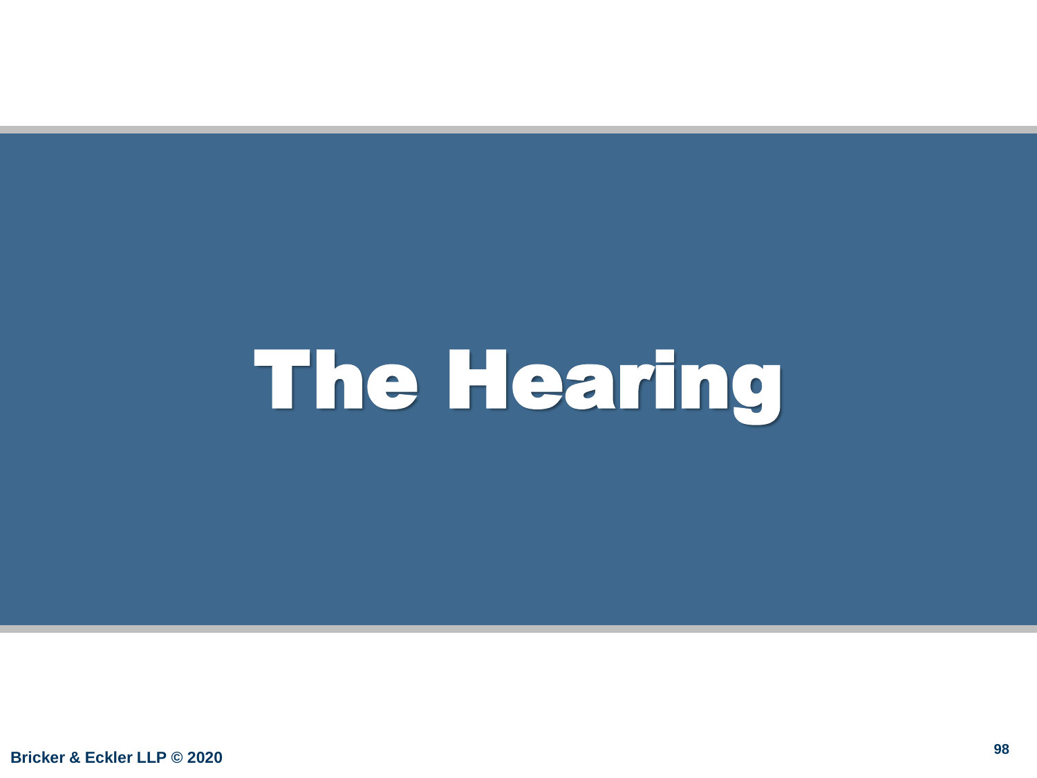# The Hearing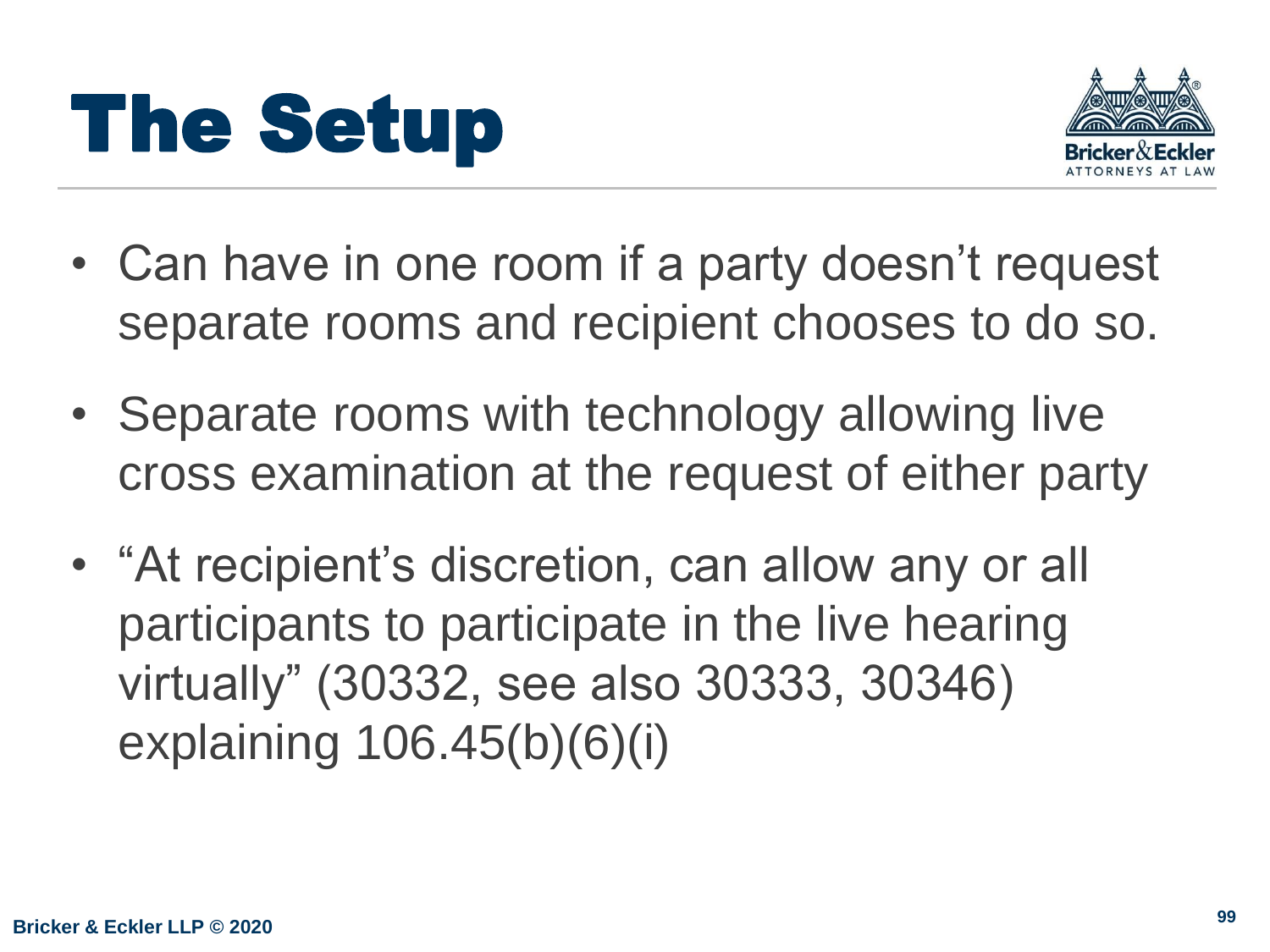# The Setup

- Can have in one room if a party doesn't request separate rooms and recipient chooses to do so.
- Separate rooms with technology allowing live cross examination at the request of either party
- "At recipient's discretion, can allow any or all participants to participate in the live hearing virtually" (30332, see also 30333, 30346) explaining 106.45(b)(6)(i)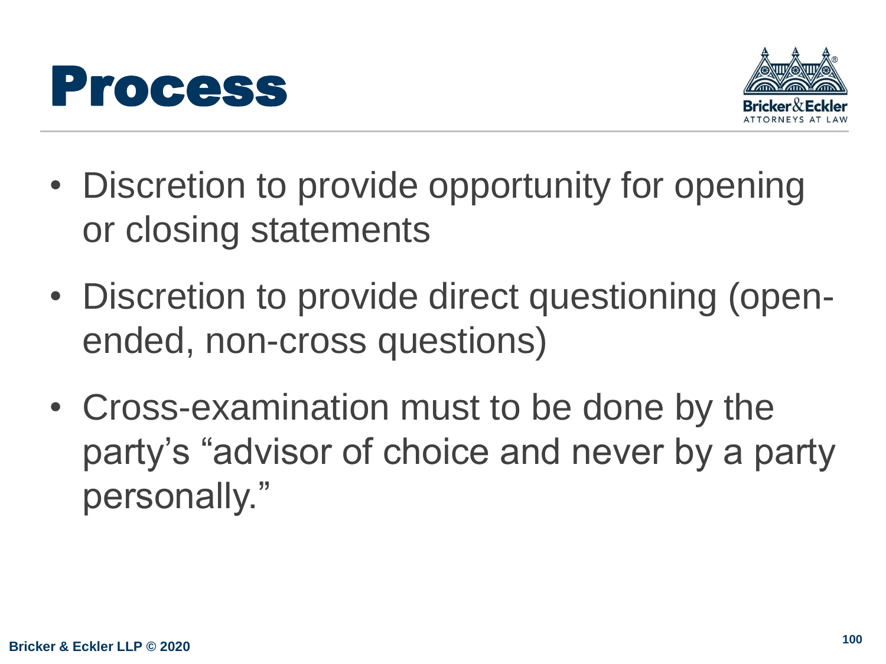# Process

- Discretion to provide opportunity for opening or closing statements
- Discretion to provide direct questioning (open-ended, non-cross questions)
- Cross-examination must to be done by the party's "advisor of choice and never by a party personally."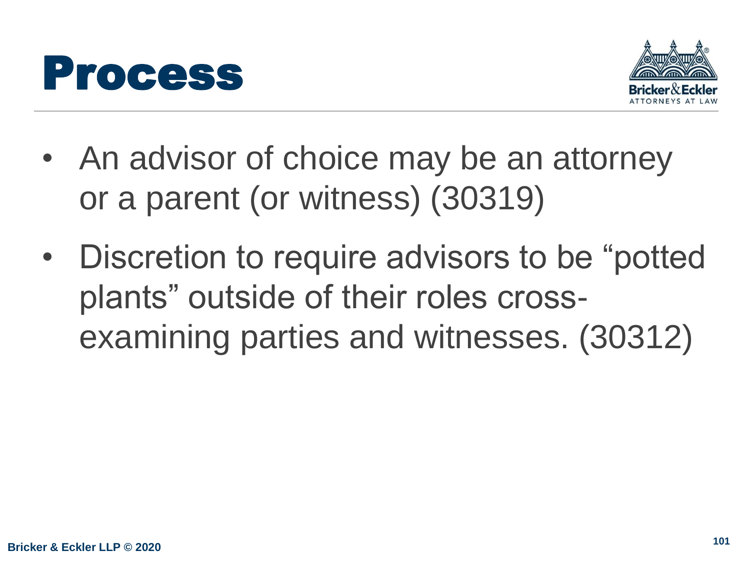# Process

- An advisor of choice may be an attorney or a parent (or witness) (30319)
- Discretion to require advisors to be “potted plants” outside of their roles cross-examining parties and witnesses. (30312)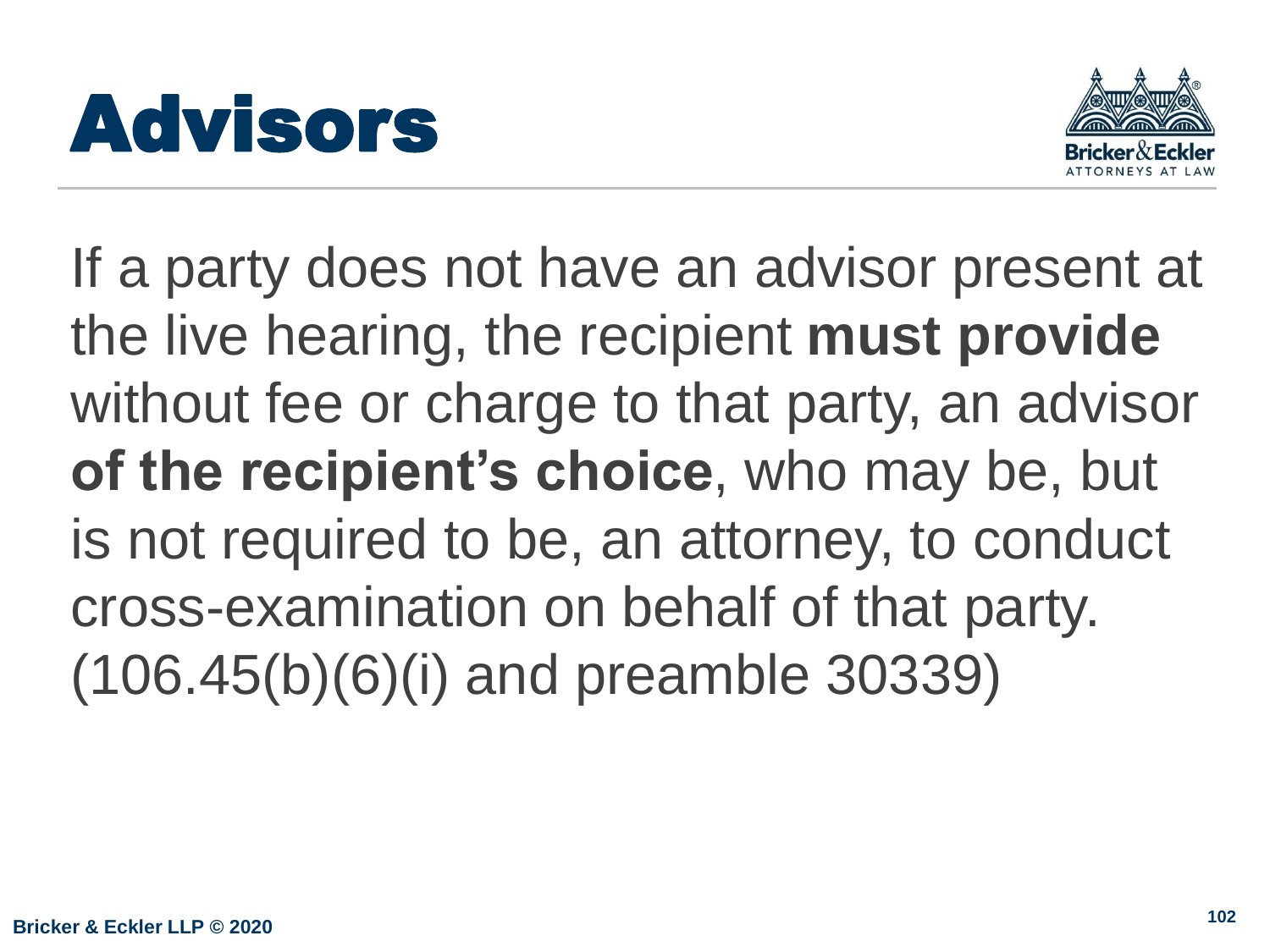# Advisors

If a party does not have an advisor present at the live hearing, the recipient **must provide** without fee or charge to that party, an advisor **of the recipient's choice**, who may be, but is not required to be, an attorney, to conduct cross-examination on behalf of that party. (106.45(b)(6)(i) and preamble 30339)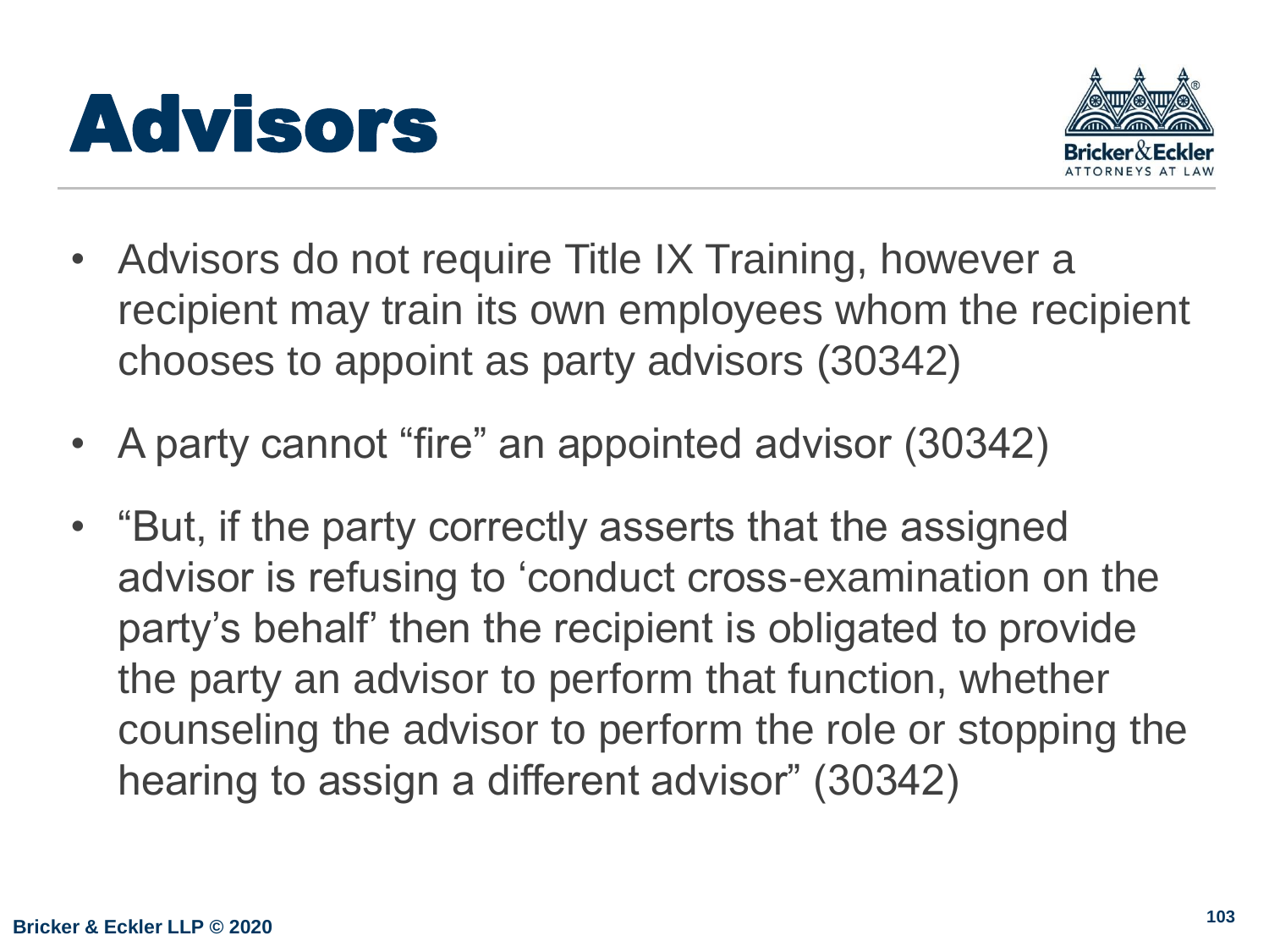# Advisors

- Advisors do not require Title IX Training, however a recipient may train its own employees whom the recipient chooses to appoint as party advisors (30342)
- A party cannot "fire" an appointed advisor (30342)
- "But, if the party correctly asserts that the assigned advisor is refusing to 'conduct cross-examination on the party's behalf' then the recipient is obligated to provide the party an advisor to perform that function, whether counseling the advisor to perform the role or stopping the hearing to assign a different advisor" (30342)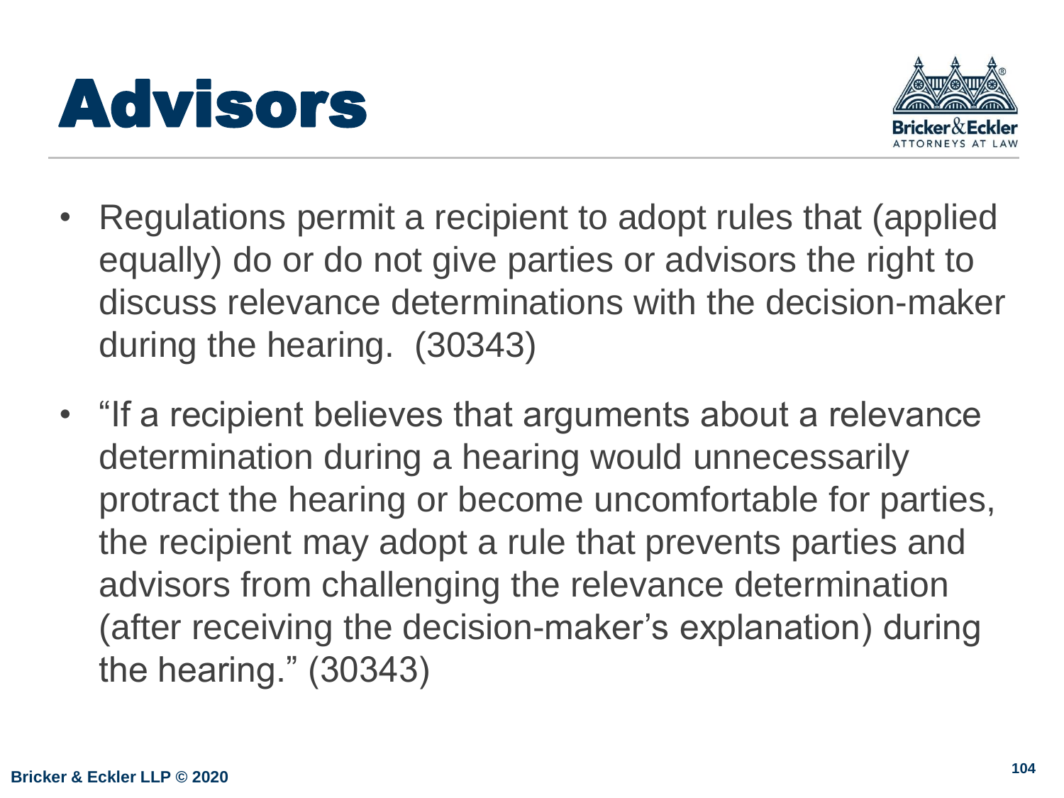# Advisors

- Regulations permit a recipient to adopt rules that (applied equally) do or do not give parties or advisors the right to discuss relevance determinations with the decision-maker during the hearing. (30343)
- "If a recipient believes that arguments about a relevance determination during a hearing would unnecessarily protract the hearing or become uncomfortable for parties, the recipient may adopt a rule that prevents parties and advisors from challenging the relevance determination (after receiving the decision-maker's explanation) during the hearing." (30343)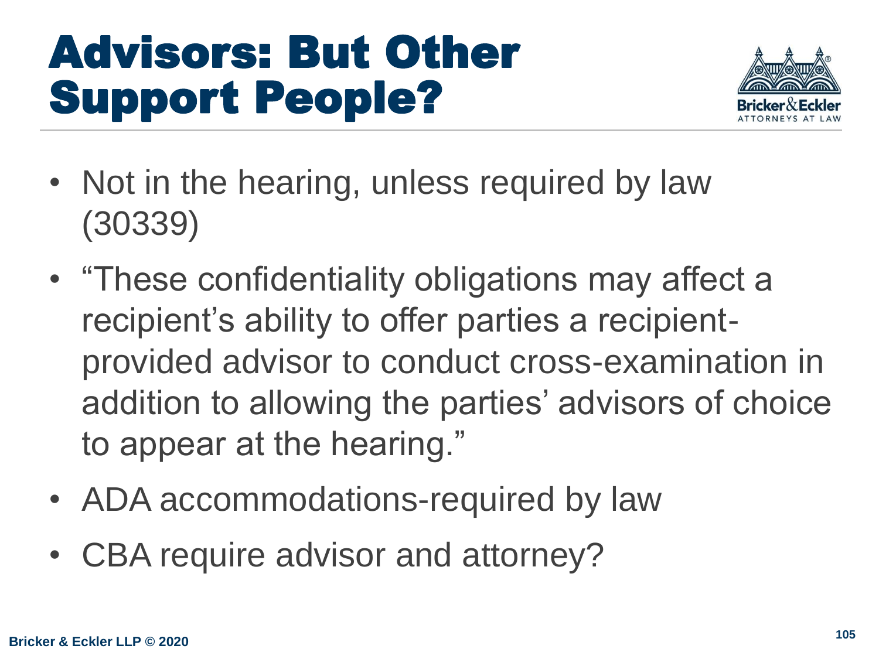# Advisors: But Other Support People?

- Not in the hearing, unless required by law (30339)
- "These confidentiality obligations may affect a recipient's ability to offer parties a recipient-provided advisor to conduct cross-examination in addition to allowing the parties' advisors of choice to appear at the hearing."
- ADA accommodations-required by law
- CBA require advisor and attorney?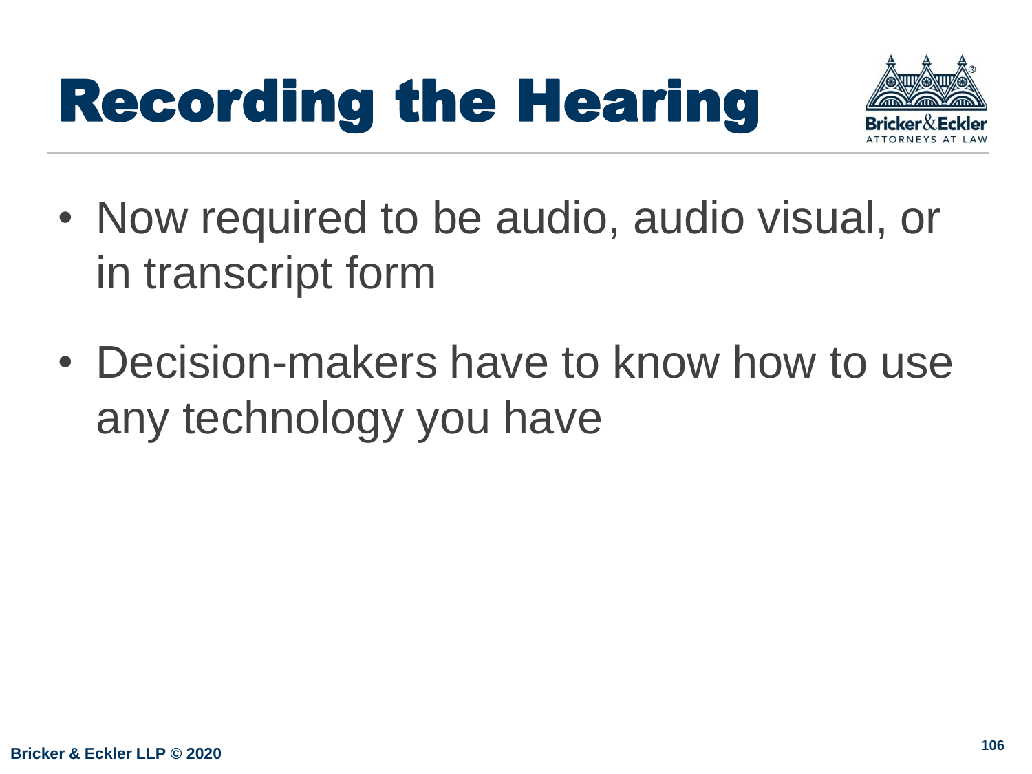# Recording the Hearing

- Now required to be audio, audio visual, or in transcript form
- Decision-makers have to know how to use any technology you have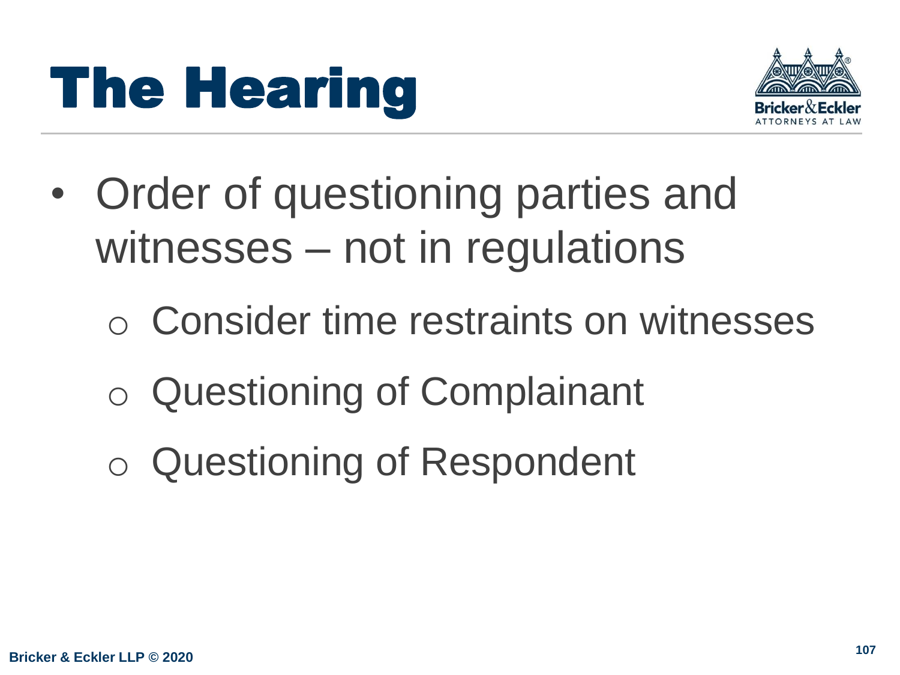# The Hearing

- Order of questioning parties and witnesses – not in regulations
  - Consider time restraints on witnesses
  - Questioning of Complainant
  - Questioning of Respondent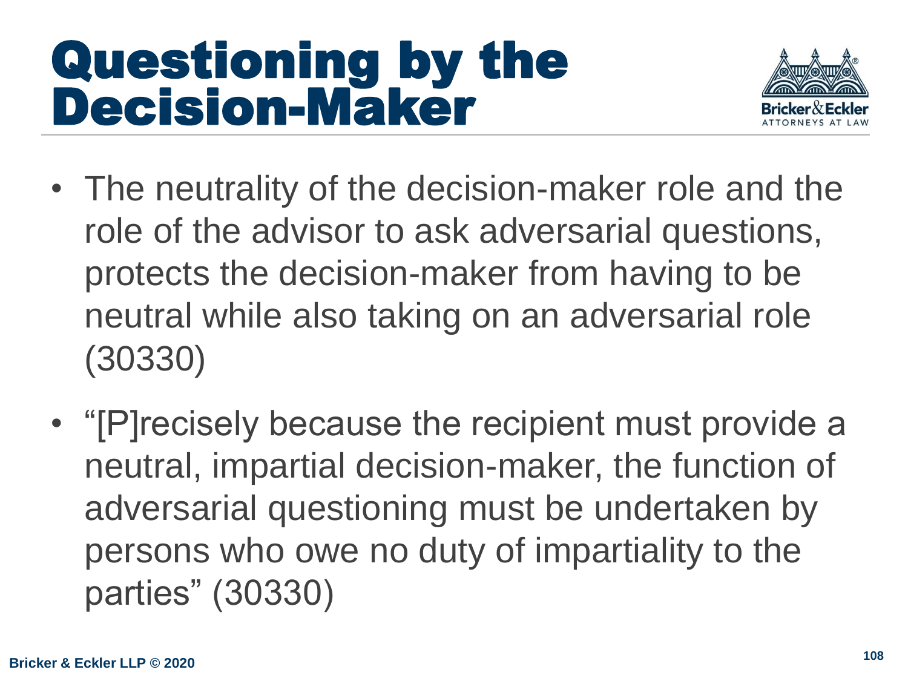# Questioning by the Decision-Maker

- The neutrality of the decision-maker role and the role of the advisor to ask adversarial questions, protects the decision-maker from having to be neutral while also taking on an adversarial role (30330)
- "[P]recisely because the recipient must provide a neutral, impartial decision-maker, the function of adversarial questioning must be undertaken by persons who owe no duty of impartiality to the parties" (30330)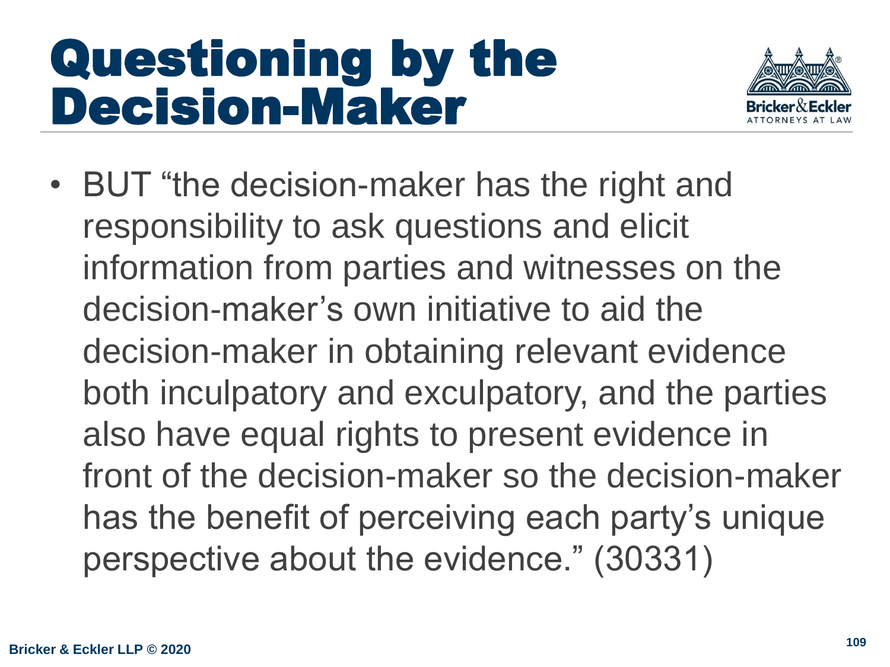# Questioning by the Decision-Maker

- BUT "the decision-maker has the right and responsibility to ask questions and elicit information from parties and witnesses on the decision-maker's own initiative to aid the decision-maker in obtaining relevant evidence both inculpatory and exculpatory, and the parties also have equal rights to present evidence in front of the decision-maker so the decision-maker has the benefit of perceiving each party's unique perspective about the evidence." (30331)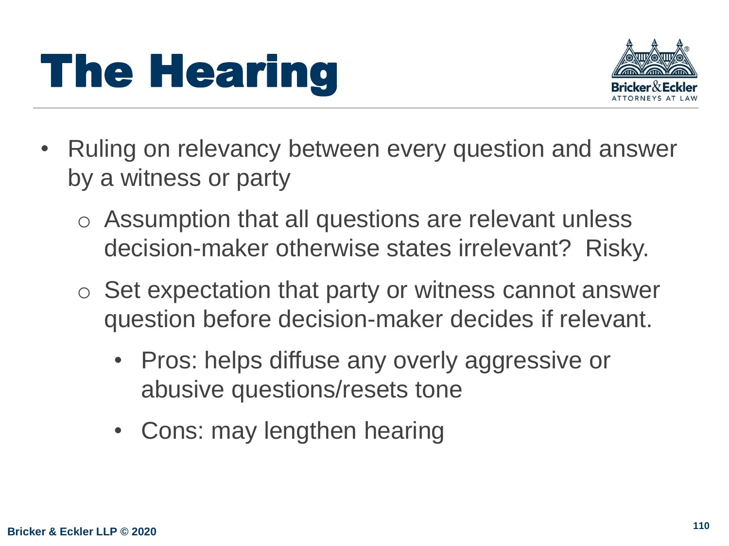# The Hearing

- Ruling on relevancy between every question and answer by a witness or party
  - Assumption that all questions are relevant unless decision-maker otherwise states irrelevant? Risky.
  - Set expectation that party or witness cannot answer question before decision-maker decides if relevant.
    - Pros: helps diffuse any overly aggressive or abusive questions/resets tone
    - Cons: may lengthen hearing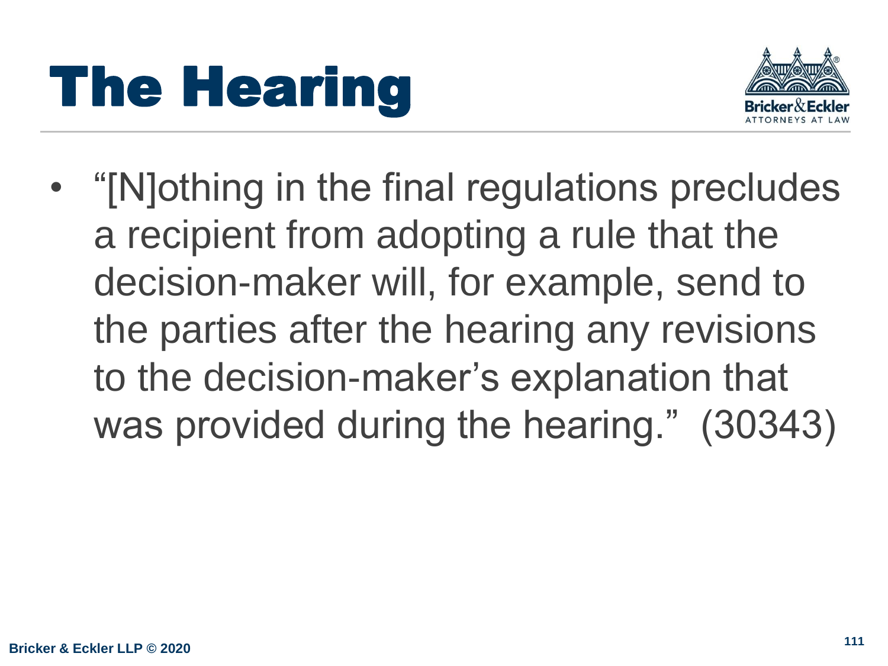# The Hearing

- "[N]othing in the final regulations precludes a recipient from adopting a rule that the decision-maker will, for example, send to the parties after the hearing any revisions to the decision-maker's explanation that was provided during the hearing." (30343)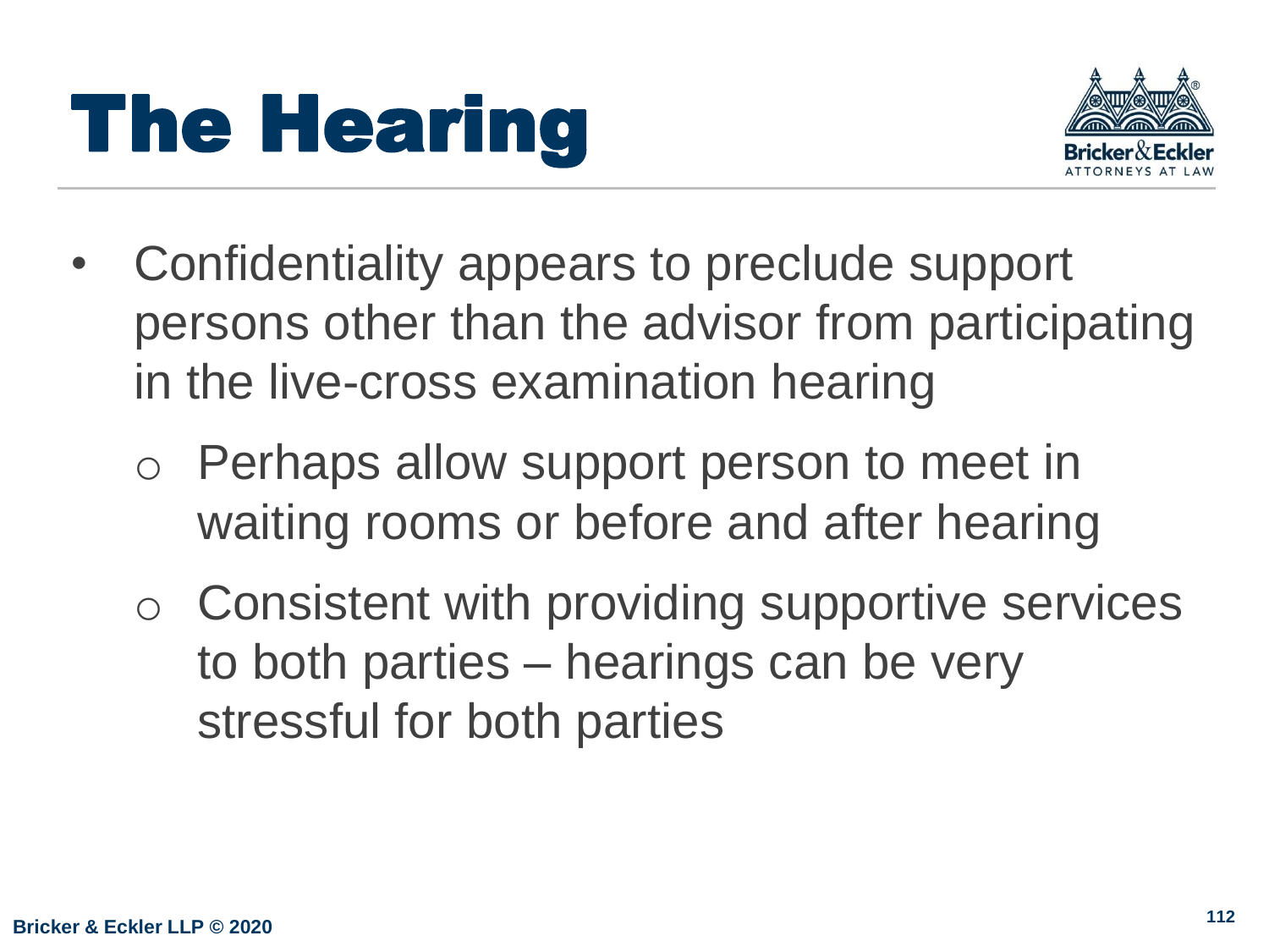# The Hearing

- Confidentiality appears to preclude support persons other than the advisor from participating in the live-cross examination hearing
  - Perhaps allow support person to meet in waiting rooms or before and after hearing
  - Consistent with providing supportive services to both parties – hearings can be very stressful for both parties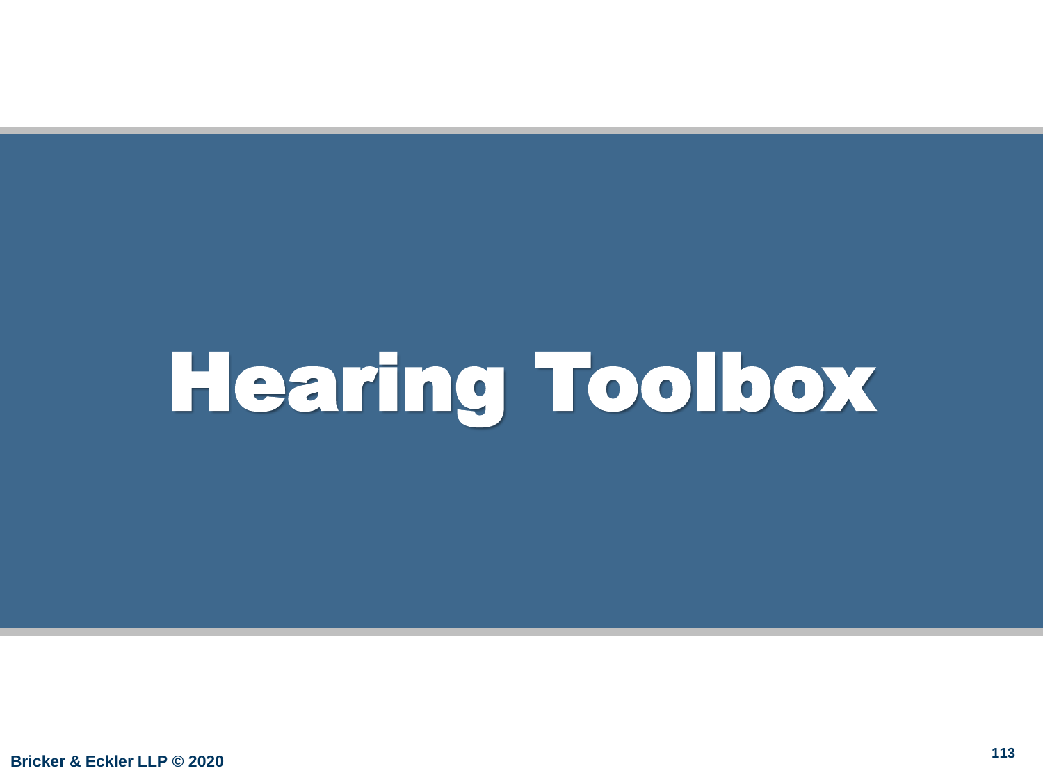# Hearing Toolbox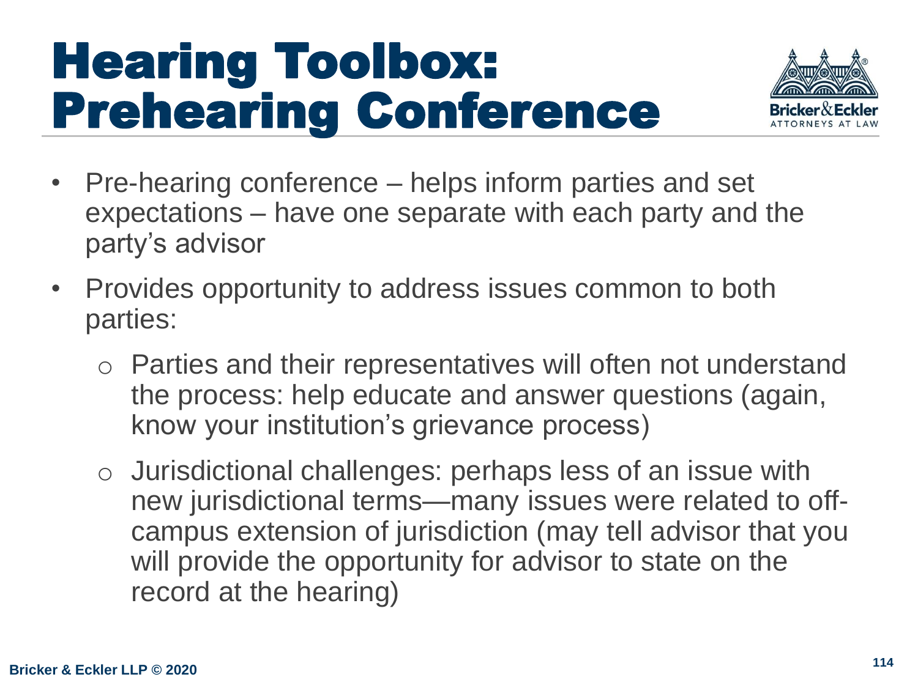# Hearing Toolbox: Prehearing Conference

- Pre-hearing conference – helps inform parties and set expectations – have one separate with each party and the party's advisor
- Provides opportunity to address issues common to both parties:
  - Parties and their representatives will often not understand the process: help educate and answer questions (again, know your institution's grievance process)
  - Jurisdictional challenges: perhaps less of an issue with new jurisdictional terms—many issues were related to off-campus extension of jurisdiction (may tell advisor that you will provide the opportunity for advisor to state on the record at the hearing)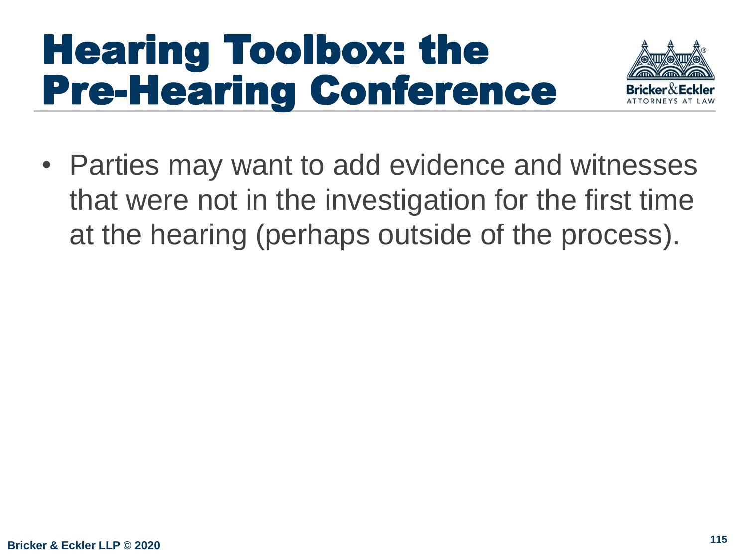# Hearing Toolbox: the Pre-Hearing Conference

- Parties may want to add evidence and witnesses that were not in the investigation for the first time at the hearing (perhaps outside of the process).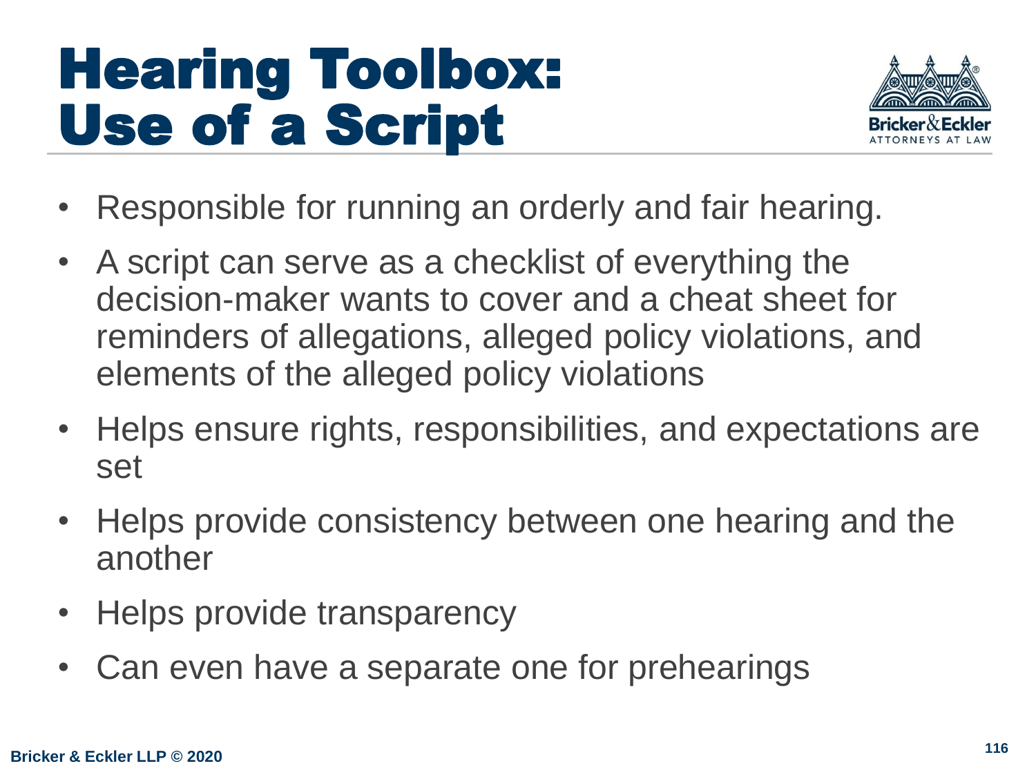# Hearing Toolbox: Use of a Script

- Responsible for running an orderly and fair hearing.
- A script can serve as a checklist of everything the decision-maker wants to cover and a cheat sheet for reminders of allegations, alleged policy violations, and elements of the alleged policy violations
- Helps ensure rights, responsibilities, and expectations are set
- Helps provide consistency between one hearing and the another
- Helps provide transparency
- Can even have a separate one for prehearings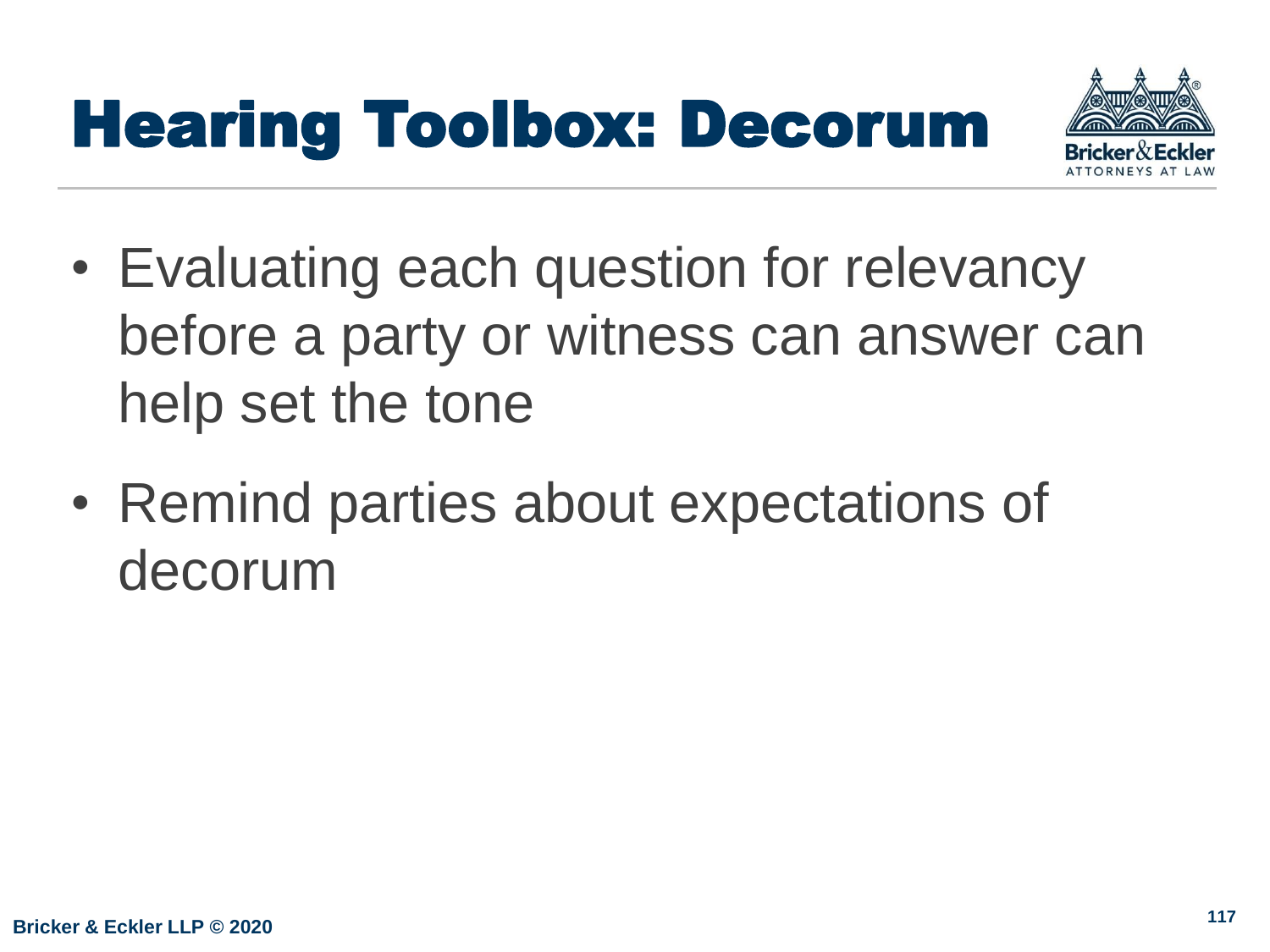# Hearing Toolbox: Decorum

- Evaluating each question for relevancy before a party or witness can answer can help set the tone
- Remind parties about expectations of decorum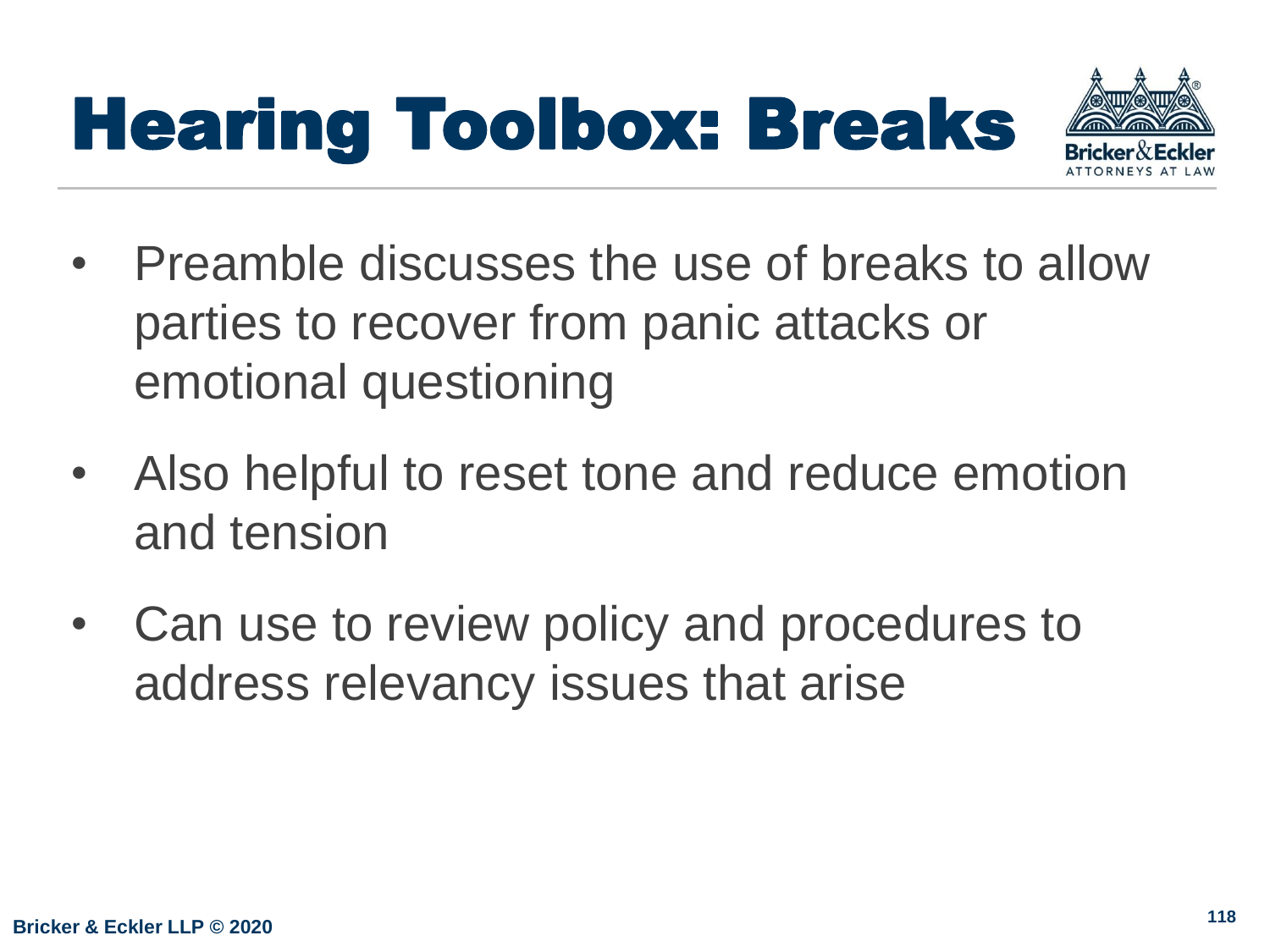# Hearing Toolbox: Breaks

- Preamble discusses the use of breaks to allow parties to recover from panic attacks or emotional questioning
- Also helpful to reset tone and reduce emotion and tension
- Can use to review policy and procedures to address relevancy issues that arise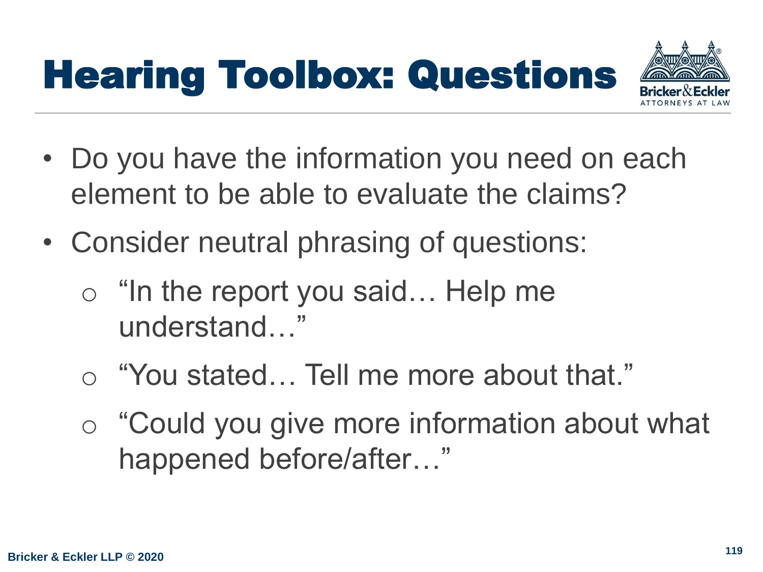# Hearing Toolbox: Questions

- Do you have the information you need on each element to be able to evaluate the claims?
- Consider neutral phrasing of questions:
  - "In the report you said… Help me understand…"
  - "You stated… Tell me more about that."
  - "Could you give more information about what happened before/after…"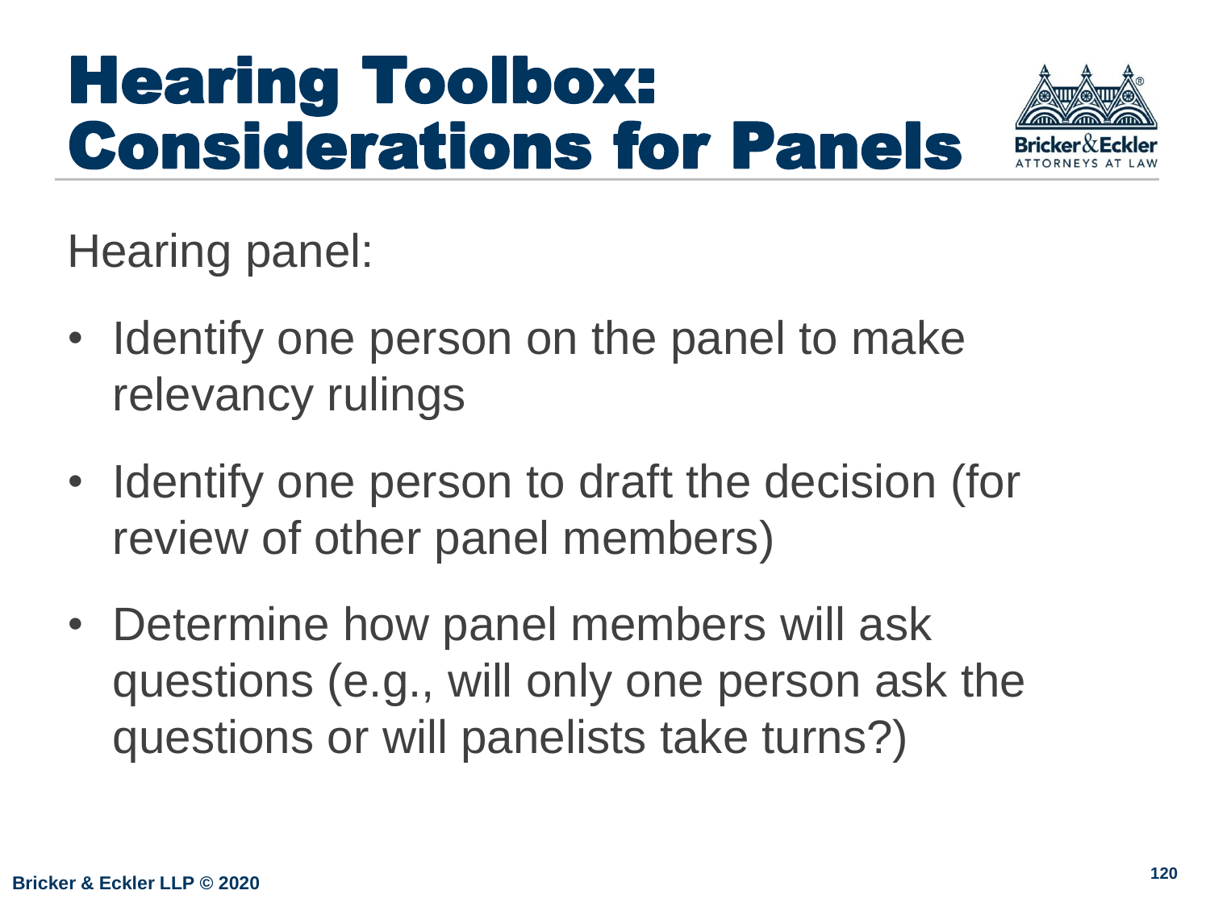# Hearing Toolbox: Considerations for Panels

Hearing panel:

- Identify one person on the panel to make relevancy rulings
- Identify one person to draft the decision (for review of other panel members)
- Determine how panel members will ask questions (e.g., will only one person ask the questions or will panelists take turns?)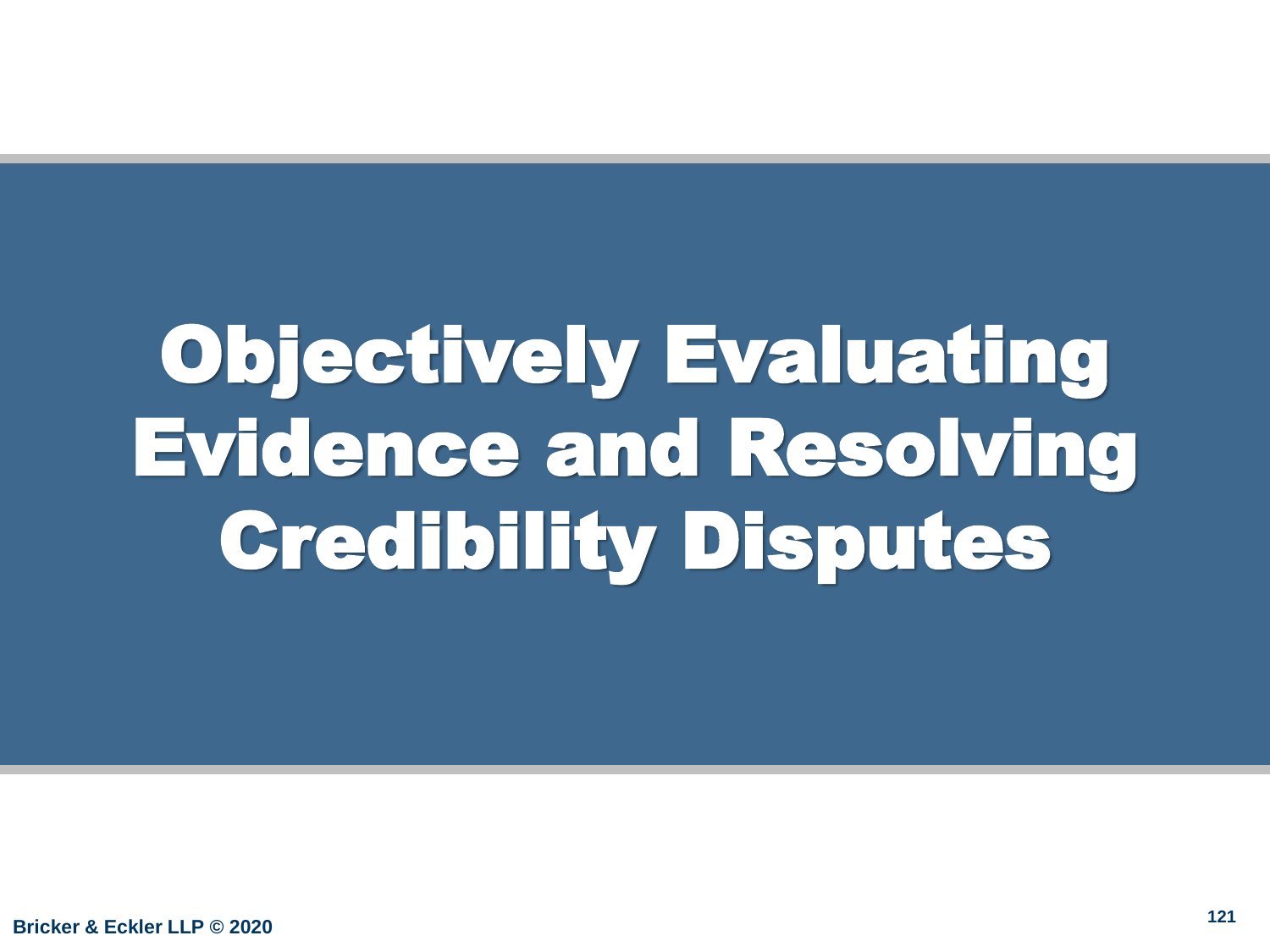# Objectively Evaluating Evidence and Resolving Credibility Disputes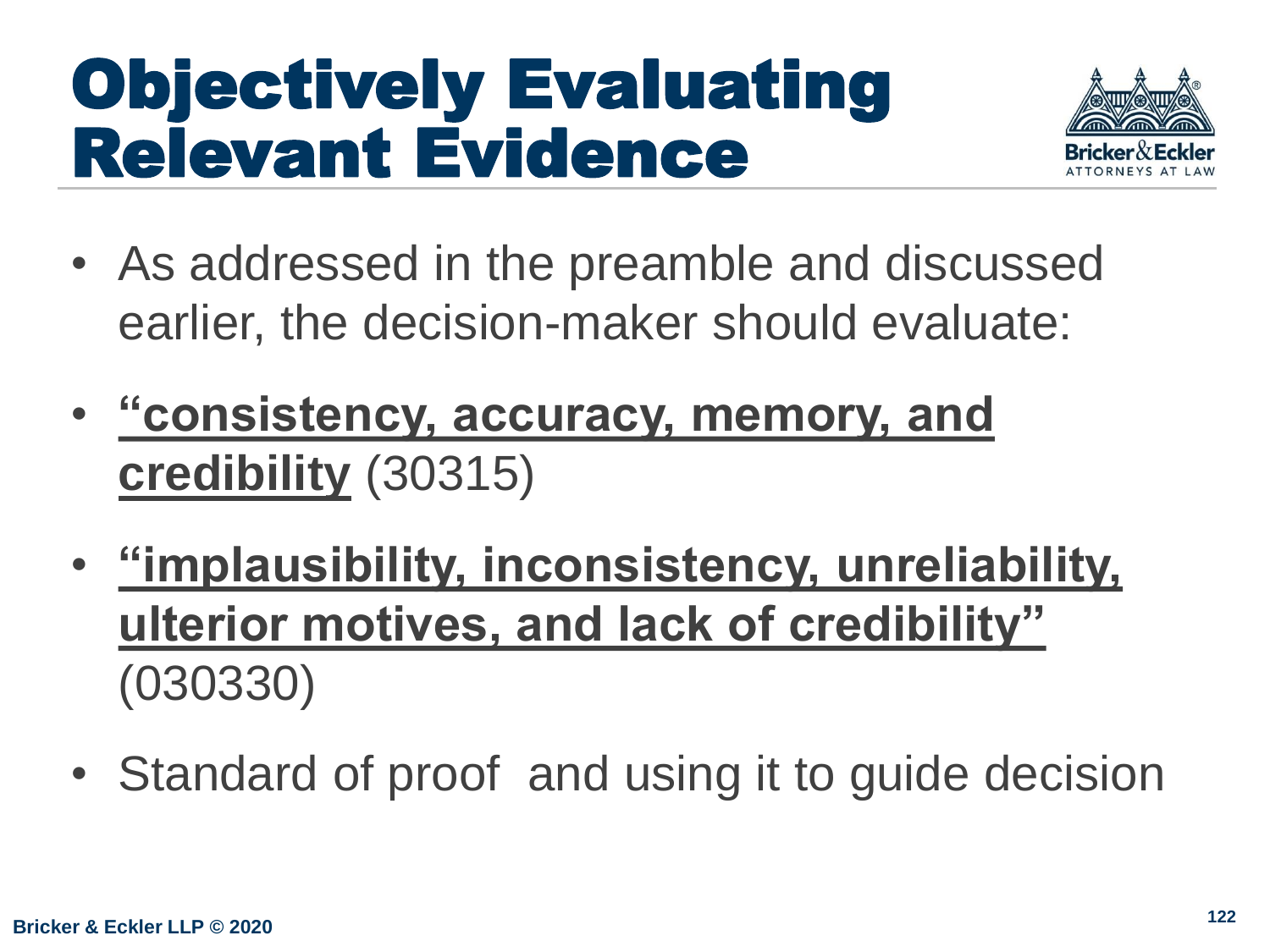# Objectively Evaluating Relevant Evidence

- As addressed in the preamble and discussed earlier, the decision-maker should evaluate:
- **<u>"consistency, accuracy, memory, and credibility</u>** (30315)
- **<u>"implausibility, inconsistency, unreliability, ulterior motives, and lack of credibility"</u>** (030330)
- Standard of proof  and using it to guide decision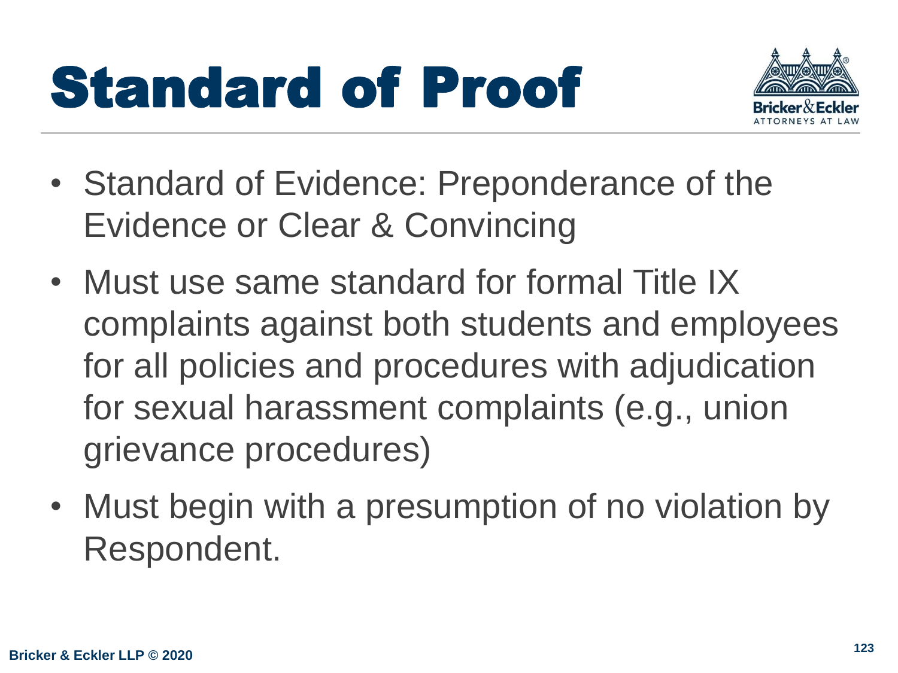# Standard of Proof

- Standard of Evidence: Preponderance of the Evidence or Clear & Convincing
- Must use same standard for formal Title IX complaints against both students and employees for all policies and procedures with adjudication for sexual harassment complaints (e.g., union grievance procedures)
- Must begin with a presumption of no violation by Respondent.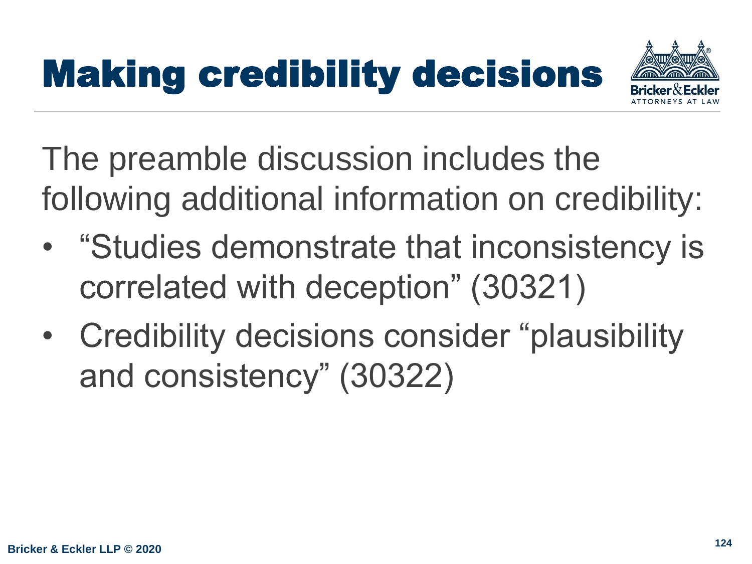# Making credibility decisions

The preamble discussion includes the following additional information on credibility:

- "Studies demonstrate that inconsistency is correlated with deception" (30321)
- Credibility decisions consider "plausibility and consistency" (30322)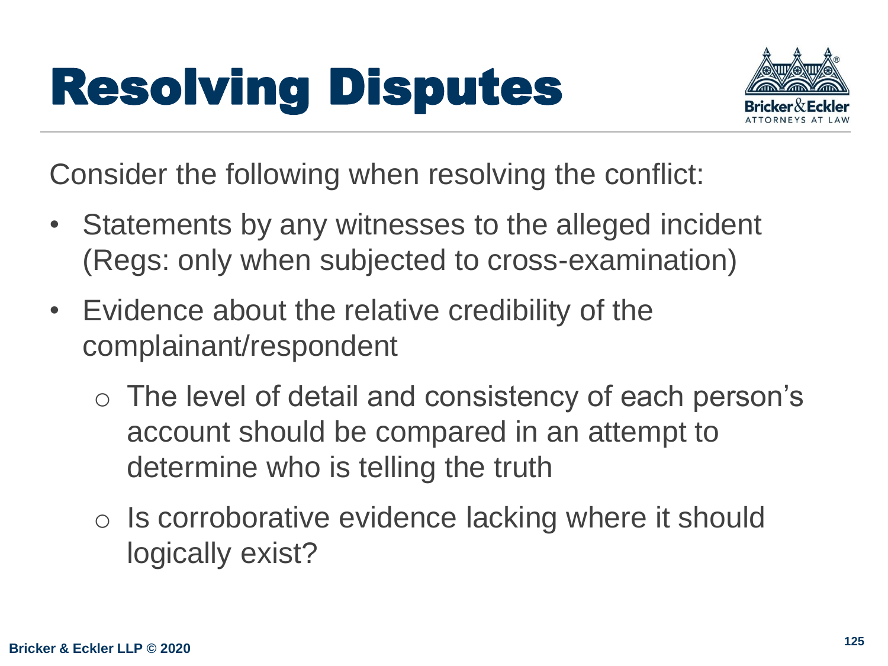# Resolving Disputes

Consider the following when resolving the conflict:

- Statements by any witnesses to the alleged incident (Regs: only when subjected to cross-examination)
- Evidence about the relative credibility of the complainant/respondent
  - The level of detail and consistency of each person's account should be compared in an attempt to determine who is telling the truth
  - Is corroborative evidence lacking where it should logically exist?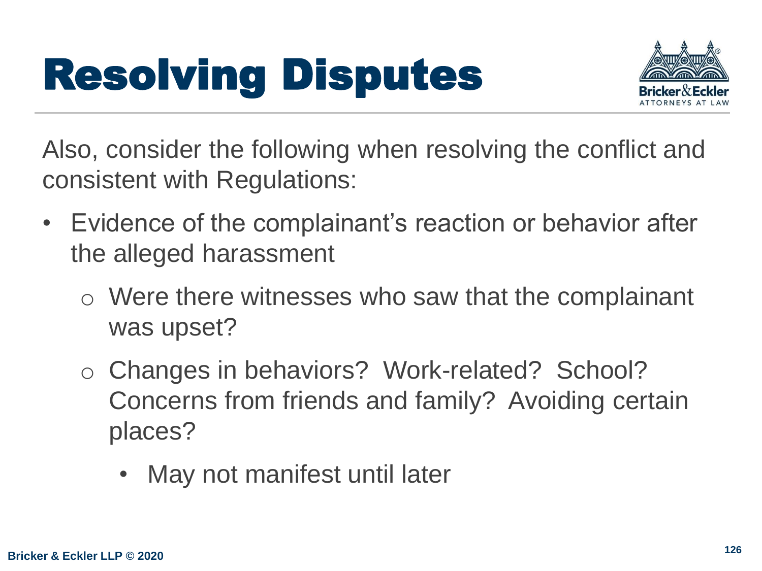# Resolving Disputes

Also, consider the following when resolving the conflict and consistent with Regulations:

- Evidence of the complainant's reaction or behavior after the alleged harassment
  - Were there witnesses who saw that the complainant was upset?
  - Changes in behaviors? Work-related? School? Concerns from friends and family? Avoiding certain places?
    - May not manifest until later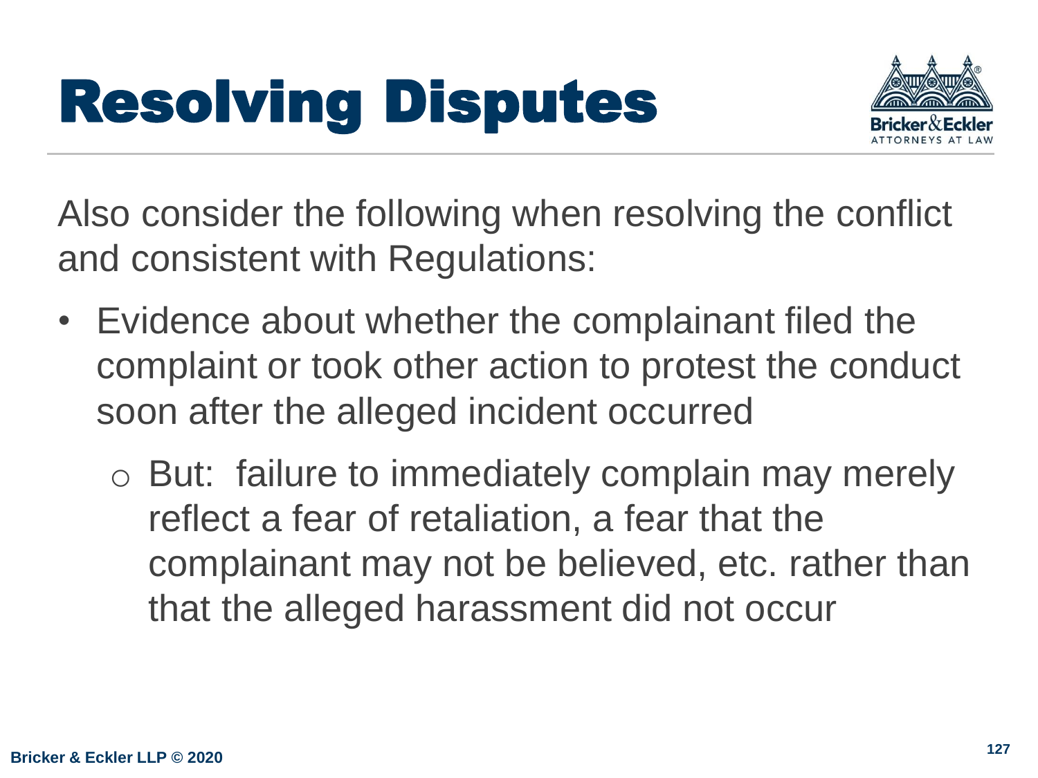# Resolving Disputes

Also consider the following when resolving the conflict and consistent with Regulations:

- Evidence about whether the complainant filed the complaint or took other action to protest the conduct soon after the alleged incident occurred
  - But: failure to immediately complain may merely reflect a fear of retaliation, a fear that the complainant may not be believed, etc. rather than that the alleged harassment did not occur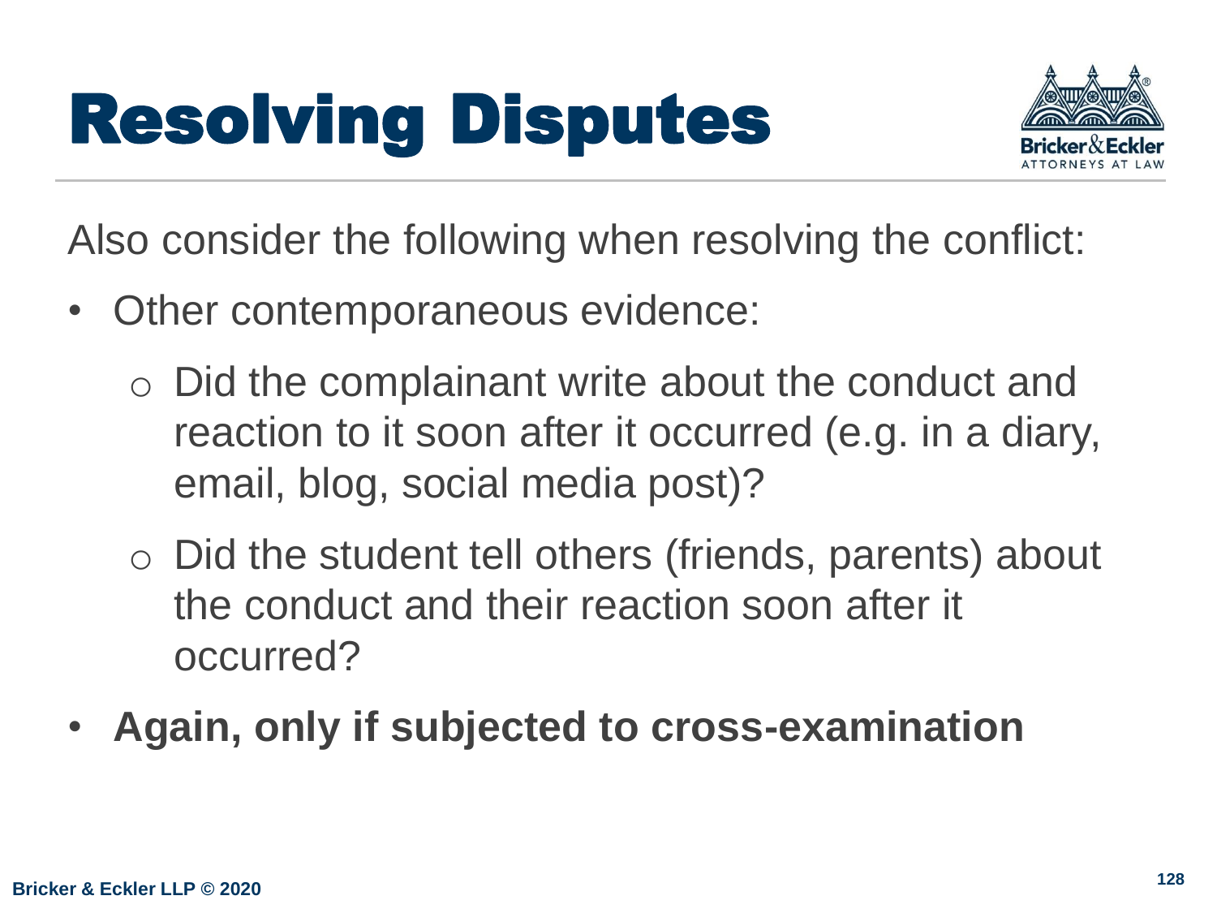# Resolving Disputes

Also consider the following when resolving the conflict:

- Other contemporaneous evidence:
  - Did the complainant write about the conduct and reaction to it soon after it occurred (e.g. in a diary, email, blog, social media post)?
  - Did the student tell others (friends, parents) about the conduct and their reaction soon after it occurred?
- **Again, only if subjected to cross-examination**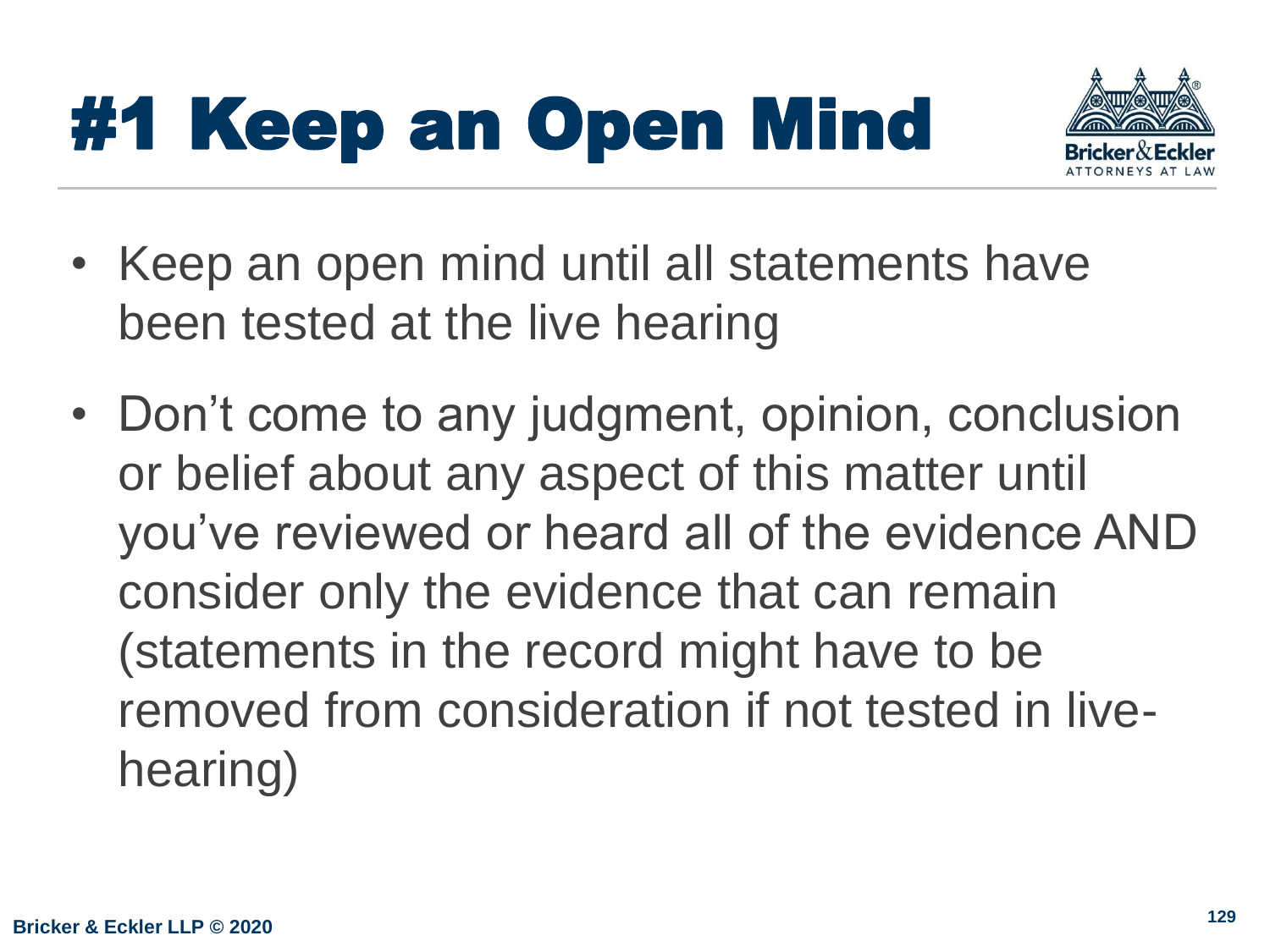# #1 Keep an Open Mind

- Keep an open mind until all statements have been tested at the live hearing
- Don't come to any judgment, opinion, conclusion or belief about any aspect of this matter until you've reviewed or heard all of the evidence AND consider only the evidence that can remain (statements in the record might have to be removed from consideration if not tested in live-hearing)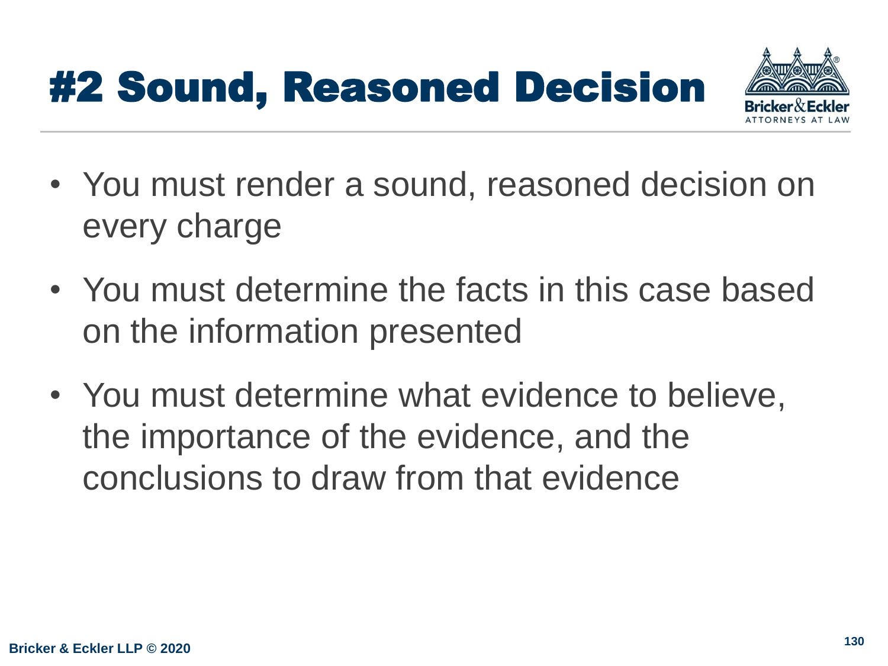# #2 Sound, Reasoned Decision

- You must render a sound, reasoned decision on every charge
- You must determine the facts in this case based on the information presented
- You must determine what evidence to believe, the importance of the evidence, and the conclusions to draw from that evidence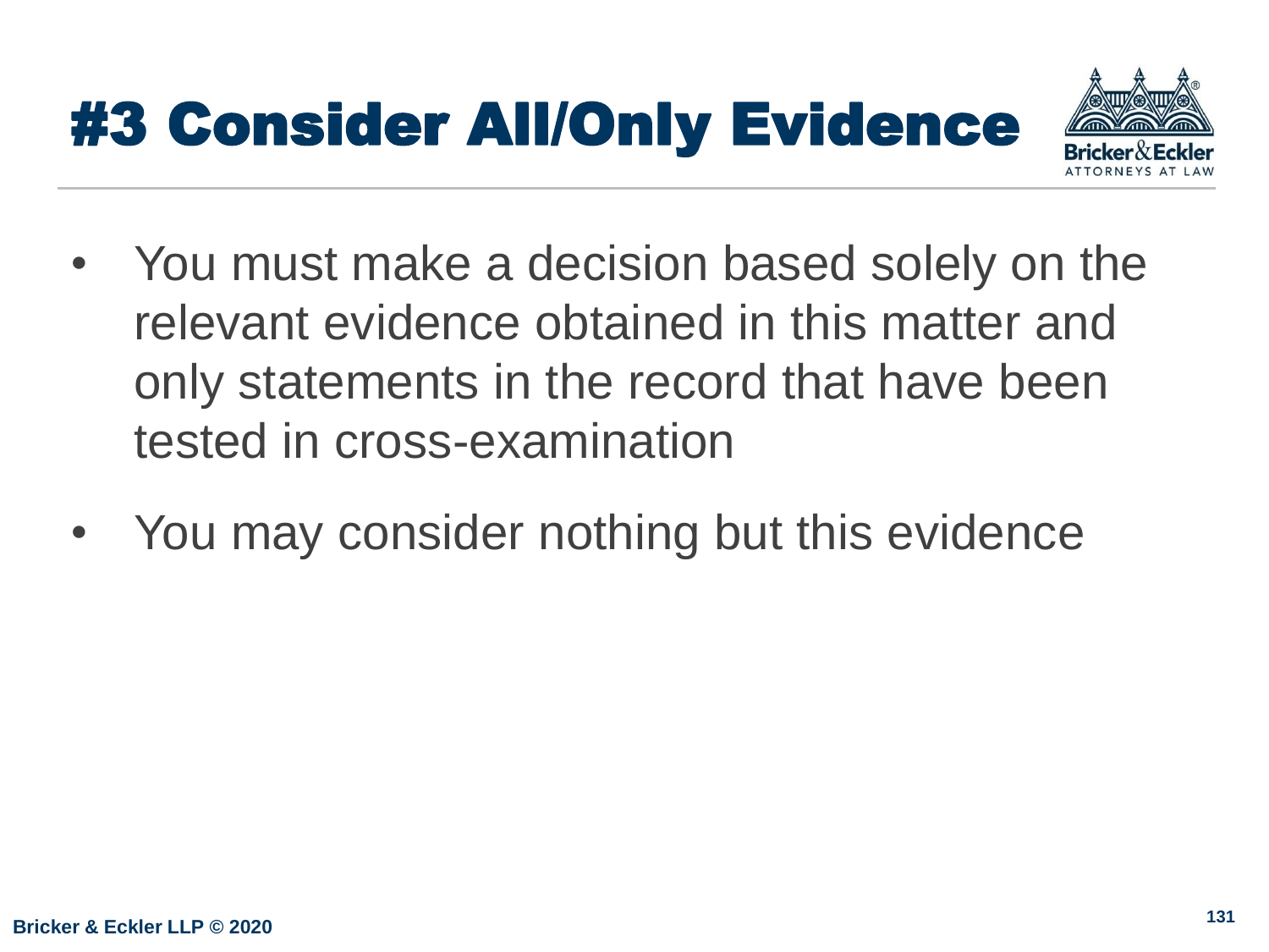# #3 Consider All/Only Evidence

- You must make a decision based solely on the relevant evidence obtained in this matter and only statements in the record that have been tested in cross-examination
- You may consider nothing but this evidence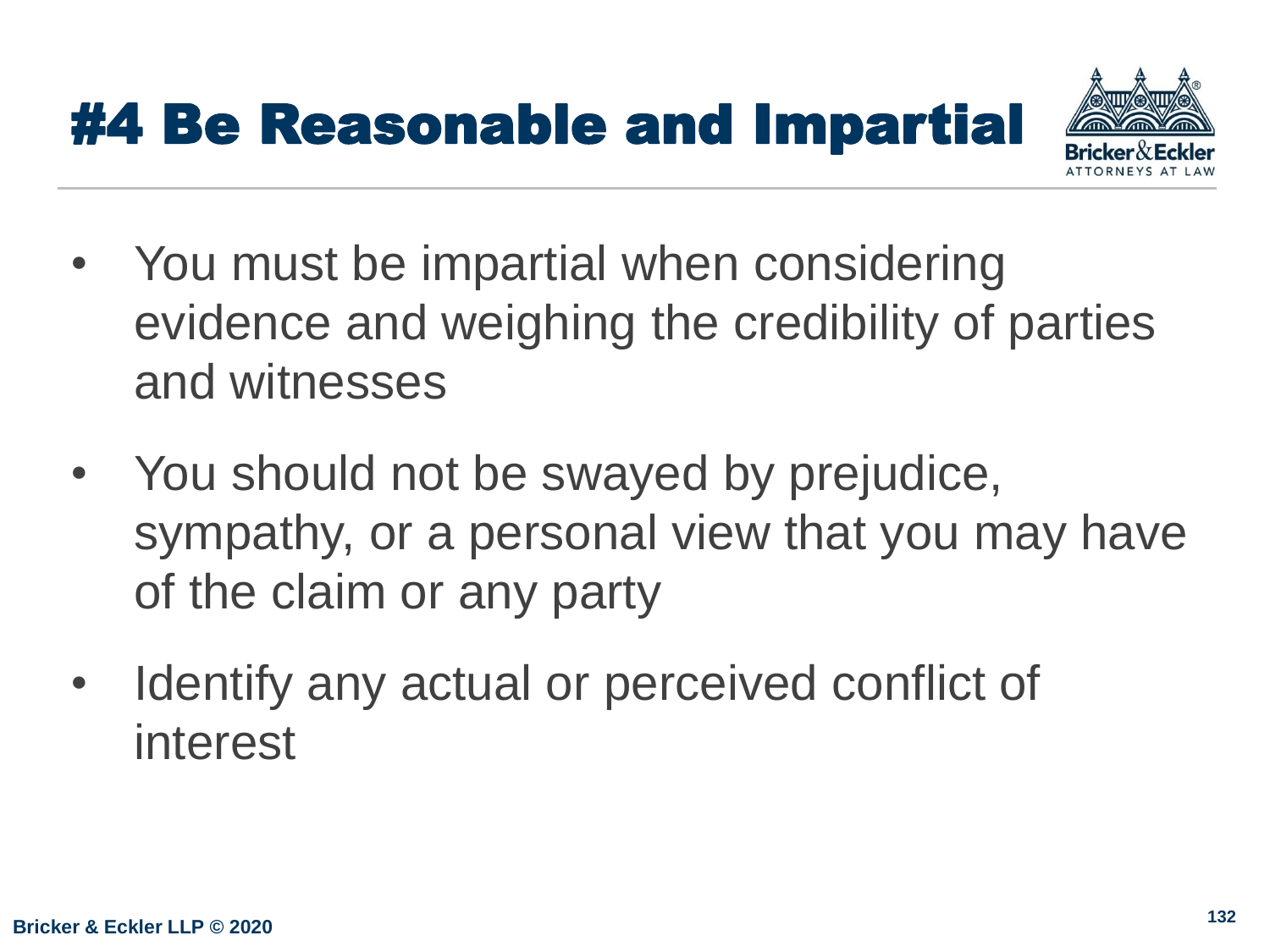# #4 Be Reasonable and Impartial

- You must be impartial when considering evidence and weighing the credibility of parties and witnesses
- You should not be swayed by prejudice, sympathy, or a personal view that you may have of the claim or any party
- Identify any actual or perceived conflict of interest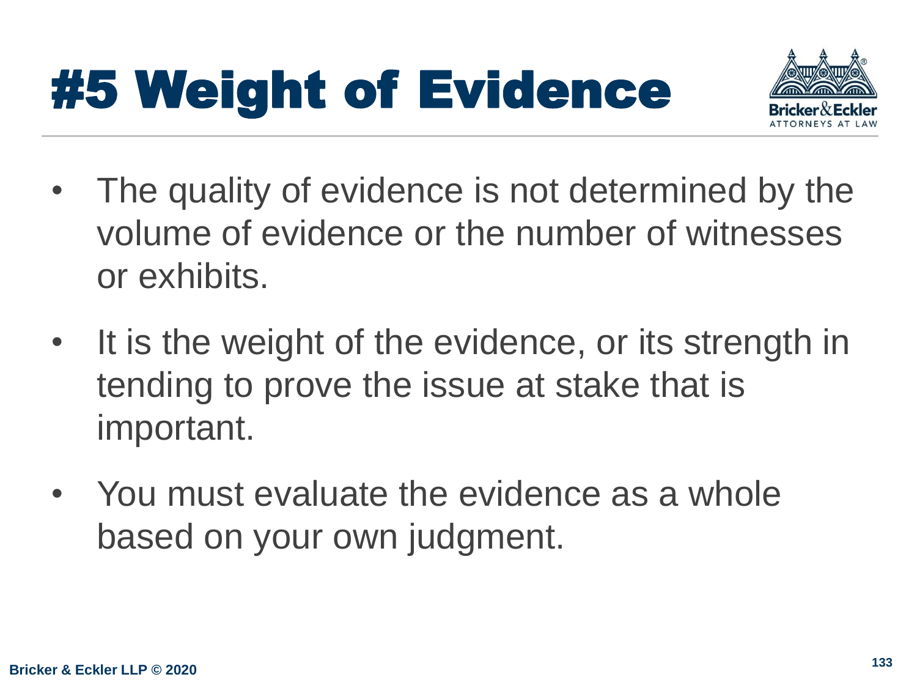# #5 Weight of Evidence

- The quality of evidence is not determined by the volume of evidence or the number of witnesses or exhibits.
- It is the weight of the evidence, or its strength in tending to prove the issue at stake that is important.
- You must evaluate the evidence as a whole based on your own judgment.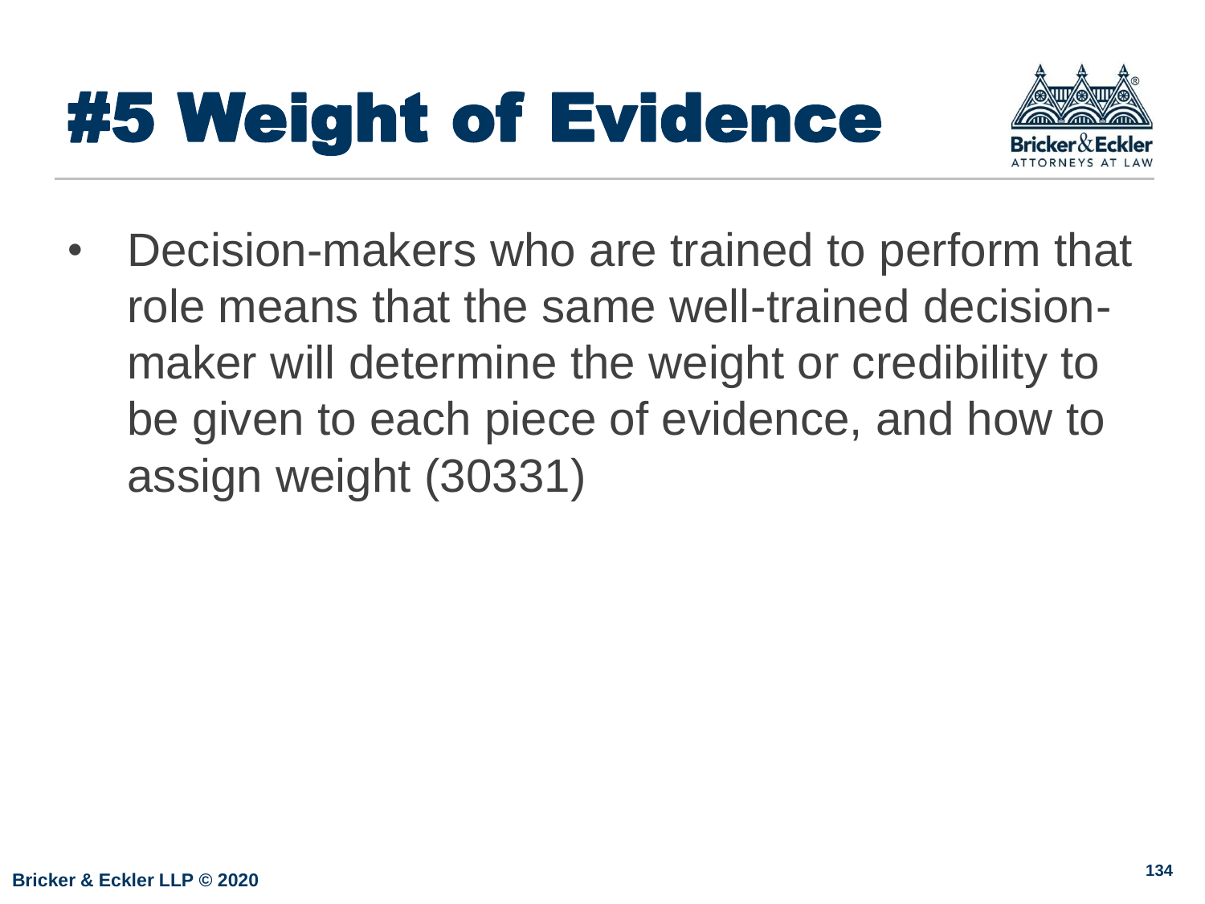# #5 Weight of Evidence

- Decision-makers who are trained to perform that role means that the same well-trained decision-maker will determine the weight or credibility to be given to each piece of evidence, and how to assign weight (30331)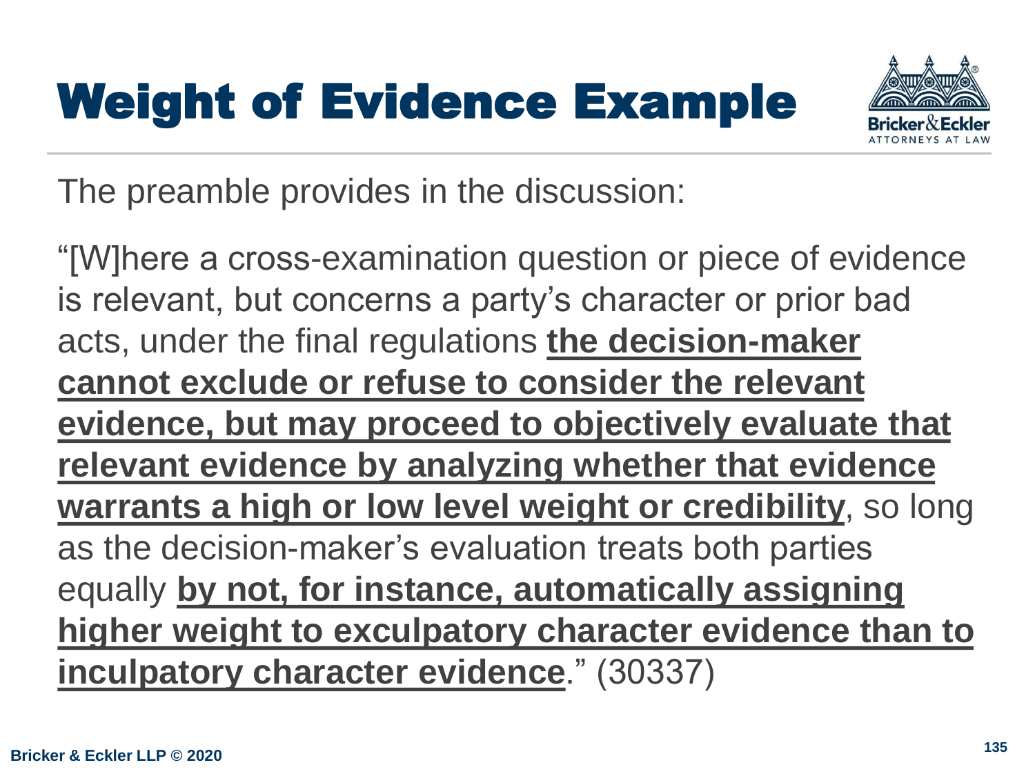# Weight of Evidence Example

The preamble provides in the discussion:

"[W]here a cross-examination question or piece of evidence is relevant, but concerns a party's character or prior bad acts, under the final regulations **the decision-maker cannot exclude or refuse to consider the relevant evidence, but may proceed to objectively evaluate that relevant evidence by analyzing whether that evidence warrants a high or low level weight or credibility**, so long as the decision-maker's evaluation treats both parties equally **by not, for instance, automatically assigning higher weight to exculpatory character evidence than to inculpatory character evidence**." (30337)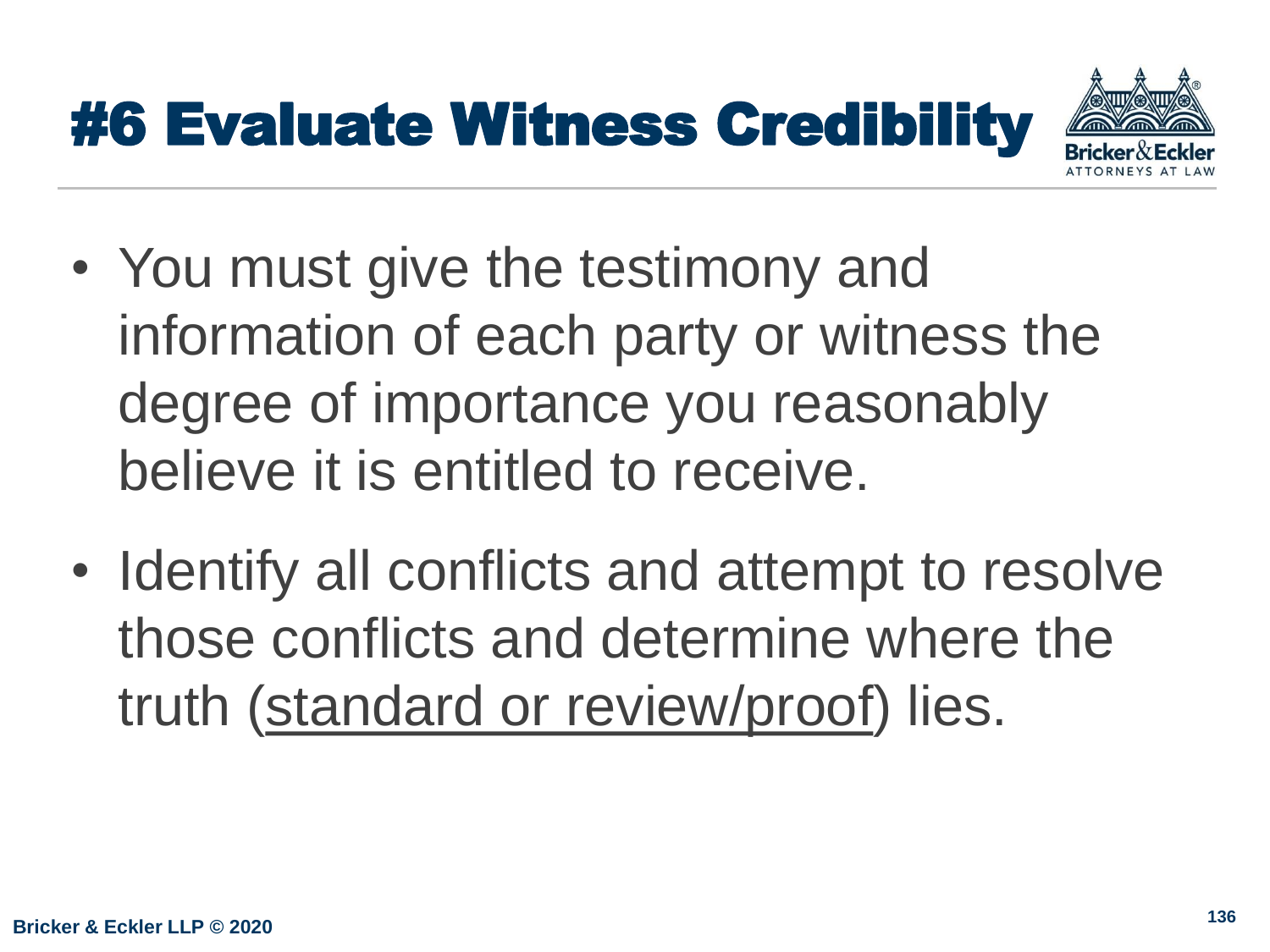# #6 Evaluate Witness Credibility

- You must give the testimony and information of each party or witness the degree of importance you reasonably believe it is entitled to receive.
- Identify all conflicts and attempt to resolve those conflicts and determine where the truth (<u>standard or review/proof</u>) lies.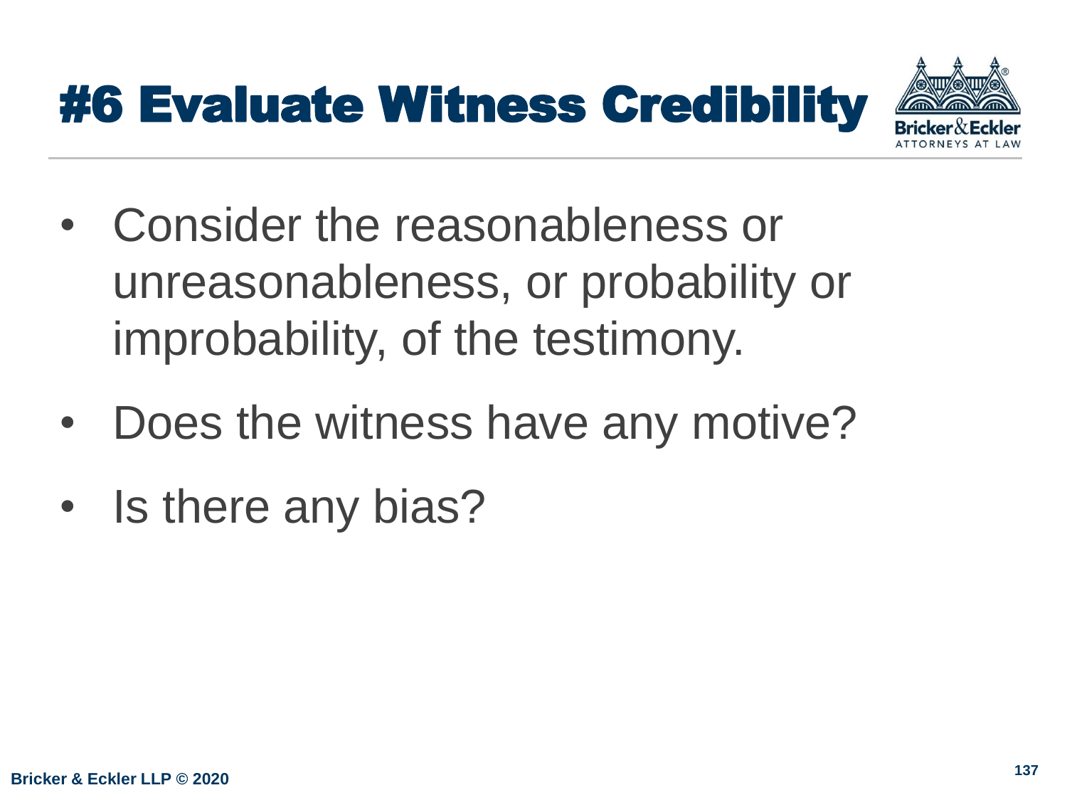# #6 Evaluate Witness Credibility

- Consider the reasonableness or unreasonableness, or probability or improbability, of the testimony.
- Does the witness have any motive?
- Is there any bias?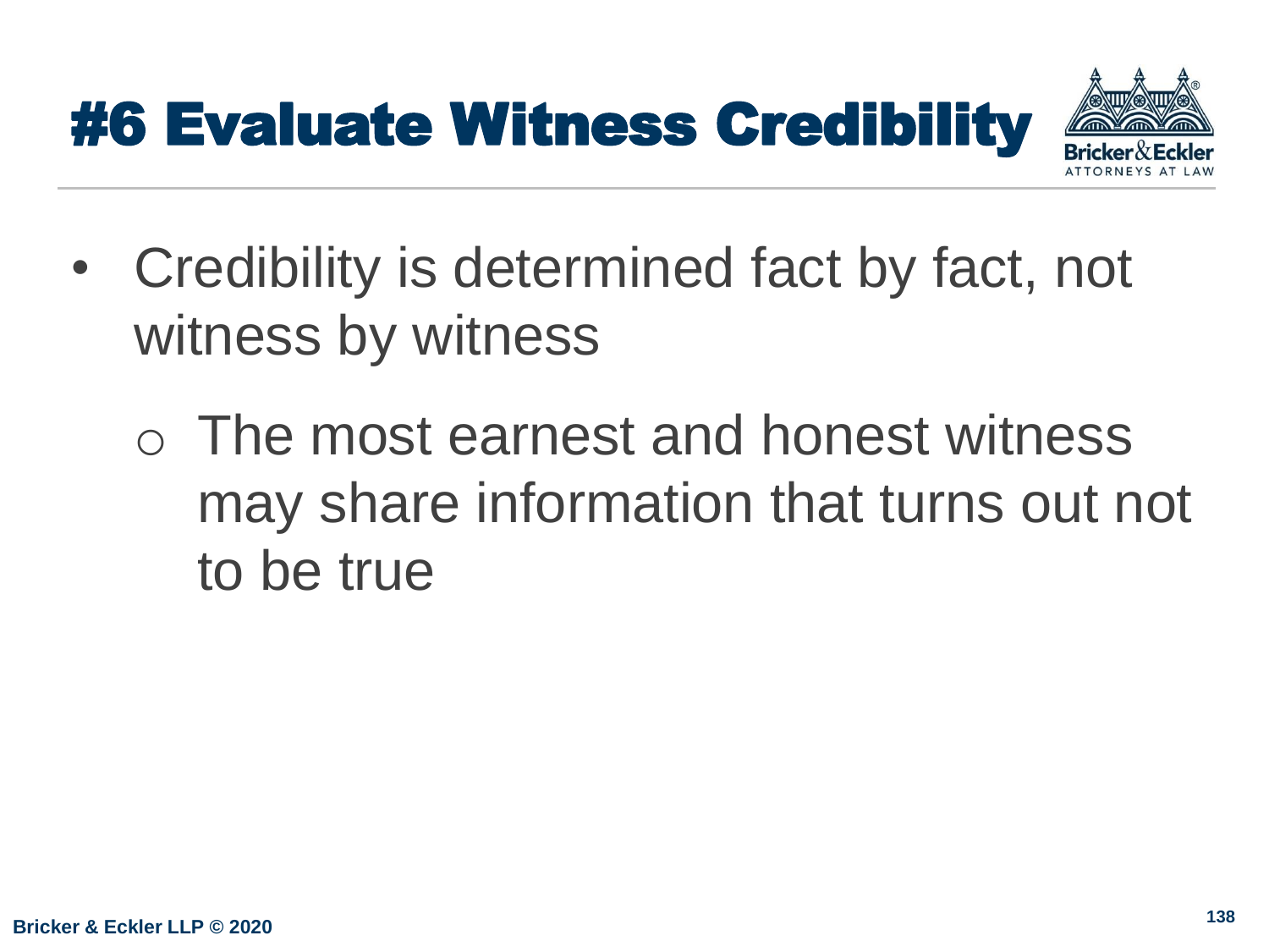# #6 Evaluate Witness Credibility

- Credibility is determined fact by fact, not witness by witness
  - The most earnest and honest witness may share information that turns out not to be true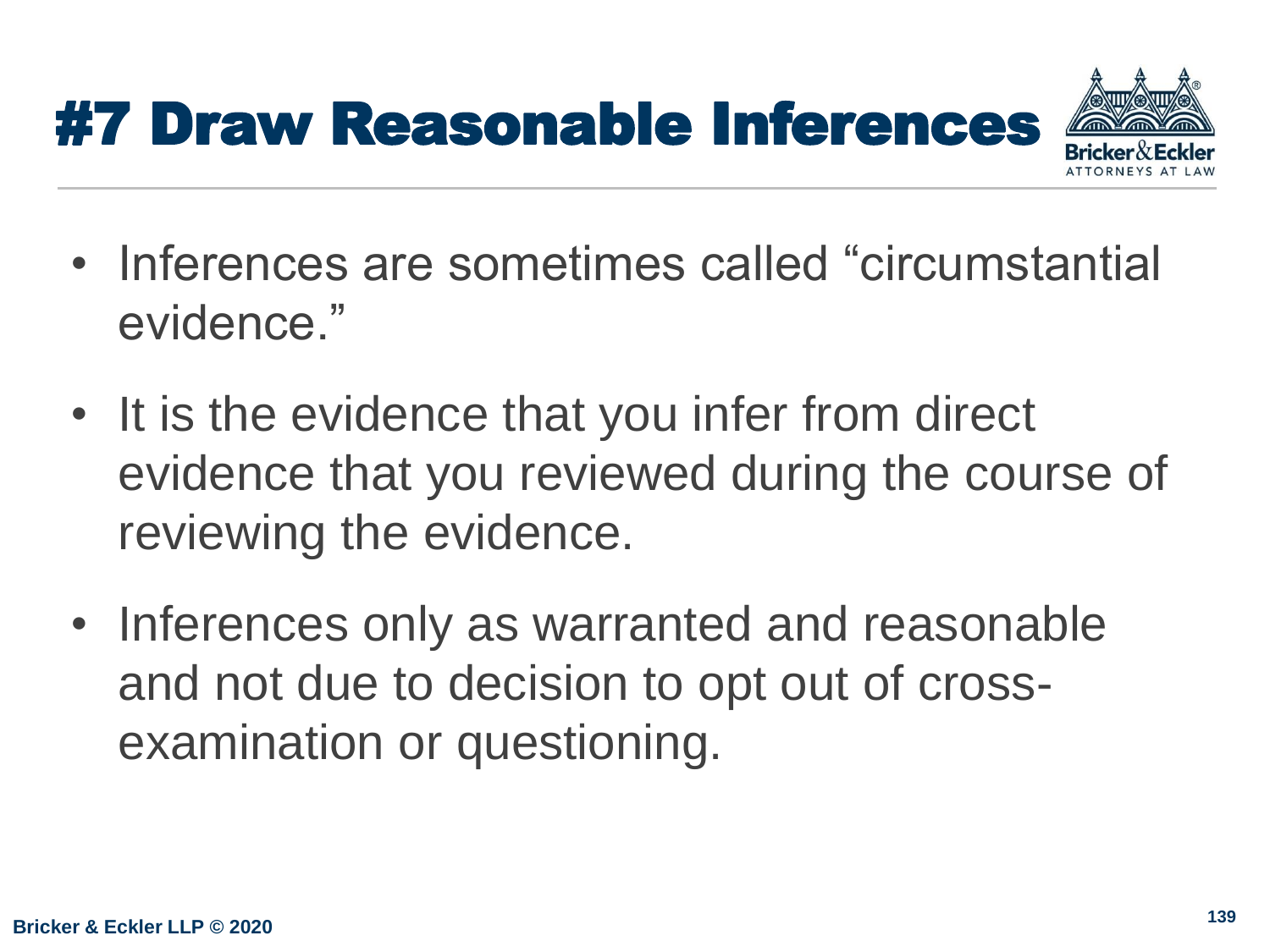# #7 Draw Reasonable Inferences

- Inferences are sometimes called "circumstantial evidence."
- It is the evidence that you infer from direct evidence that you reviewed during the course of reviewing the evidence.
- Inferences only as warranted and reasonable and not due to decision to opt out of cross-examination or questioning.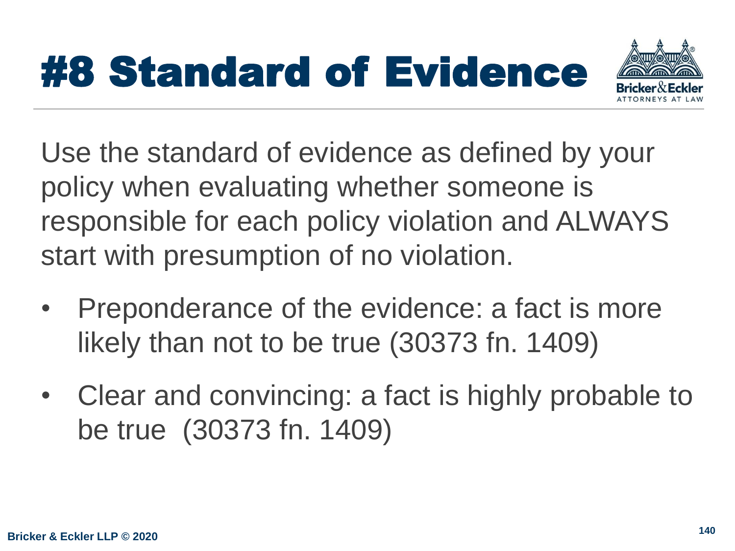# #8 Standard of Evidence

Use the standard of evidence as defined by your policy when evaluating whether someone is responsible for each policy violation and ALWAYS start with presumption of no violation.

- Preponderance of the evidence: a fact is more likely than not to be true (30373 fn. 1409)
- Clear and convincing: a fact is highly probable to be true (30373 fn. 1409)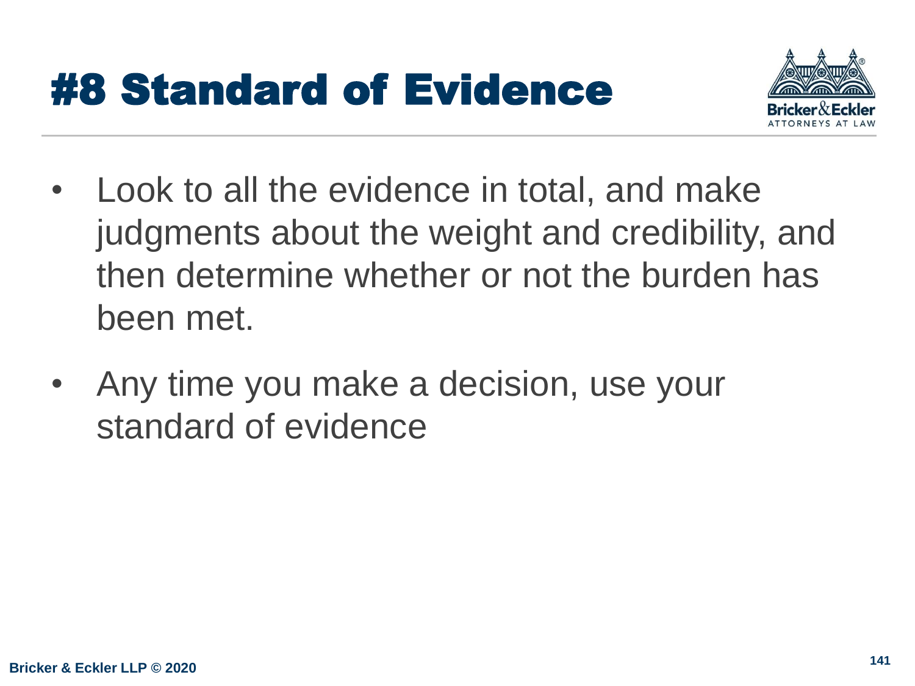# #8 Standard of Evidence

- Look to all the evidence in total, and make judgments about the weight and credibility, and then determine whether or not the burden has been met.
- Any time you make a decision, use your standard of evidence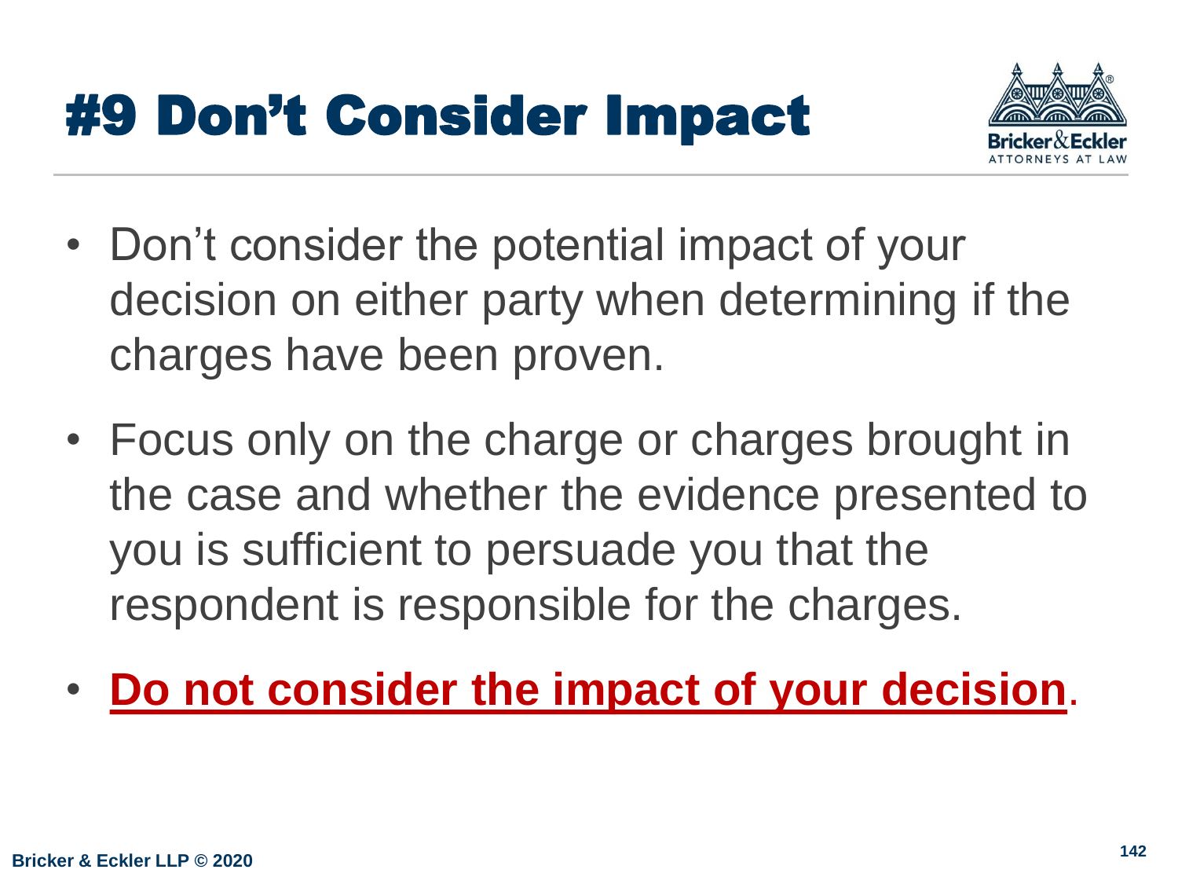# #9 Don't Consider Impact

- Don't consider the potential impact of your decision on either party when determining if the charges have been proven.
- Focus only on the charge or charges brought in the case and whether the evidence presented to you is sufficient to persuade you that the respondent is responsible for the charges.
- **Do not consider the impact of your decision**.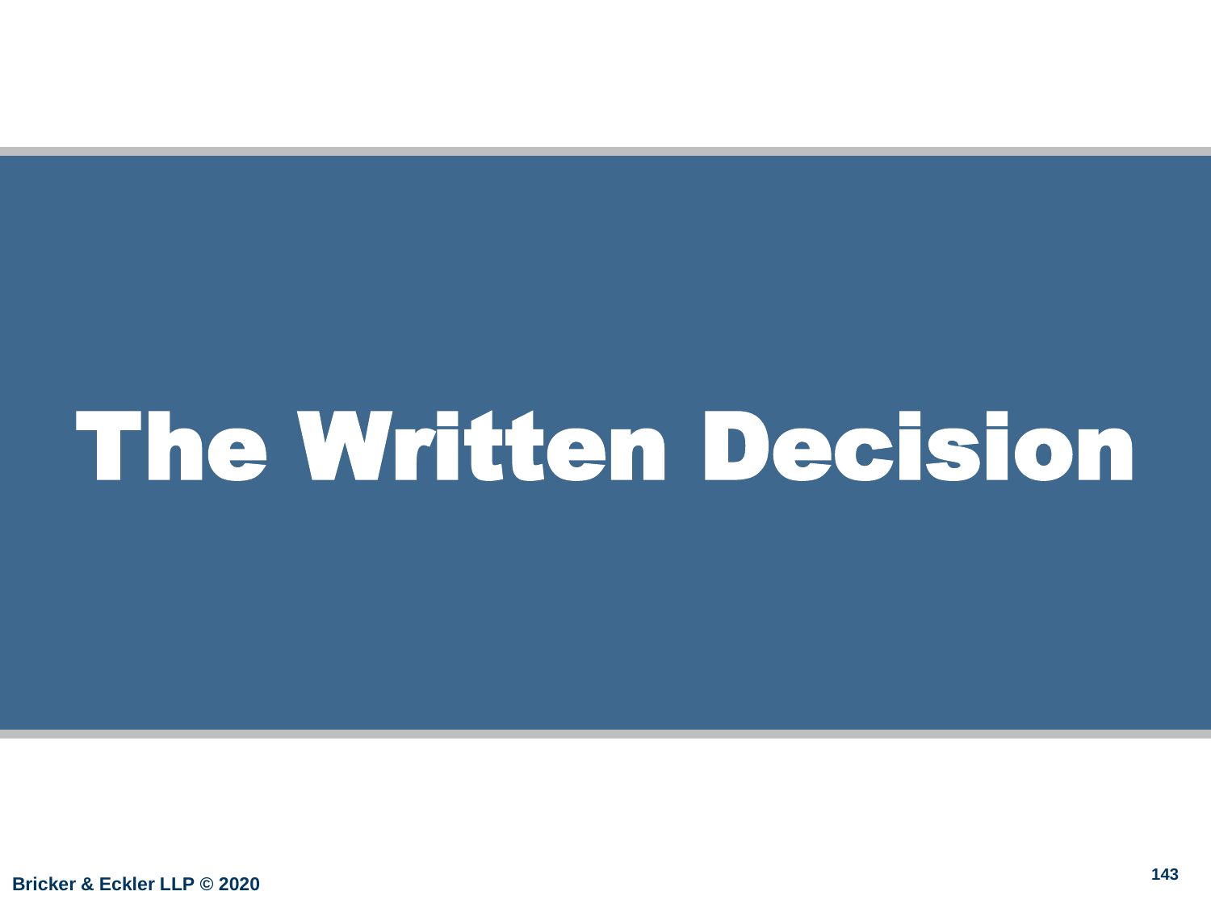# The Written Decision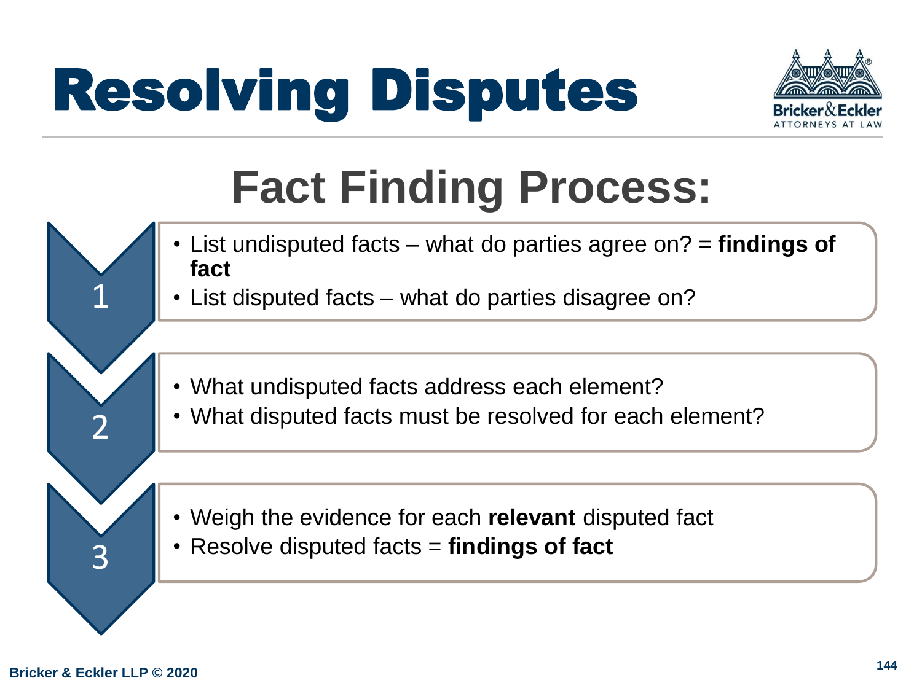# Resolving Disputes

## Fact Finding Process:

**1**

- List undisputed facts – what do parties agree on? = **findings of fact**
- List disputed facts – what do parties disagree on?

**2**

- What undisputed facts address each element?
- What disputed facts must be resolved for each element?

**3**

- Weigh the evidence for each **relevant** disputed fact
- Resolve disputed facts = **findings of fact**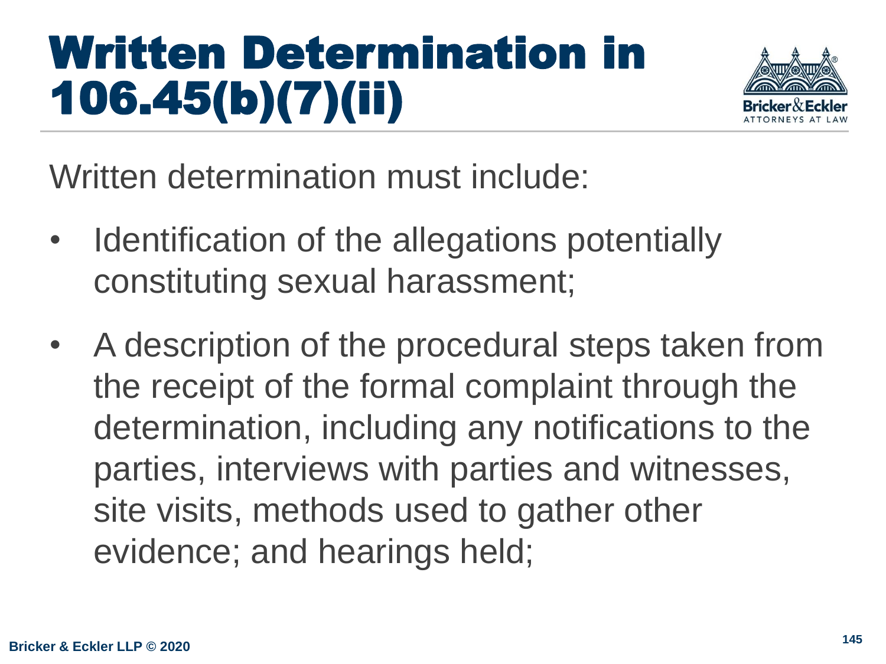# Written Determination in 106.45(b)(7)(ii)

Written determination must include:

- Identification of the allegations potentially constituting sexual harassment;
- A description of the procedural steps taken from the receipt of the formal complaint through the determination, including any notifications to the parties, interviews with parties and witnesses, site visits, methods used to gather other evidence; and hearings held;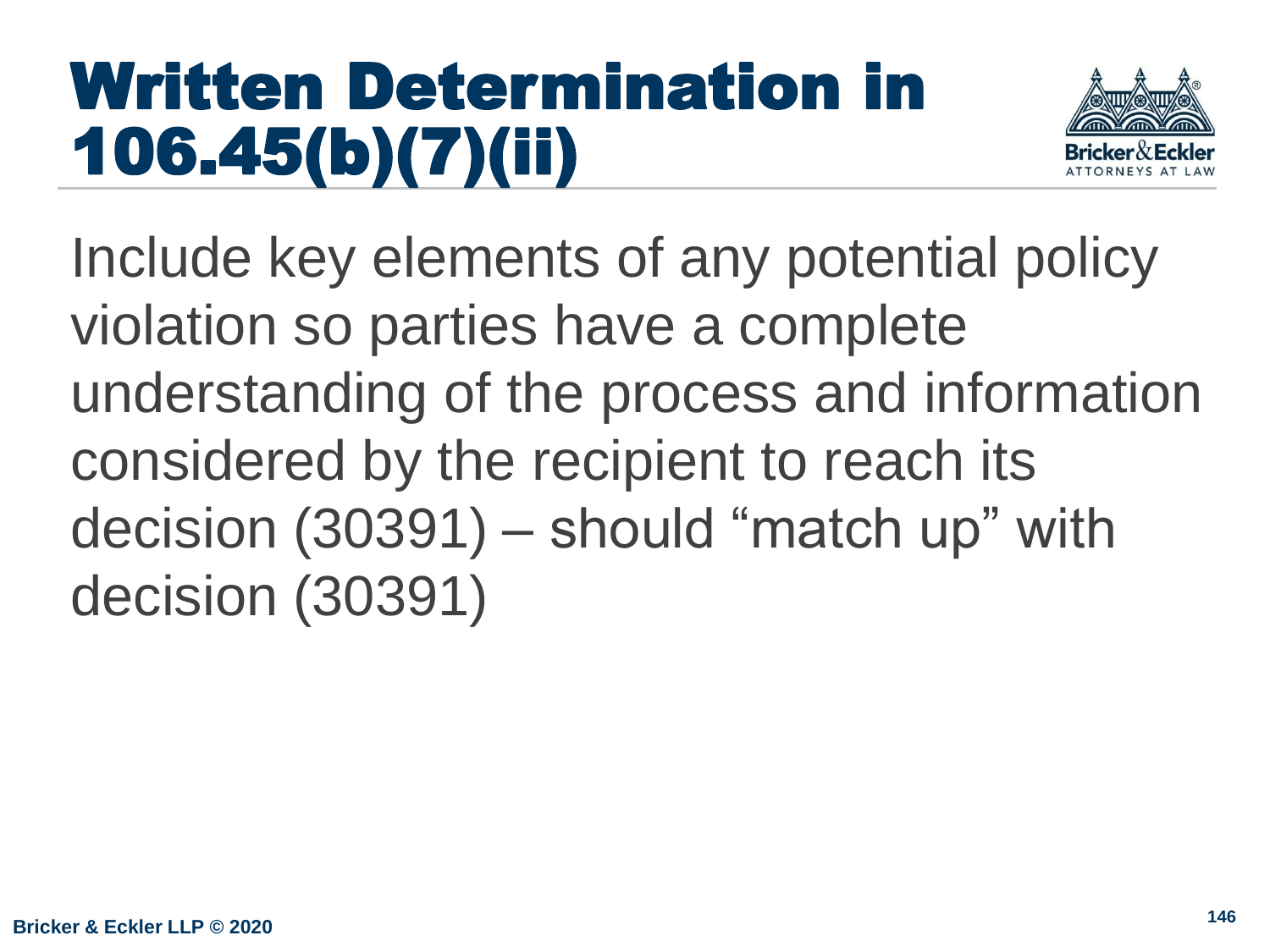# Written Determination in 106.45(b)(7)(ii)

Include key elements of any potential policy violation so parties have a complete understanding of the process and information considered by the recipient to reach its decision (30391) – should "match up" with decision (30391)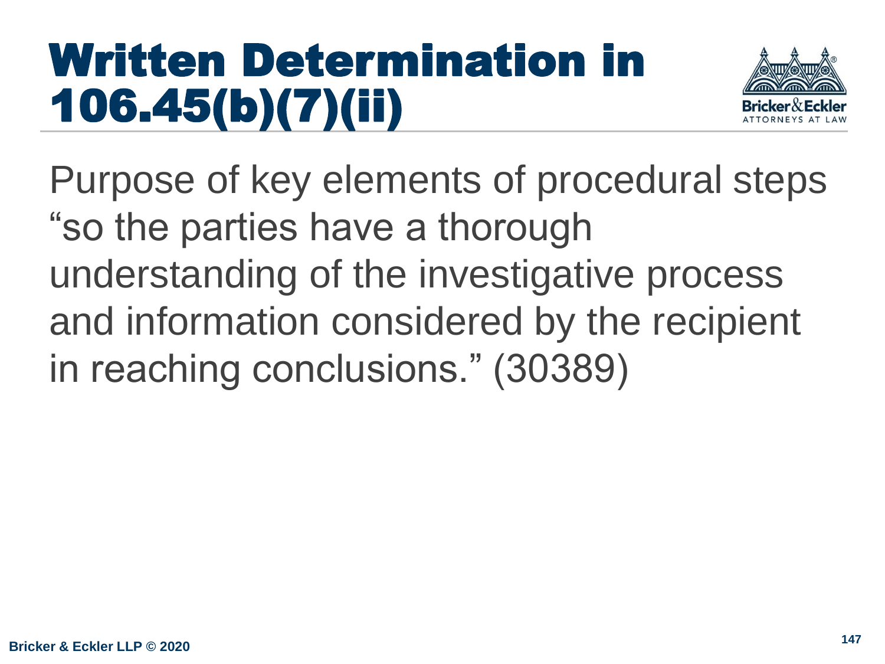# Written Determination in 106.45(b)(7)(ii)

Purpose of key elements of procedural steps "so the parties have a thorough understanding of the investigative process and information considered by the recipient in reaching conclusions." (30389)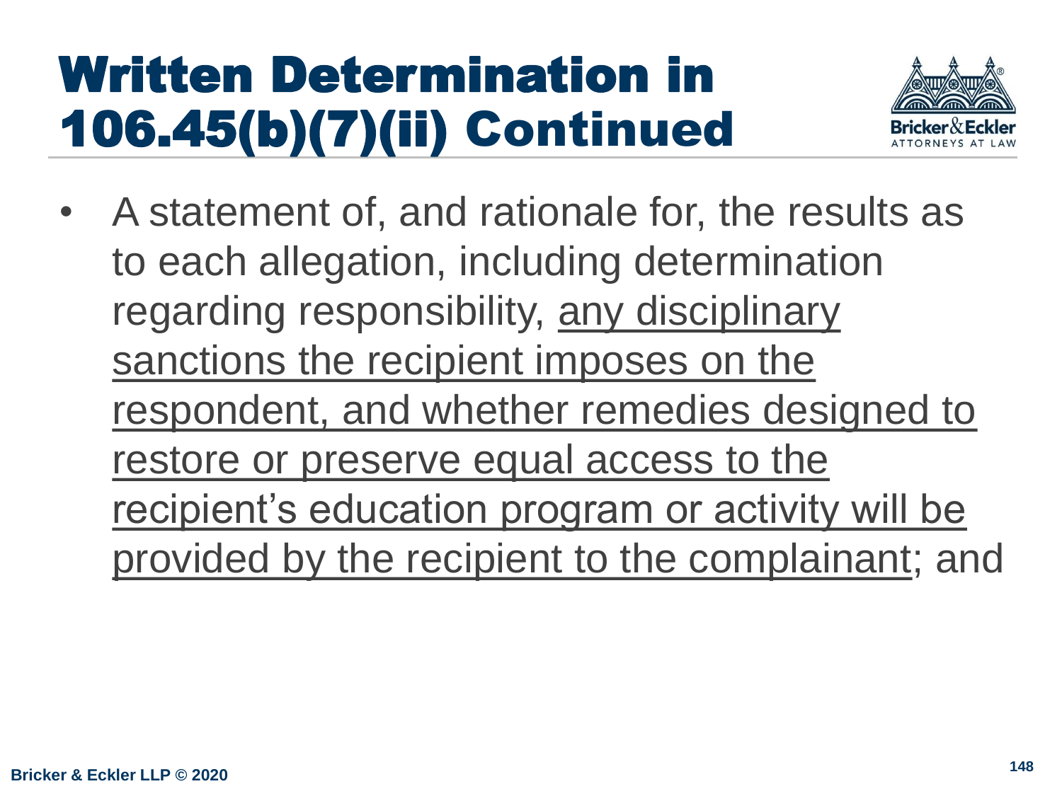# Written Determination in 106.45(b)(7)(ii) Continued

- A statement of, and rationale for, the results as to each allegation, including determination regarding responsibility, <u>any disciplinary sanctions the recipient imposes on the respondent, and whether remedies designed to restore or preserve equal access to the recipient's education program or activity will be provided by the recipient to the complainant</u>; and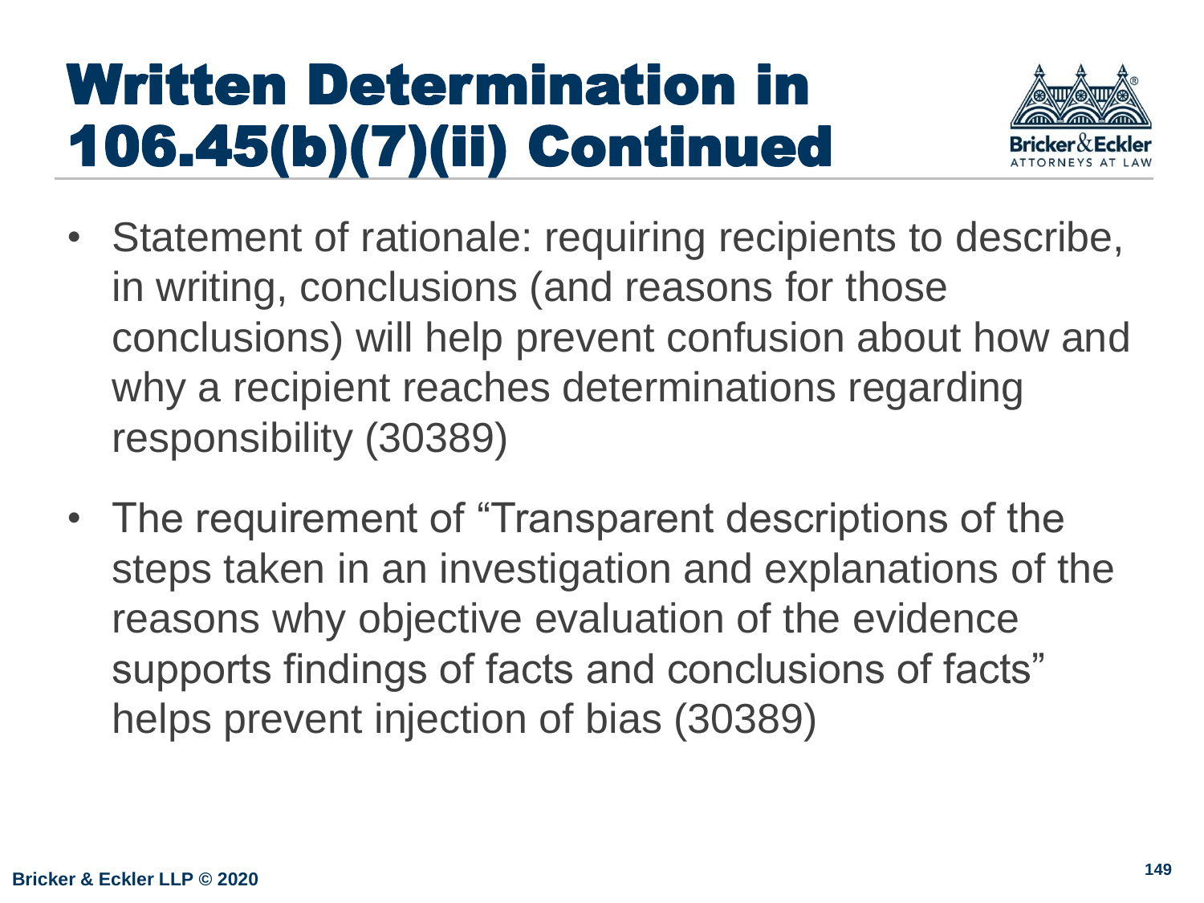# Written Determination in 106.45(b)(7)(ii) Continued

- Statement of rationale: requiring recipients to describe, in writing, conclusions (and reasons for those conclusions) will help prevent confusion about how and why a recipient reaches determinations regarding responsibility (30389)
- The requirement of "Transparent descriptions of the steps taken in an investigation and explanations of the reasons why objective evaluation of the evidence supports findings of facts and conclusions of facts" helps prevent injection of bias (30389)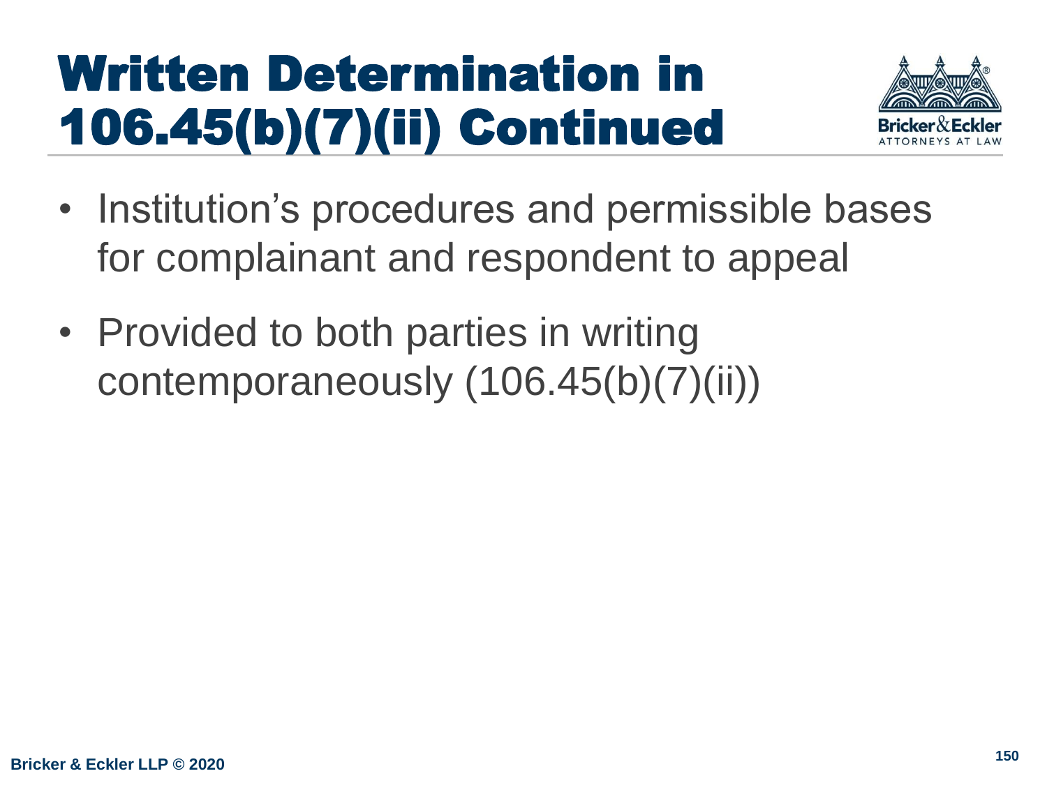# Written Determination in 106.45(b)(7)(ii) Continued

- Institution's procedures and permissible bases for complainant and respondent to appeal
- Provided to both parties in writing contemporaneously (106.45(b)(7)(ii))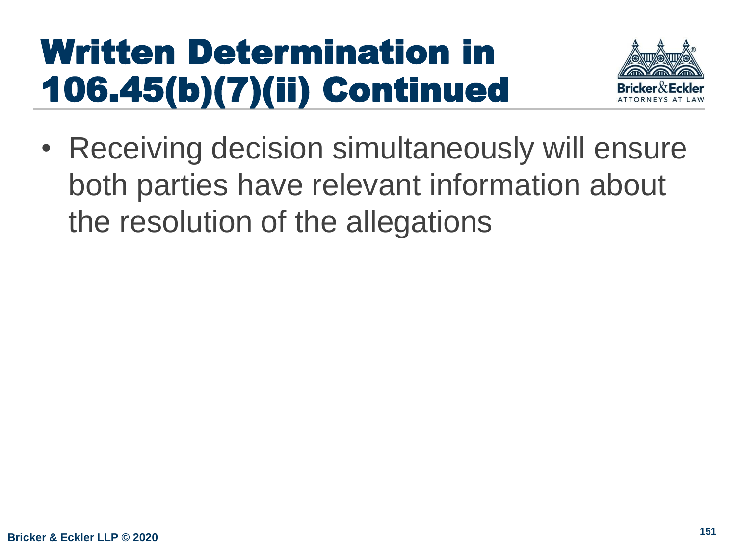# Written Determination in 106.45(b)(7)(ii) Continued

- Receiving decision simultaneously will ensure both parties have relevant information about the resolution of the allegations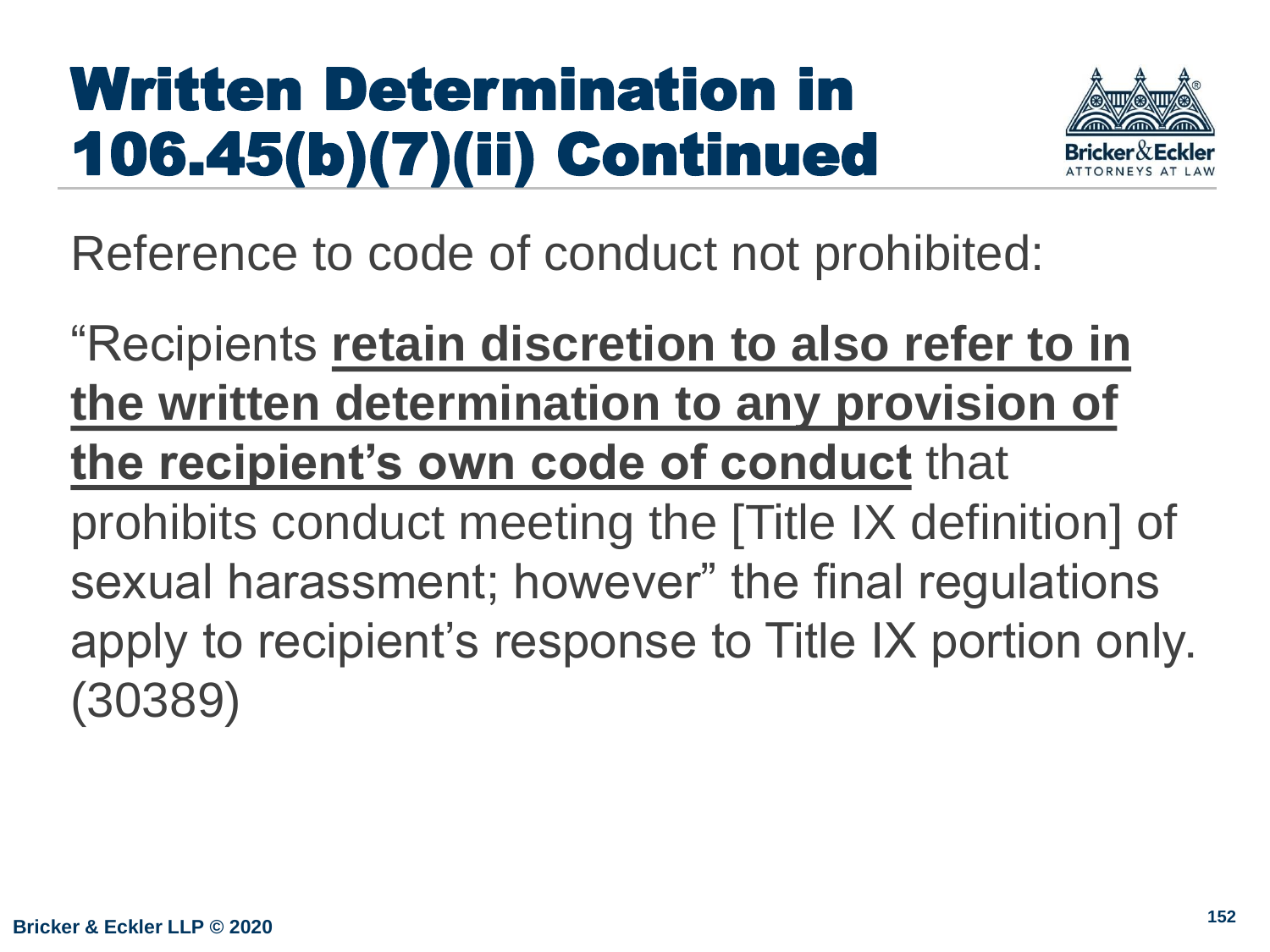# Written Determination in 106.45(b)(7)(ii) Continued

Reference to code of conduct not prohibited:

"Recipients **retain discretion to also refer to in the written determination to any provision of the recipient's own code of conduct** that prohibits conduct meeting the [Title IX definition] of sexual harassment; however" the final regulations apply to recipient's response to Title IX portion only. (30389)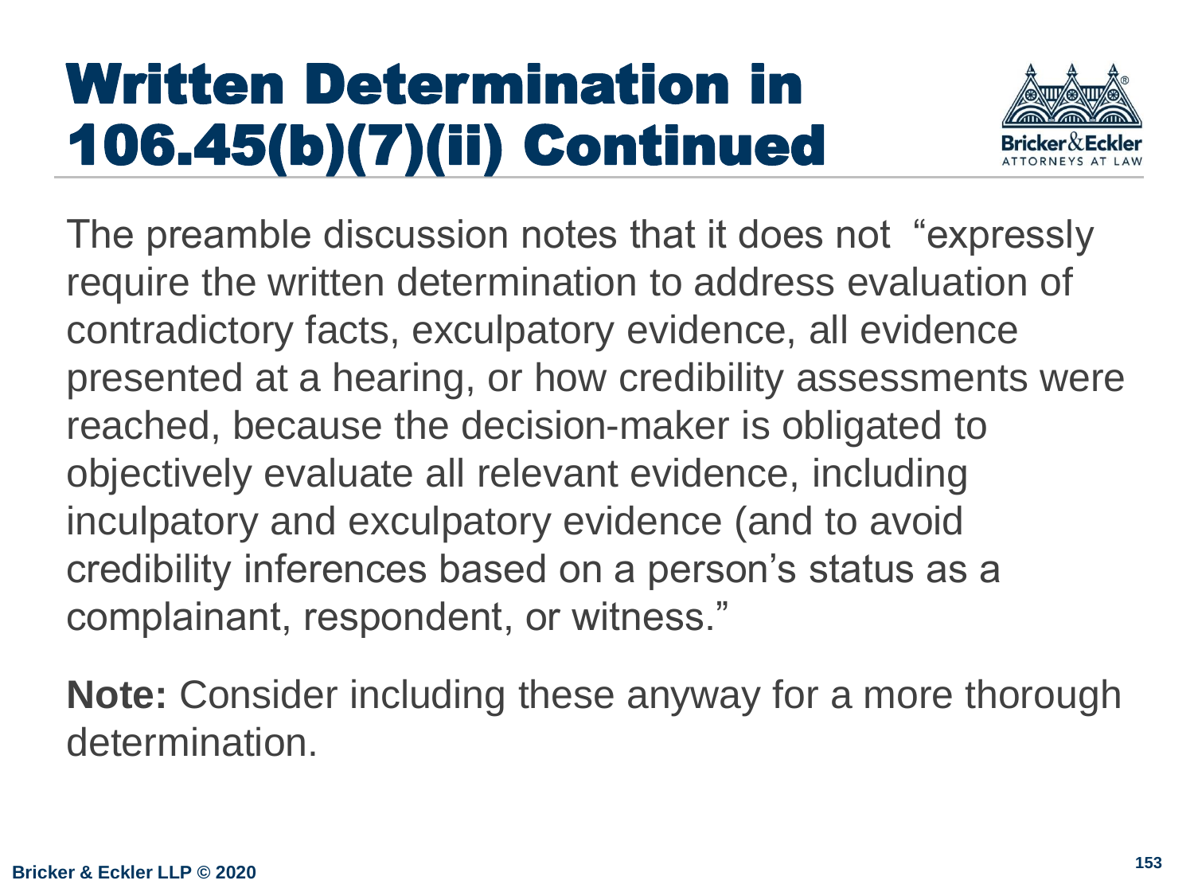# Written Determination in 106.45(b)(7)(ii) Continued

The preamble discussion notes that it does not "expressly require the written determination to address evaluation of contradictory facts, exculpatory evidence, all evidence presented at a hearing, or how credibility assessments were reached, because the decision-maker is obligated to objectively evaluate all relevant evidence, including inculpatory and exculpatory evidence (and to avoid credibility inferences based on a person's status as a complainant, respondent, or witness."

**Note:** Consider including these anyway for a more thorough determination.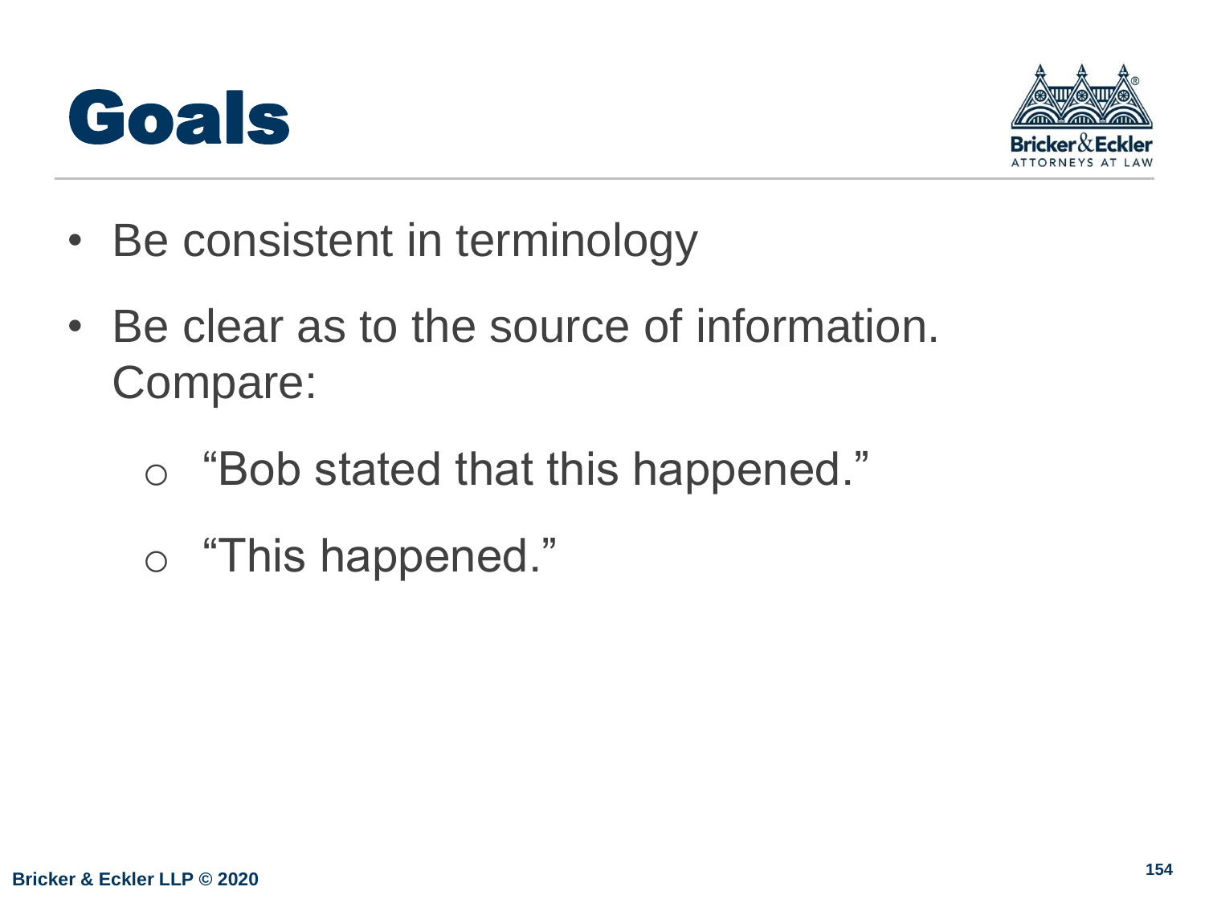# Goals

- Be consistent in terminology
- Be clear as to the source of information. Compare:
  - "Bob stated that this happened."
  - "This happened."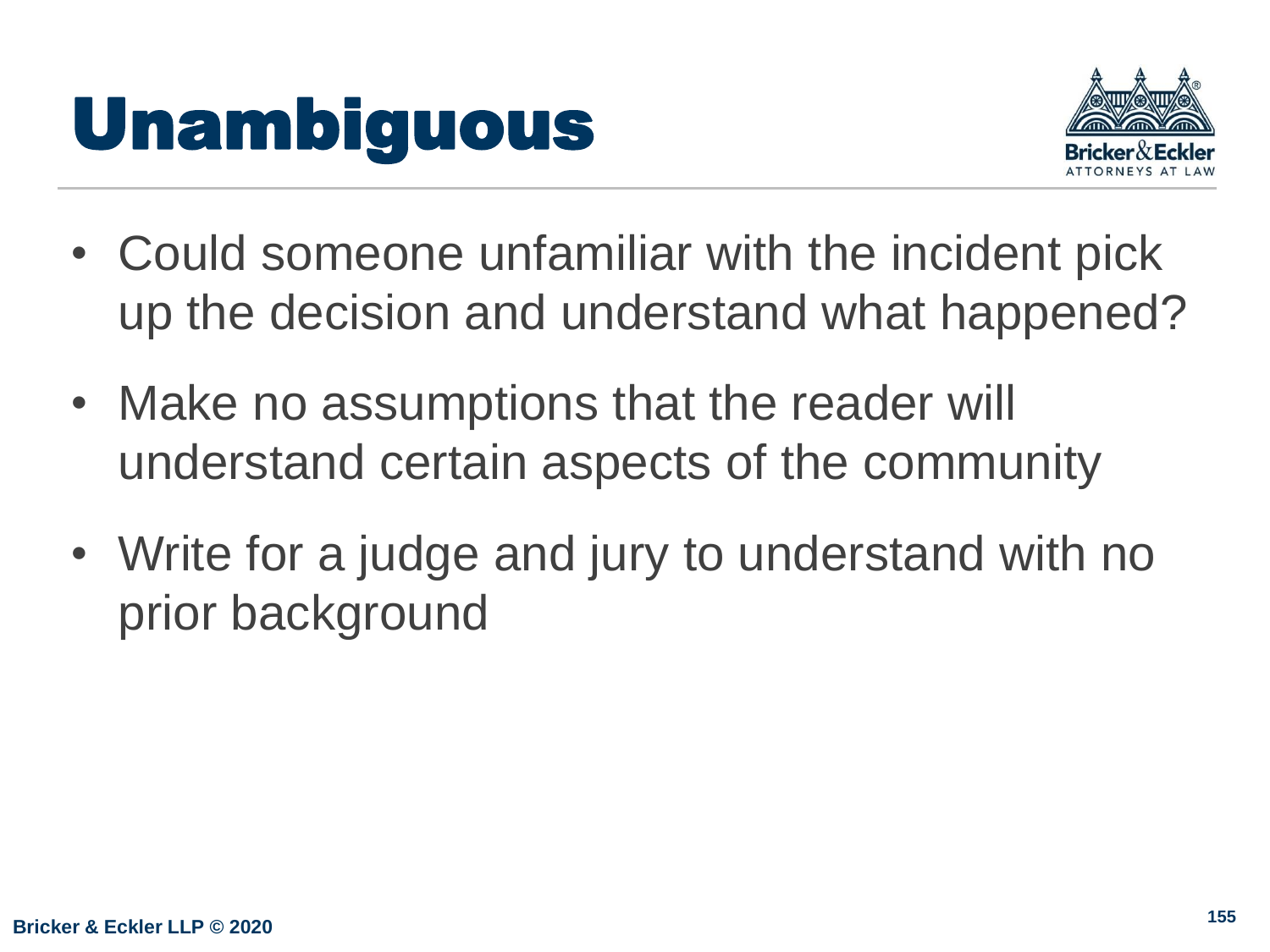# Unambiguous

- Could someone unfamiliar with the incident pick up the decision and understand what happened?
- Make no assumptions that the reader will understand certain aspects of the community
- Write for a judge and jury to understand with no prior background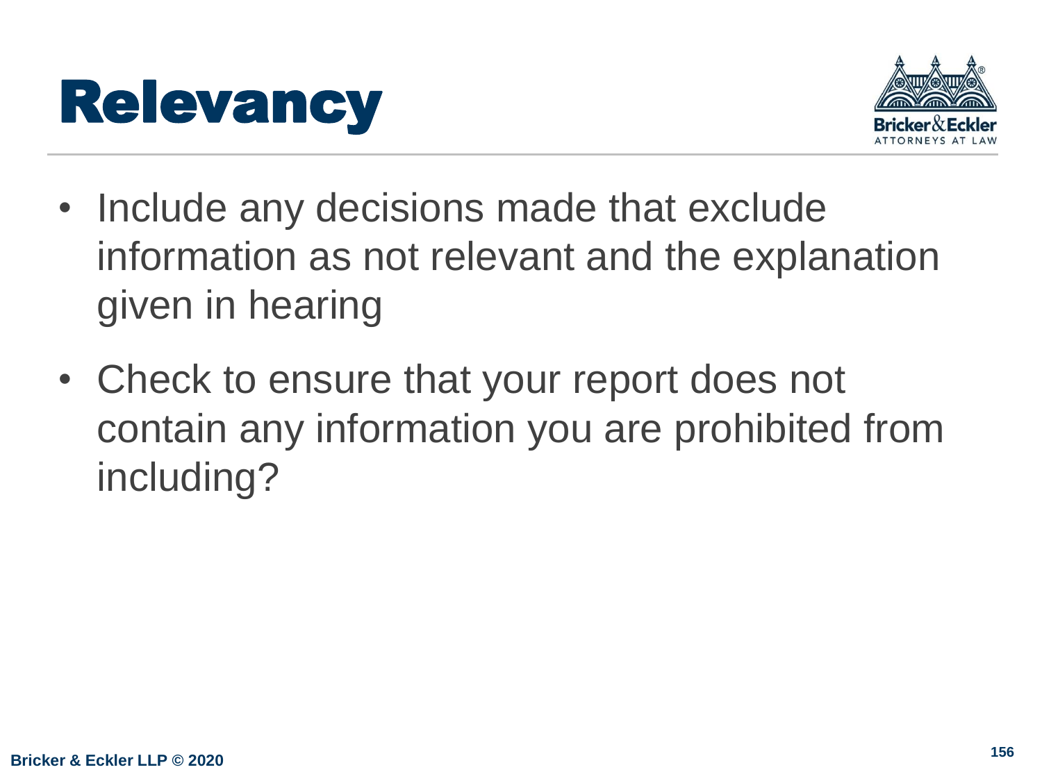# Relevancy

- Include any decisions made that exclude information as not relevant and the explanation given in hearing
- Check to ensure that your report does not contain any information you are prohibited from including?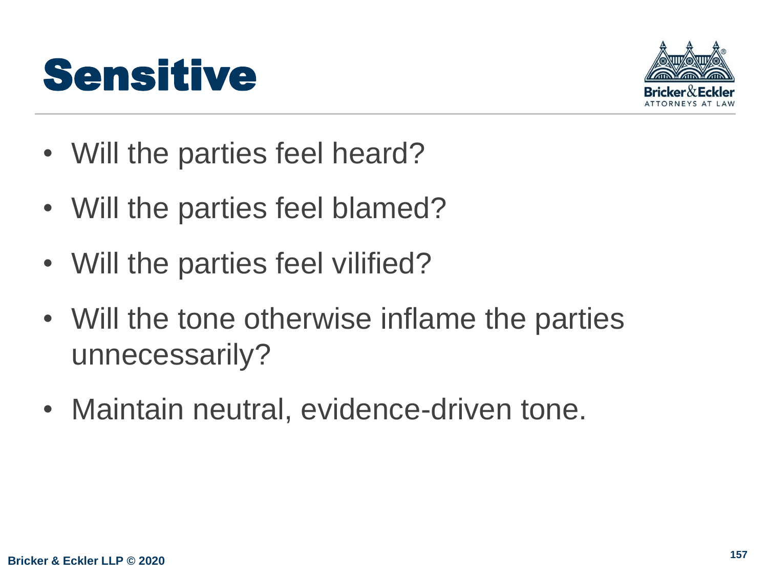# Sensitive

- Will the parties feel heard?
- Will the parties feel blamed?
- Will the parties feel vilified?
- Will the tone otherwise inflame the parties unnecessarily?
- Maintain neutral, evidence-driven tone.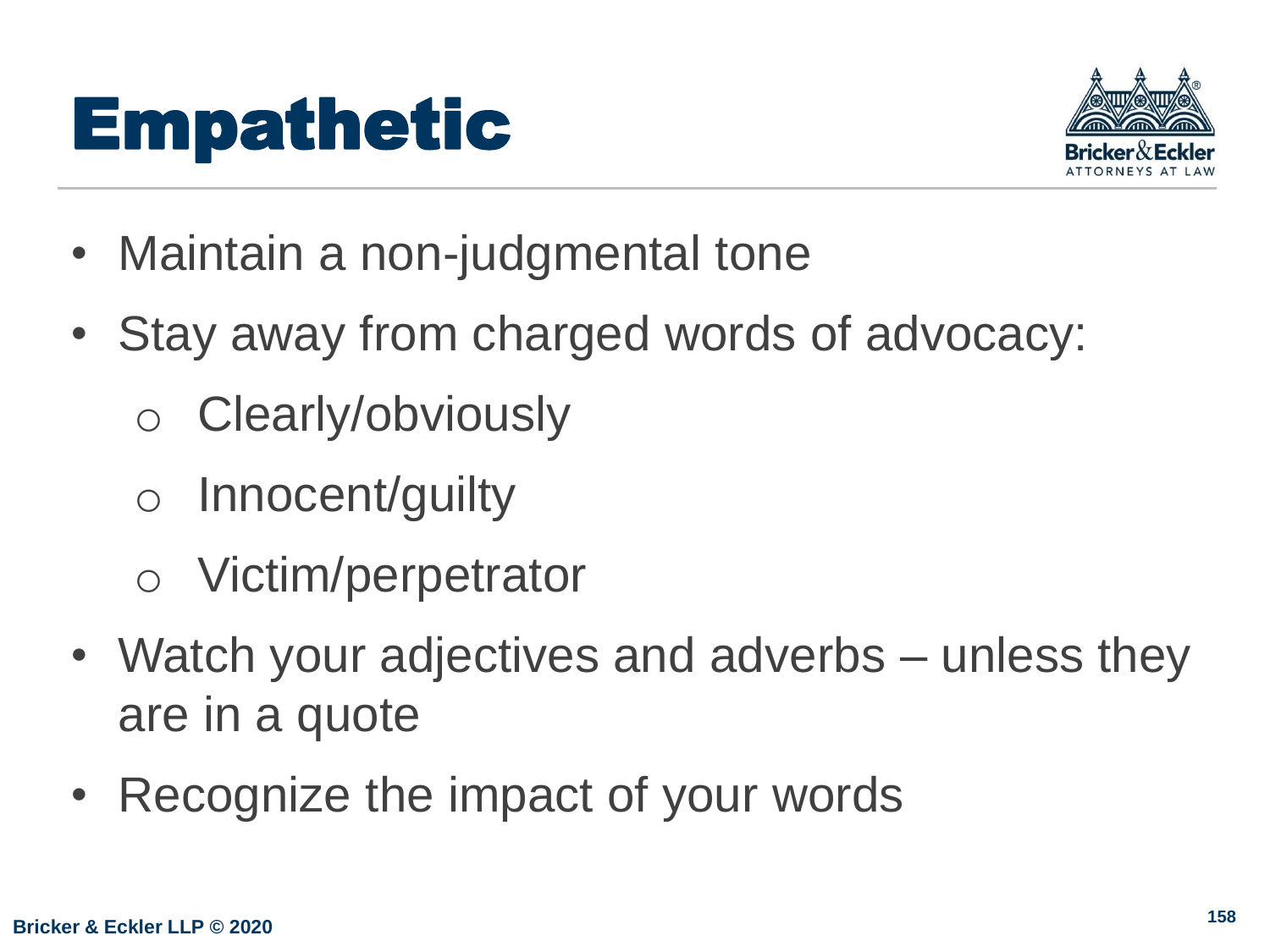# Empathetic

- Maintain a non-judgmental tone
- Stay away from charged words of advocacy:
  - Clearly/obviously
  - Innocent/guilty
  - Victim/perpetrator
- Watch your adjectives and adverbs – unless they are in a quote
- Recognize the impact of your words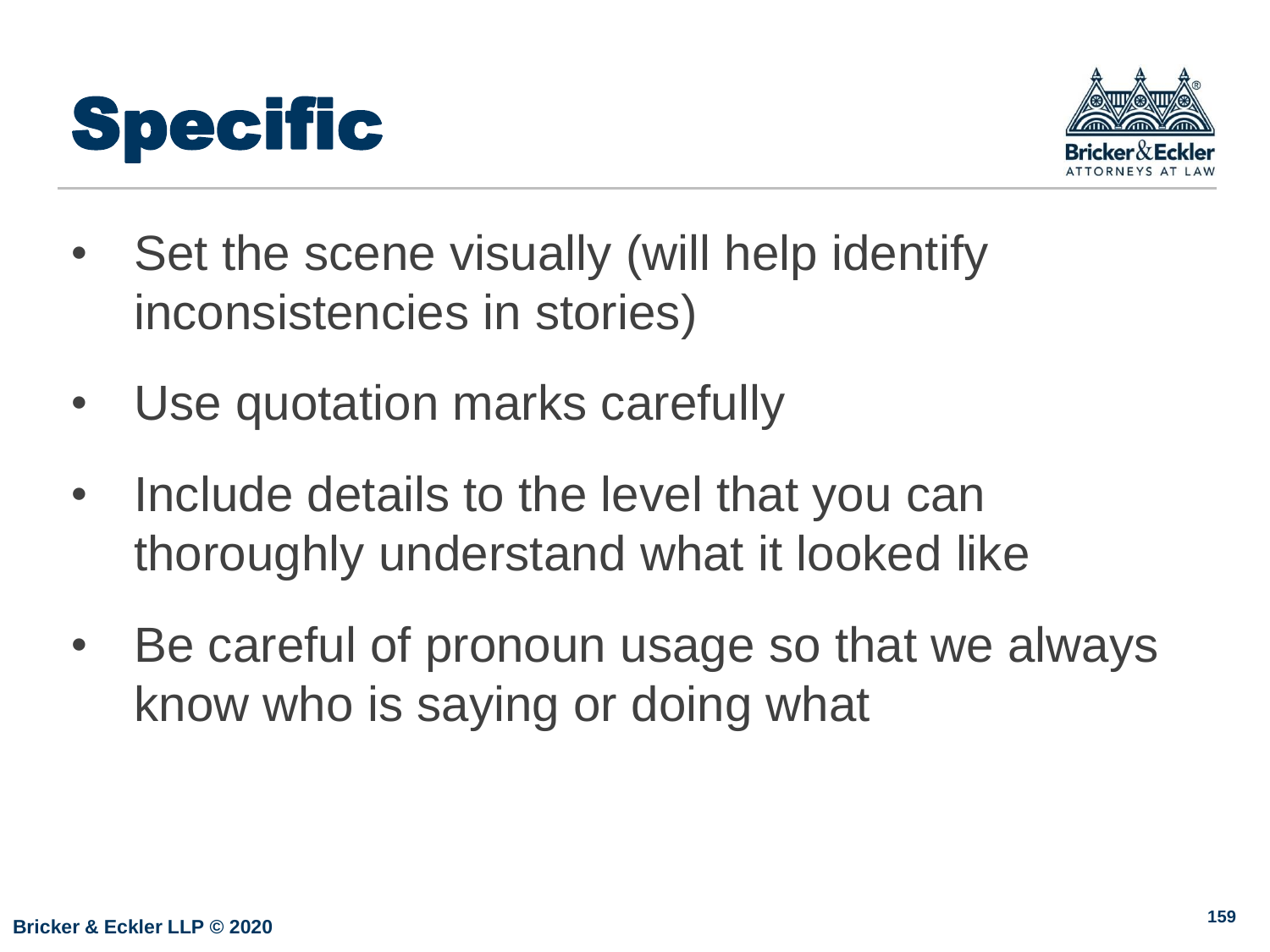# Specific

- Set the scene visually (will help identify inconsistencies in stories)
- Use quotation marks carefully
- Include details to the level that you can thoroughly understand what it looked like
- Be careful of pronoun usage so that we always know who is saying or doing what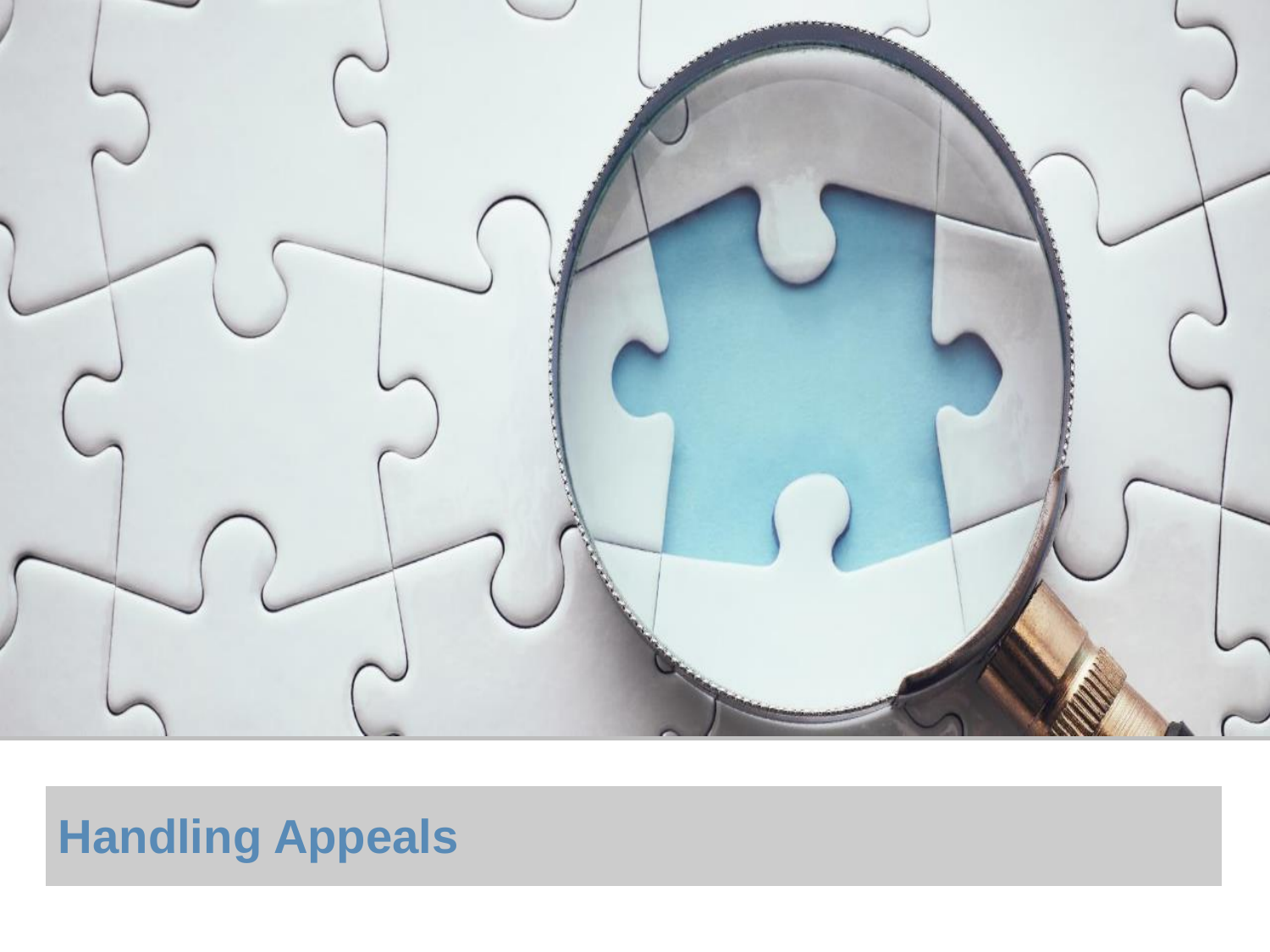# Handling Appeals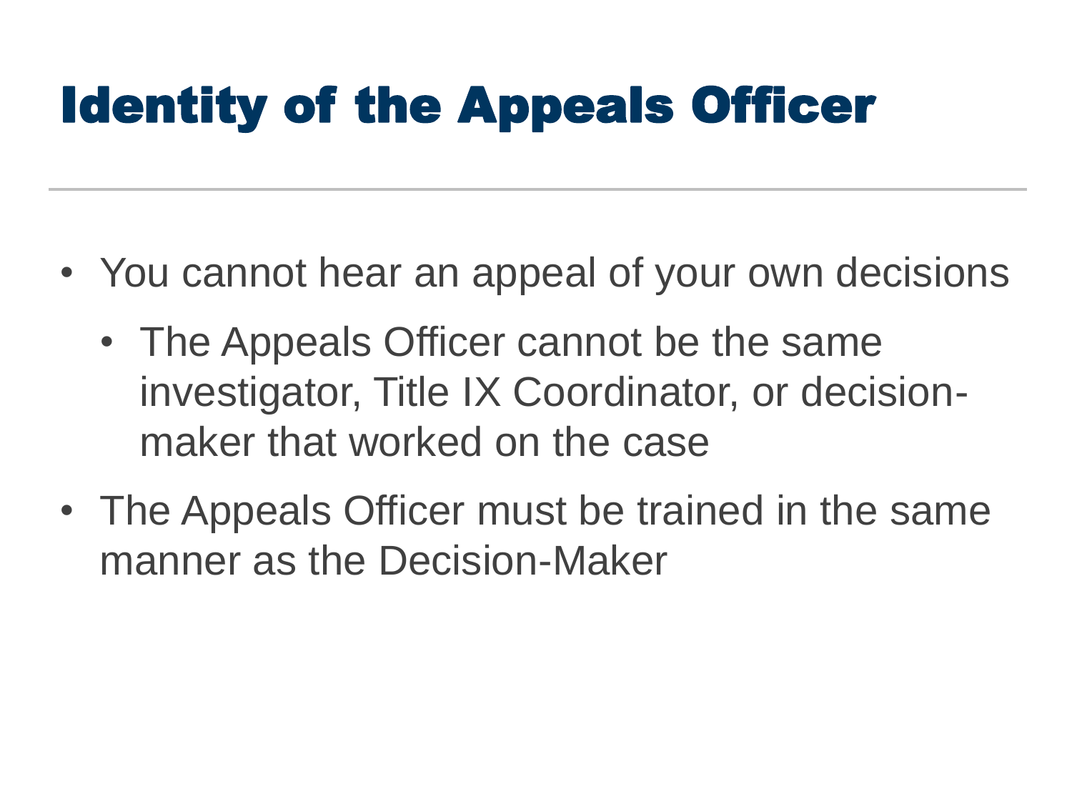# Identity of the Appeals Officer

- You cannot hear an appeal of your own decisions
  - The Appeals Officer cannot be the same investigator, Title IX Coordinator, or decision-maker that worked on the case
- The Appeals Officer must be trained in the same manner as the Decision-Maker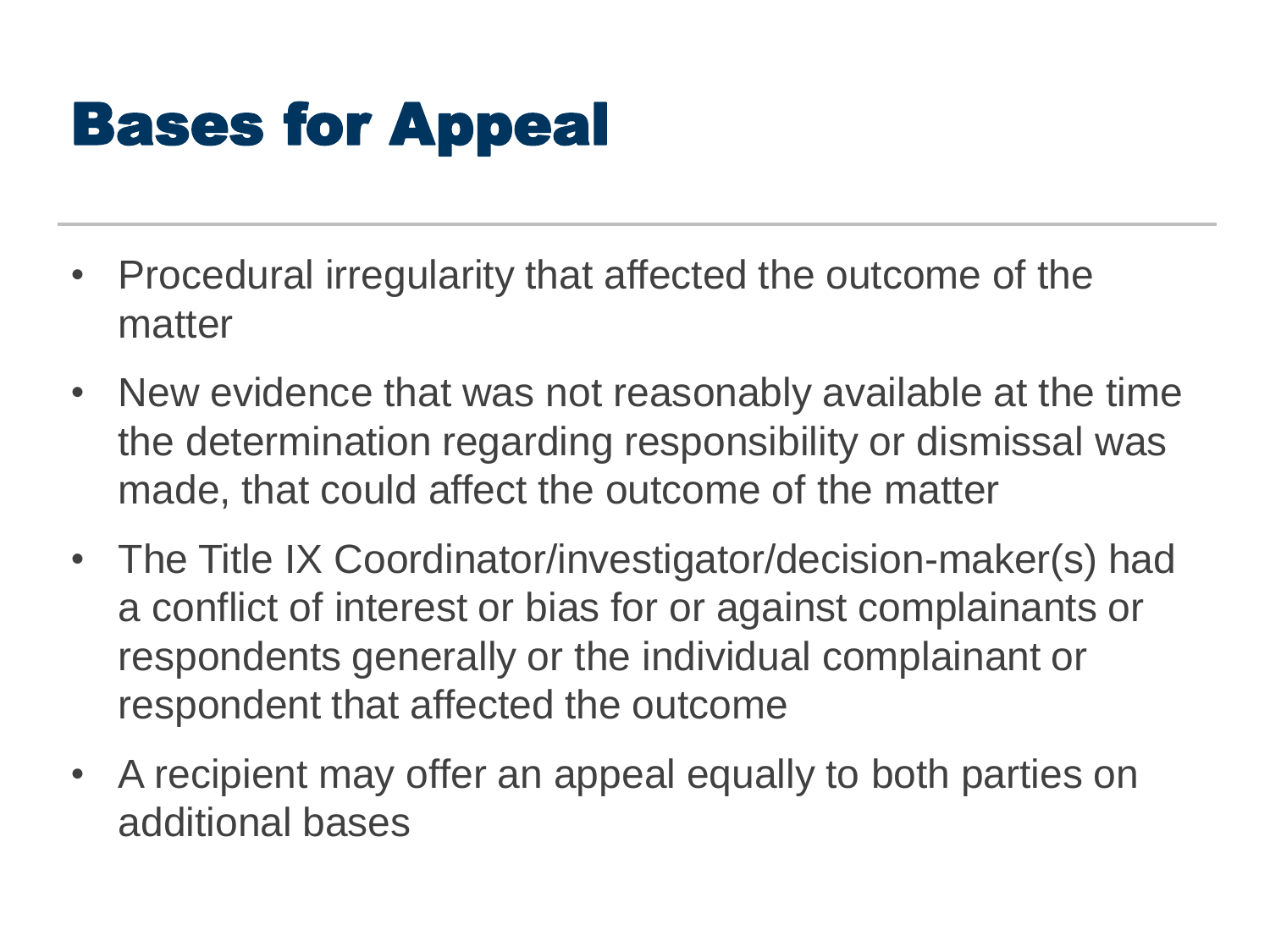# Bases for Appeal

- Procedural irregularity that affected the outcome of the matter
- New evidence that was not reasonably available at the time the determination regarding responsibility or dismissal was made, that could affect the outcome of the matter
- The Title IX Coordinator/investigator/decision-maker(s) had a conflict of interest or bias for or against complainants or respondents generally or the individual complainant or respondent that affected the outcome
- A recipient may offer an appeal equally to both parties on additional bases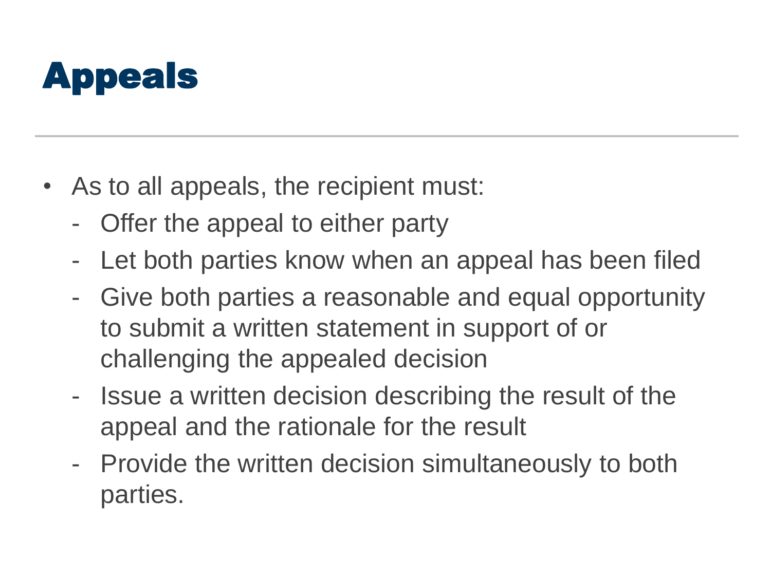# Appeals

- As to all appeals, the recipient must:
  - Offer the appeal to either party
  - Let both parties know when an appeal has been filed
  - Give both parties a reasonable and equal opportunity to submit a written statement in support of or challenging the appealed decision
  - Issue a written decision describing the result of the appeal and the rationale for the result
  - Provide the written decision simultaneously to both parties.